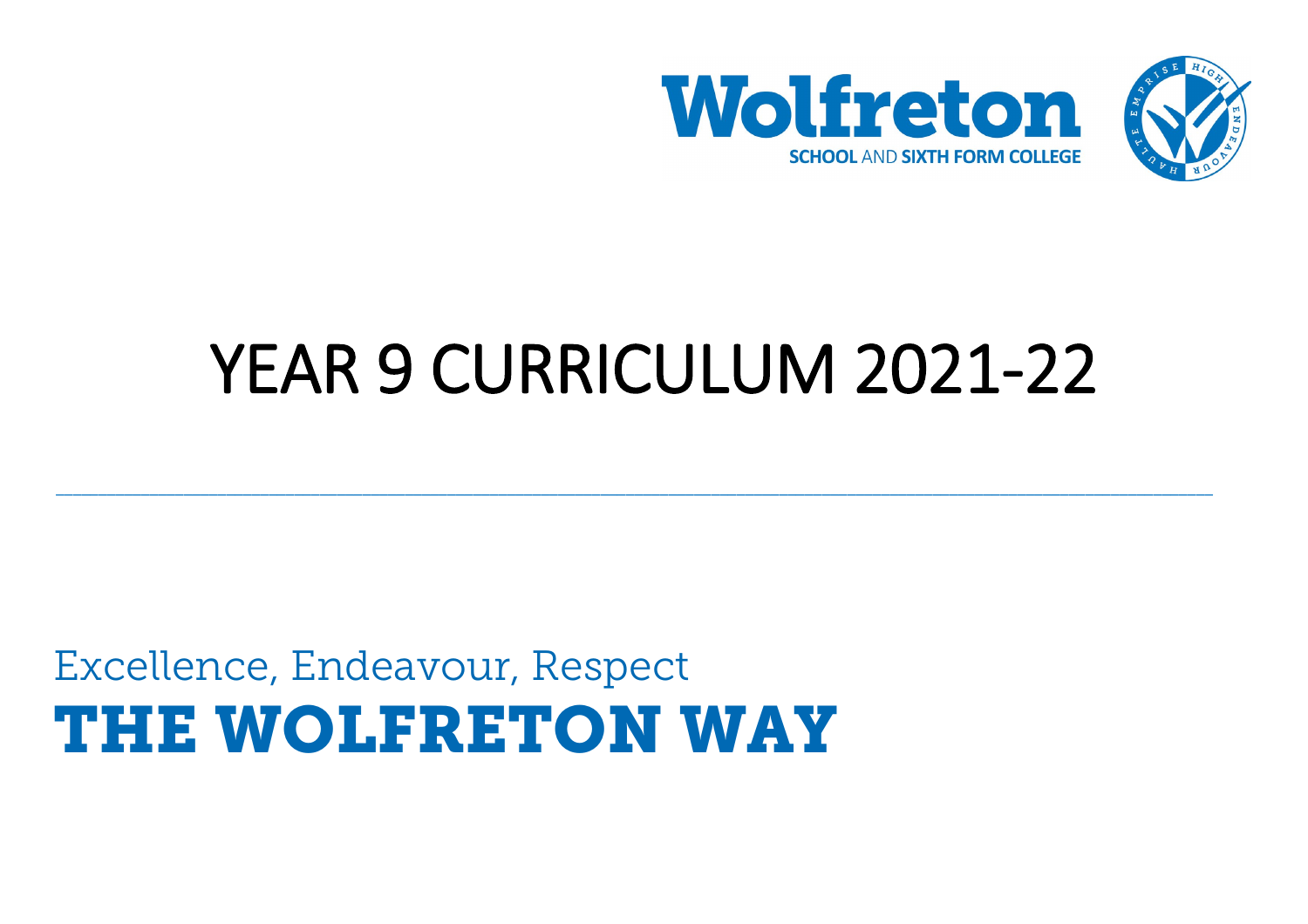**Wolfreton**

SCHOOL AND SIXTH FORM COLLEGE

# YEAR 9 CURRICULUM 2021-22

---

Excellence, Endeavour, Respect

**THE WOLFRETON WAY**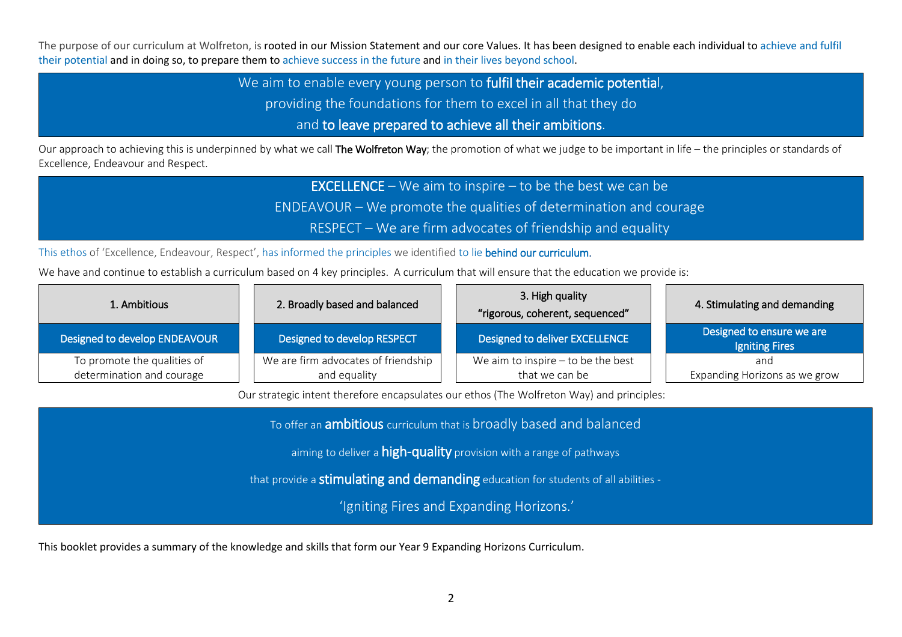The purpose of our curriculum at Wolfreton, is rooted in our Mission Statement and our core Values. It has been designed to enable each individual to achieve and fulfil their potential and in doing so, to prepare them to achieve success in the future and in their lives beyond school.

> We aim to enable every young person to **fulfil their academic potential**,
> providing the foundations for them to excel in all that they do
> and **to leave prepared to achieve all their ambitions**.

Our approach to achieving this is underpinned by what we call **The Wolfreton Way**; the promotion of what we judge to be important in life – the principles or standards of Excellence, Endeavour and Respect.

> **EXCELLENCE** – We aim to inspire – to be the best we can be
> ENDEAVOUR – We promote the qualities of determination and courage
> RESPECT – We are firm advocates of friendship and equality

This ethos of 'Excellence, Endeavour, Respect', has informed the principles we identified to lie **behind our curriculum.**

We have and continue to establish a curriculum based on 4 key principles. A curriculum that will ensure that the education we provide is:

| 1. Ambitious | 2. Broadly based and balanced | 3. High quality "rigorous, coherent, sequenced" | 4. Stimulating and demanding |
|---|---|---|---|
| Designed to develop ENDEAVOUR | Designed to develop RESPECT | Designed to deliver EXCELLENCE | Designed to ensure we are Igniting Fires |
| To promote the qualities of determination and courage | We are firm advocates of friendship and equality | We aim to inspire – to be the best that we can be | and Expanding Horizons as we grow |

Our strategic intent therefore encapsulates our ethos (The Wolfreton Way) and principles:

> To offer an **ambitious** curriculum that is broadly based and balanced
> aiming to deliver a **high-quality** provision with a range of pathways
> that provide a **stimulating and demanding** education for students of all abilities -
> 'Igniting Fires and Expanding Horizons.'

This booklet provides a summary of the knowledge and skills that form our Year 9 Expanding Horizons Curriculum.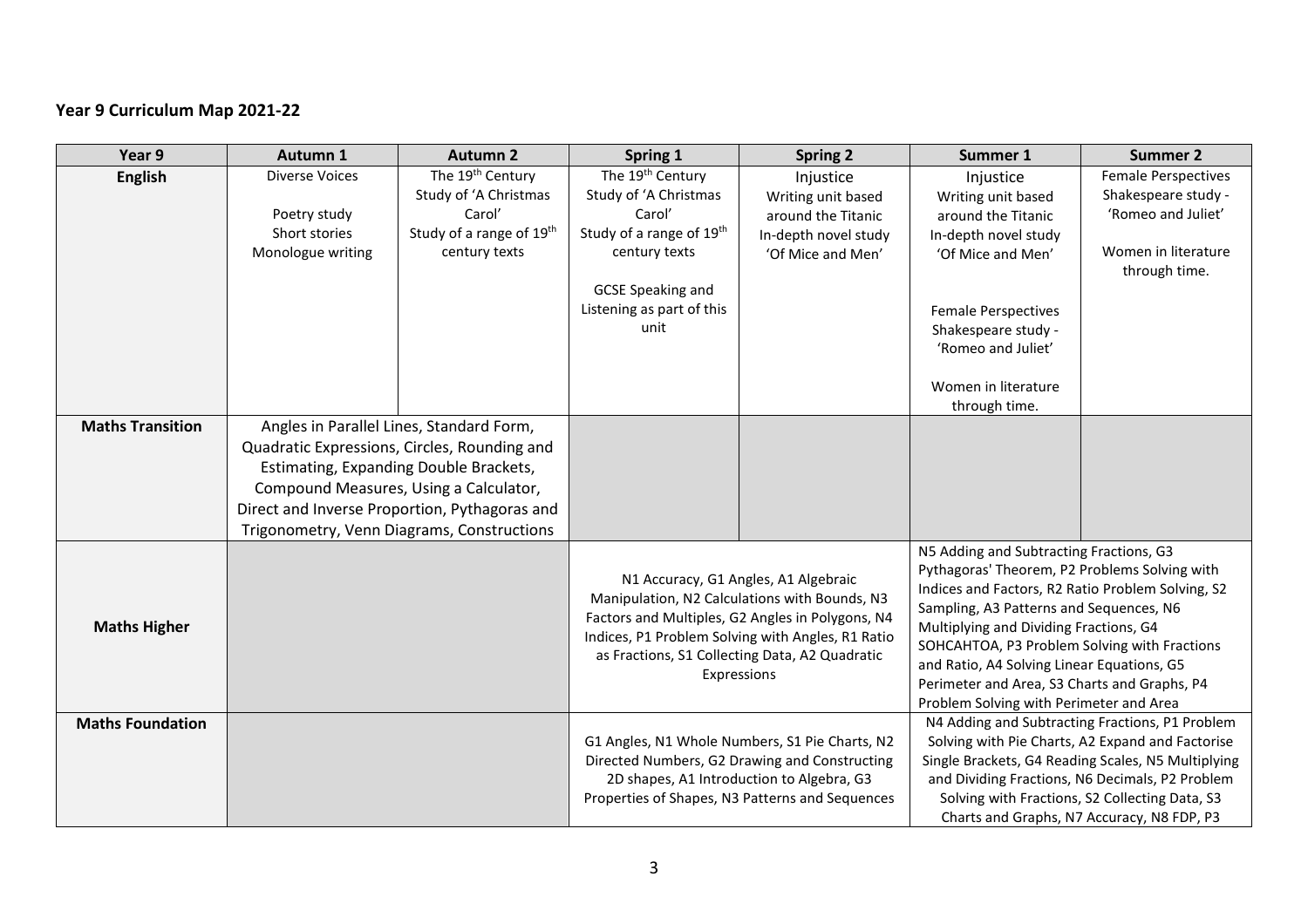## Year 9 Curriculum Map 2021-22

| Year 9 | Autumn 1 | Autumn 2 | Spring 1 | Spring 2 | Summer 1 | Summer 2 |
| --- | --- | --- | --- | --- | --- | --- |
| **English** | Diverse Voices<br><br>Poetry study<br>Short stories<br>Monologue writing | The 19th Century<br>Study of 'A Christmas Carol'<br>Study of a range of 19th century texts | The 19th Century<br>Study of 'A Christmas Carol'<br>Study of a range of 19th century texts<br><br>GCSE Speaking and Listening as part of this unit | Injustice<br>Writing unit based around the Titanic<br>In-depth novel study 'Of Mice and Men' | Injustice<br>Writing unit based around the Titanic<br>In-depth novel study 'Of Mice and Men'<br><br>Female Perspectives<br>Shakespeare study - 'Romeo and Juliet'<br><br>Women in literature through time. | Female Perspectives<br>Shakespeare study - 'Romeo and Juliet'<br><br>Women in literature through time. |
| **Maths Transition** | Angles in Parallel Lines, Standard Form, Quadratic Expressions, Circles, Rounding and Estimating, Expanding Double Brackets, Compound Measures, Using a Calculator, Direct and Inverse Proportion, Pythagoras and Trigonometry, Venn Diagrams, Constructions | | | | | |
| **Maths Higher** | | | N1 Accuracy, G1 Angles, A1 Algebraic Manipulation, N2 Calculations with Bounds, N3 Factors and Multiples, G2 Angles in Polygons, N4 Indices, P1 Problem Solving with Angles, R1 Ratio as Fractions, S1 Collecting Data, A2 Quadratic Expressions | | N5 Adding and Subtracting Fractions, G3 Pythagoras' Theorem, P2 Problems Solving with Indices and Factors, R2 Ratio Problem Solving, S2 Sampling, A3 Patterns and Sequences, N6 Multiplying and Dividing Fractions, G4 SOHCAHTOA, P3 Problem Solving with Fractions and Ratio, A4 Solving Linear Equations, G5 Perimeter and Area, S3 Charts and Graphs, P4 Problem Solving with Perimeter and Area | |
| **Maths Foundation** | | | G1 Angles, N1 Whole Numbers, S1 Pie Charts, N2 Directed Numbers, G2 Drawing and Constructing 2D shapes, A1 Introduction to Algebra, G3 Properties of Shapes, N3 Patterns and Sequences | | N4 Adding and Subtracting Fractions, P1 Problem Solving with Pie Charts, A2 Expand and Factorise Single Brackets, G4 Reading Scales, N5 Multiplying and Dividing Fractions, N6 Decimals, P2 Problem Solving with Fractions, S2 Collecting Data, S3 Charts and Graphs, N7 Accuracy, N8 FDP, P3 | |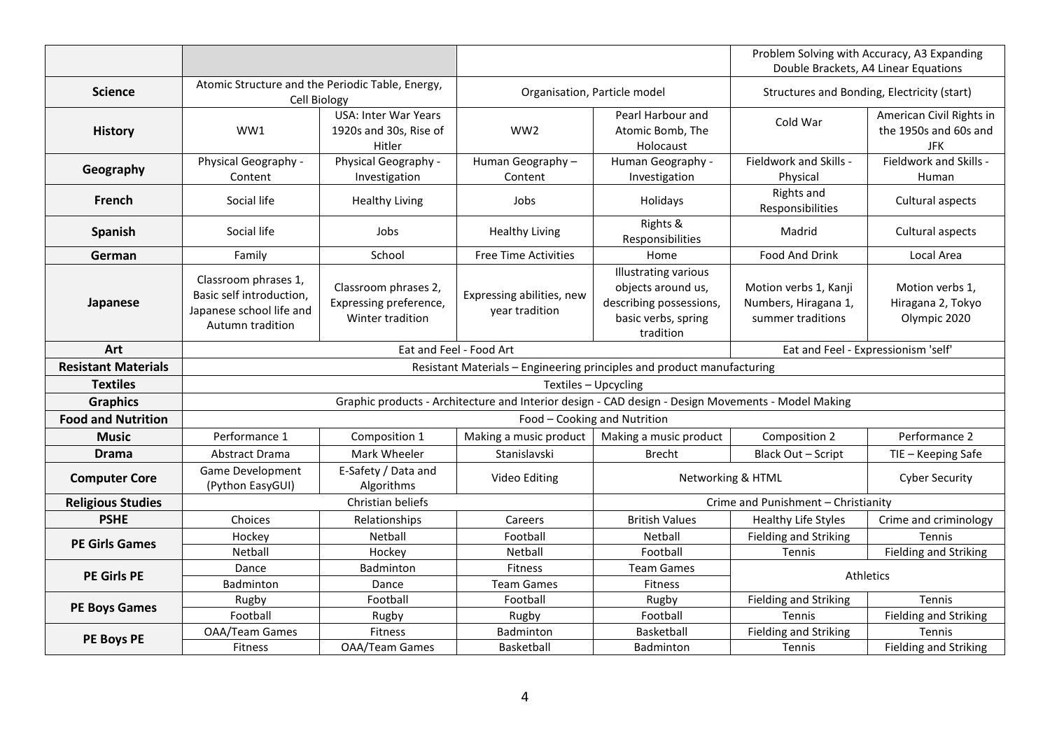| | | | | | | |
|---|---|---|---|---|---|---|
| | | | | | Problem Solving with Accuracy, A3 Expanding Double Brackets, A4 Linear Equations | |
| **Science** | Atomic Structure and the Periodic Table, Energy, Cell Biology | | Organisation, Particle model | | Structures and Bonding, Electricity (start) | |
| **History** | WW1 | USA: Inter War Years 1920s and 30s, Rise of Hitler | WW2 | Pearl Harbour and Atomic Bomb, The Holocaust | Cold War | American Civil Rights in the 1950s and 60s and JFK |
| **Geography** | Physical Geography - Content | Physical Geography - Investigation | Human Geography – Content | Human Geography - Investigation | Fieldwork and Skills - Physical | Fieldwork and Skills - Human |
| **French** | Social life | Healthy Living | Jobs | Holidays | Rights and Responsibilities | Cultural aspects |
| **Spanish** | Social life | Jobs | Healthy Living | Rights & Responsibilities | Madrid | Cultural aspects |
| **German** | Family | School | Free Time Activities | Home | Food And Drink | Local Area |
| **Japanese** | Classroom phrases 1, Basic self introduction, Japanese school life and Autumn tradition | Classroom phrases 2, Expressing preference, Winter tradition | Expressing abilities, new year tradition | Illustrating various objects around us, describing possessions, basic verbs, spring tradition | Motion verbs 1, Kanji Numbers, Hiragana 1, summer traditions | Motion verbs 1, Hiragana 2, Tokyo Olympic 2020 |
| **Art** | Eat and Feel - Food Art | | | | Eat and Feel - Expressionism 'self' | |
| **Resistant Materials** | Resistant Materials – Engineering principles and product manufacturing | | | | | |
| **Textiles** | Textiles – Upcycling | | | | | |
| **Graphics** | Graphic products - Architecture and Interior design - CAD design - Design Movements - Model Making | | | | | |
| **Food and Nutrition** | Food – Cooking and Nutrition | | | | | |
| **Music** | Performance 1 | Composition 1 | Making a music product | Making a music product | Composition 2 | Performance 2 |
| **Drama** | Abstract Drama | Mark Wheeler | Stanislavski | Brecht | Black Out – Script | TIE – Keeping Safe |
| **Computer Core** | Game Development (Python EasyGUI) | E-Safety / Data and Algorithms | Video Editing | Networking & HTML | | Cyber Security |
| **Religious Studies** | Christian beliefs | | | Crime and Punishment – Christianity | | |
| **PSHE** | Choices | Relationships | Careers | British Values | Healthy Life Styles | Crime and criminology |
| **PE Girls Games** | Hockey | Netball | Football | Netball | Fielding and Striking | Tennis |
| | Netball | Hockey | Netball | Football | Tennis | Fielding and Striking |
| **PE Girls PE** | Dance | Badminton | Fitness | Team Games | Athletics | |
| | Badminton | Dance | Team Games | Fitness | | |
| **PE Boys Games** | Rugby | Football | Football | Rugby | Fielding and Striking | Tennis |
| | Football | Rugby | Rugby | Football | Tennis | Fielding and Striking |
| **PE Boys PE** | OAA/Team Games | Fitness | Badminton | Basketball | Fielding and Striking | Tennis |
| | Fitness | OAA/Team Games | Basketball | Badminton | Tennis | Fielding and Striking |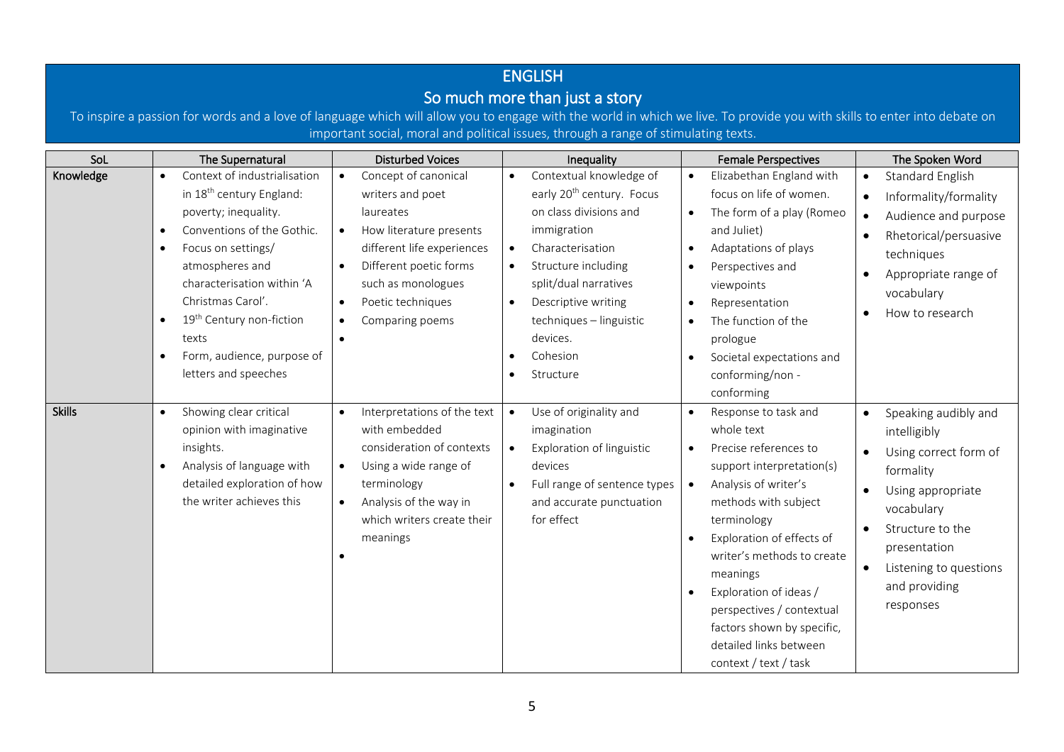# ENGLISH

## So much more than just a story

To inspire a passion for words and a love of language which will allow you to engage with the world in which we live. To provide you with skills to enter into debate on important social, moral and political issues, through a range of stimulating texts.

| SoL | The Supernatural | Disturbed Voices | Inequality | Female Perspectives | The Spoken Word |
|---|---|---|---|---|---|
| **Knowledge** | • Context of industrialisation in 18th century England: poverty; inequality.<br>• Conventions of the Gothic.<br>• Focus on settings/ atmospheres and characterisation within 'A Christmas Carol'.<br>• 19th Century non-fiction texts<br>• Form, audience, purpose of letters and speeches | • Concept of canonical writers and poet laureates<br>• How literature presents different life experiences<br>• Different poetic forms such as monologues<br>• Poetic techniques<br>• Comparing poems<br>• | • Contextual knowledge of early 20th century. Focus on class divisions and immigration<br>• Characterisation<br>• Structure including split/dual narratives<br>• Descriptive writing techniques – linguistic devices.<br>• Cohesion<br>• Structure | • Elizabethan England with focus on life of women.<br>• The form of a play (Romeo and Juliet)<br>• Adaptations of plays<br>• Perspectives and viewpoints<br>• Representation<br>• The function of the prologue<br>• Societal expectations and conforming/non - conforming | • Standard English<br>• Informality/formality<br>• Audience and purpose<br>• Rhetorical/persuasive techniques<br>• Appropriate range of vocabulary<br>• How to research |
| **Skills** | • Showing clear critical opinion with imaginative insights.<br>• Analysis of language with detailed exploration of how the writer achieves this | • Interpretations of the text with embedded consideration of contexts<br>• Using a wide range of terminology<br>• Analysis of the way in which writers create their meanings<br>• | • Use of originality and imagination<br>• Exploration of linguistic devices<br>• Full range of sentence types and accurate punctuation for effect | • Response to task and whole text<br>• Precise references to support interpretation(s)<br>• Analysis of writer's methods with subject terminology<br>• Exploration of effects of writer's methods to create meanings<br>• Exploration of ideas / perspectives / contextual factors shown by specific, detailed links between context / text / task | • Speaking audibly and intelligibly<br>• Using correct form of formality<br>• Using appropriate vocabulary<br>• Structure to the presentation<br>• Listening to questions and providing responses |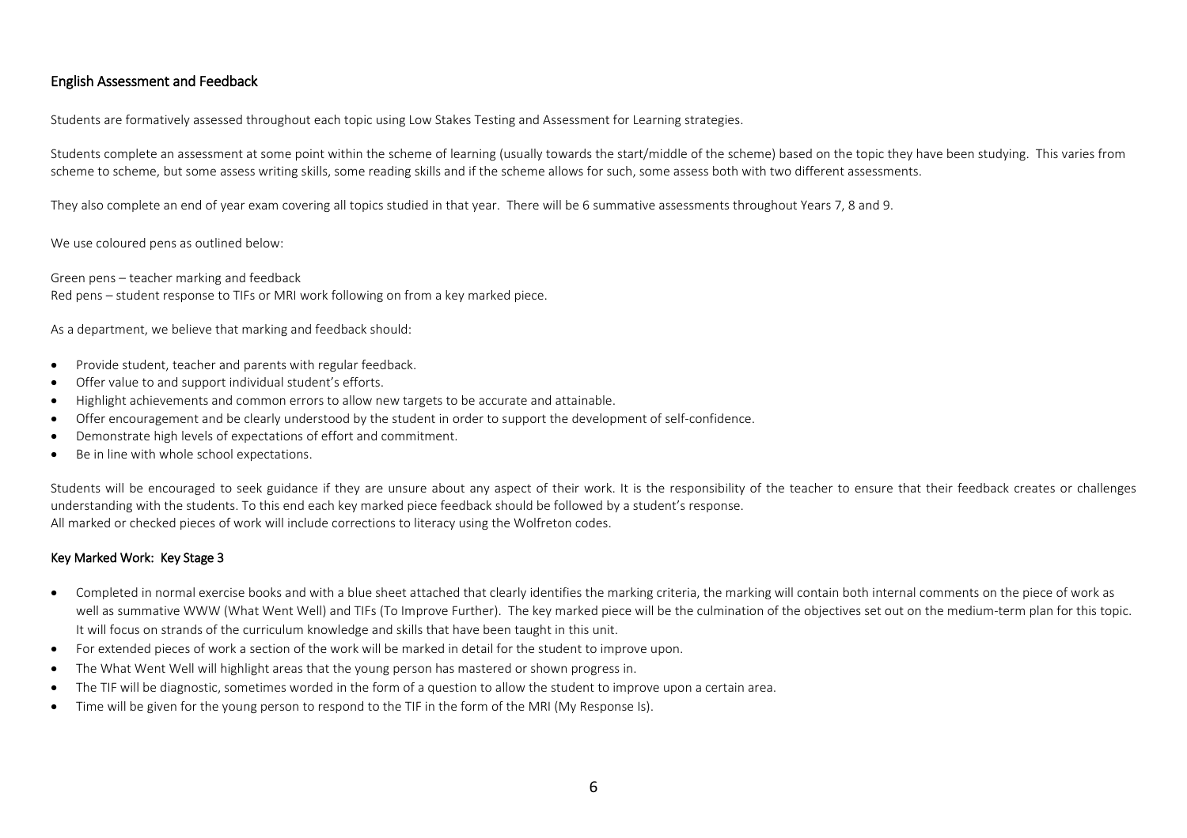## English Assessment and Feedback

Students are formatively assessed throughout each topic using Low Stakes Testing and Assessment for Learning strategies.

Students complete an assessment at some point within the scheme of learning (usually towards the start/middle of the scheme) based on the topic they have been studying. This varies from scheme to scheme, but some assess writing skills, some reading skills and if the scheme allows for such, some assess both with two different assessments.

They also complete an end of year exam covering all topics studied in that year. There will be 6 summative assessments throughout Years 7, 8 and 9.

We use coloured pens as outlined below:

Green pens – teacher marking and feedback
Red pens – student response to TIFs or MRI work following on from a key marked piece.

As a department, we believe that marking and feedback should:

- Provide student, teacher and parents with regular feedback.
- Offer value to and support individual student's efforts.
- Highlight achievements and common errors to allow new targets to be accurate and attainable.
- Offer encouragement and be clearly understood by the student in order to support the development of self-confidence.
- Demonstrate high levels of expectations of effort and commitment.
- Be in line with whole school expectations.

Students will be encouraged to seek guidance if they are unsure about any aspect of their work. It is the responsibility of the teacher to ensure that their feedback creates or challenges understanding with the students. To this end each key marked piece feedback should be followed by a student's response.
All marked or checked pieces of work will include corrections to literacy using the Wolfreton codes.

### Key Marked Work: Key Stage 3

- Completed in normal exercise books and with a blue sheet attached that clearly identifies the marking criteria, the marking will contain both internal comments on the piece of work as well as summative WWW (What Went Well) and TIFs (To Improve Further). The key marked piece will be the culmination of the objectives set out on the medium-term plan for this topic. It will focus on strands of the curriculum knowledge and skills that have been taught in this unit.
- For extended pieces of work a section of the work will be marked in detail for the student to improve upon.
- The What Went Well will highlight areas that the young person has mastered or shown progress in.
- The TIF will be diagnostic, sometimes worded in the form of a question to allow the student to improve upon a certain area.
- Time will be given for the young person to respond to the TIF in the form of the MRI (My Response Is).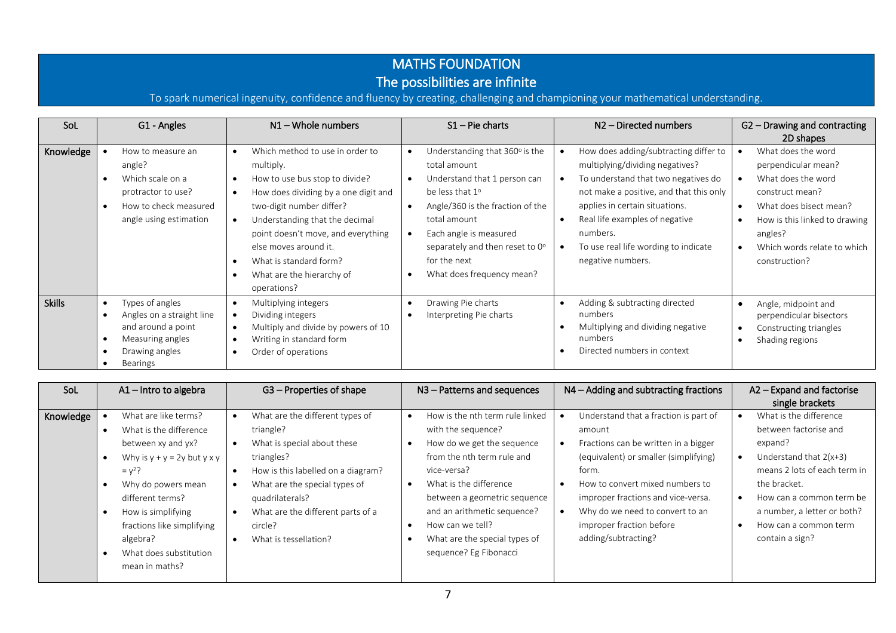# MATHS FOUNDATION

## The possibilities are infinite

To spark numerical ingenuity, confidence and fluency by creating, challenging and championing your mathematical understanding.

| SoL | G1 - Angles | N1 – Whole numbers | S1 – Pie charts | N2 – Directed numbers | G2 – Drawing and contracting 2D shapes |
|---|---|---|---|---|---|
| Knowledge | • How to measure an angle?<br>• Which scale on a protractor to use?<br>• How to check measured angle using estimation | • Which method to use in order to multiply.<br>• How to use bus stop to divide?<br>• How does dividing by a one digit and two-digit number differ?<br>• Understanding that the decimal point doesn't move, and everything else moves around it.<br>• What is standard form?<br>• What are the hierarchy of operations? | • Understanding that 360° is the total amount<br>• Understand that 1 person can be less that 1°<br>• Angle/360 is the fraction of the total amount<br>• Each angle is measured separately and then reset to 0° for the next<br>• What does frequency mean? | • How does adding/subtracting differ to multiplying/dividing negatives?<br>• To understand that two negatives do not make a positive, and that this only applies in certain situations.<br>• Real life examples of negative numbers.<br>• To use real life wording to indicate negative numbers. | • What does the word perpendicular mean?<br>• What does the word construct mean?<br>• What does bisect mean?<br>• How is this linked to drawing angles?<br>• Which words relate to which construction? |
| Skills | • Types of angles<br>• Angles on a straight line and around a point<br>• Measuring angles<br>• Drawing angles<br>• Bearings | • Multiplying integers<br>• Dividing integers<br>• Multiply and divide by powers of 10<br>• Writing in standard form<br>• Order of operations | • Drawing Pie charts<br>• Interpreting Pie charts | • Adding & subtracting directed numbers<br>• Multiplying and dividing negative numbers<br>• Directed numbers in context | • Angle, midpoint and perpendicular bisectors<br>• Constructing triangles<br>• Shading regions |

| SoL | A1 – Intro to algebra | G3 – Properties of shape | N3 – Patterns and sequences | N4 – Adding and subtracting fractions | A2 – Expand and factorise single brackets |
|---|---|---|---|---|---|
| Knowledge | • What are like terms?<br>• What is the difference between xy and yx?<br>• Why is $y + y = 2y$ but $y \times y = y^2$?<br>• Why do powers mean different terms?<br>• How is simplifying fractions like simplifying algebra?<br>• What does substitution mean in maths? | • What are the different types of triangle?<br>• What is special about these triangles?<br>• How is this labelled on a diagram?<br>• What are the special types of quadrilaterals?<br>• What are the different parts of a circle?<br>• What is tessellation? | • How is the nth term rule linked with the sequence?<br>• How do we get the sequence from the nth term rule and vice-versa?<br>• What is the difference between a geometric sequence and an arithmetic sequence?<br>• How can we tell?<br>• What are the special types of sequence? Eg Fibonacci | • Understand that a fraction is part of amount<br>• Fractions can be written in a bigger (equivalent) or smaller (simplifying) form.<br>• How to convert mixed numbers to improper fractions and vice-versa.<br>• Why do we need to convert to an improper fraction before adding/subtracting? | • What is the difference between factorise and expand?<br>• Understand that $2(x+3)$ means 2 lots of each term in the bracket.<br>• How can a common term be a number, a letter or both?<br>• How can a common term contain a sign? |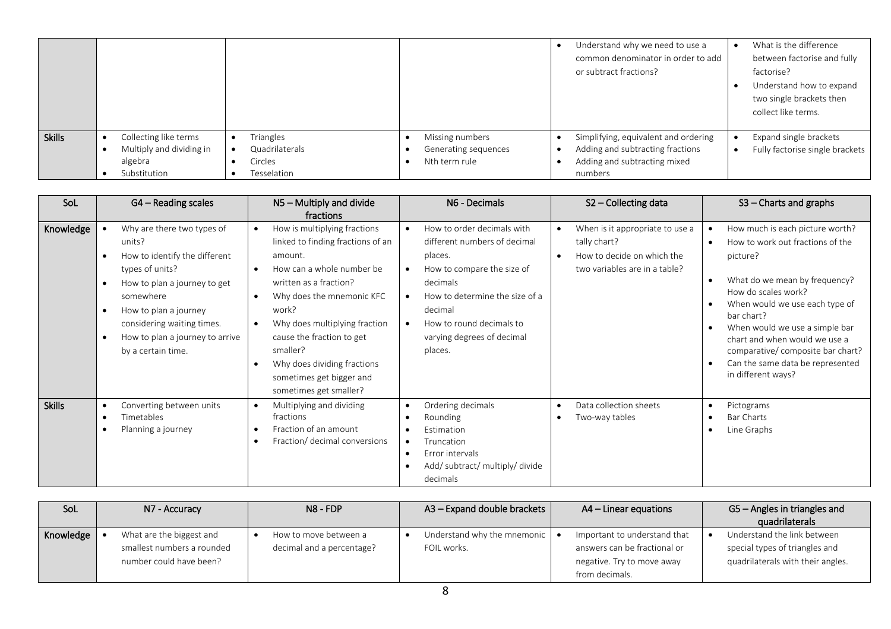| | | | | | |
|---|---|---|---|---|---|
| | | | | • Understand why we need to use a common denominator in order to add or subtract fractions? | • What is the difference between factorise and fully factorise?<br>• Understand how to expand two single brackets then collect like terms. |
| **Skills** | • Collecting like terms<br>• Multiply and dividing in algebra<br>• Substitution | • Triangles<br>• Quadrilaterals<br>• Circles<br>• Tesselation | • Missing numbers<br>• Generating sequences<br>• Nth term rule | • Simplifying, equivalent and ordering<br>• Adding and subtracting fractions<br>• Adding and subtracting mixed numbers | • Expand single brackets<br>• Fully factorise single brackets |

| SoL | G4 – Reading scales | N5 – Multiply and divide fractions | N6 - Decimals | S2 – Collecting data | S3 – Charts and graphs |
|---|---|---|---|---|---|
| **Knowledge** | • Why are there two types of units?<br>• How to identify the different types of units?<br>• How to plan a journey to get somewhere<br>• How to plan a journey considering waiting times.<br>• How to plan a journey to arrive by a certain time. | • How is multiplying fractions linked to finding fractions of an amount.<br>• How can a whole number be written as a fraction?<br>• Why does the mnemonic KFC work?<br>• Why does multiplying fraction cause the fraction to get smaller?<br>• Why does dividing fractions sometimes get bigger and sometimes get smaller? | • How to order decimals with different numbers of decimal places.<br>• How to compare the size of decimals<br>• How to determine the size of a decimal<br>• How to round decimals to varying degrees of decimal places. | • When is it appropriate to use a tally chart?<br>• How to decide on which the two variables are in a table? | • How much is each picture worth?<br>• How to work out fractions of the picture?<br>• What do we mean by frequency? How do scales work?<br>• When would we use each type of bar chart?<br>• When would we use a simple bar chart and when would we use a comparative/ composite bar chart?<br>• Can the same data be represented in different ways? |
| **Skills** | • Converting between units<br>• Timetables<br>• Planning a journey | • Multiplying and dividing fractions<br>• Fraction of an amount<br>• Fraction/ decimal conversions | • Ordering decimals<br>• Rounding<br>• Estimation<br>• Truncation<br>• Error intervals<br>• Add/ subtract/ multiply/ divide decimals | • Data collection sheets<br>• Two-way tables | • Pictograms<br>• Bar Charts<br>• Line Graphs |

| SoL | N7 - Accuracy | N8 - FDP | A3 – Expand double brackets | A4 – Linear equations | G5 – Angles in triangles and quadrilaterals |
|---|---|---|---|---|---|
| **Knowledge** | • What are the biggest and smallest numbers a rounded number could have been? | • How to move between a decimal and a percentage? | • Understand why the mnemonic FOIL works. | • Important to understand that answers can be fractional or negative. Try to move away from decimals. | • Understand the link between special types of triangles and quadrilaterals with their angles. |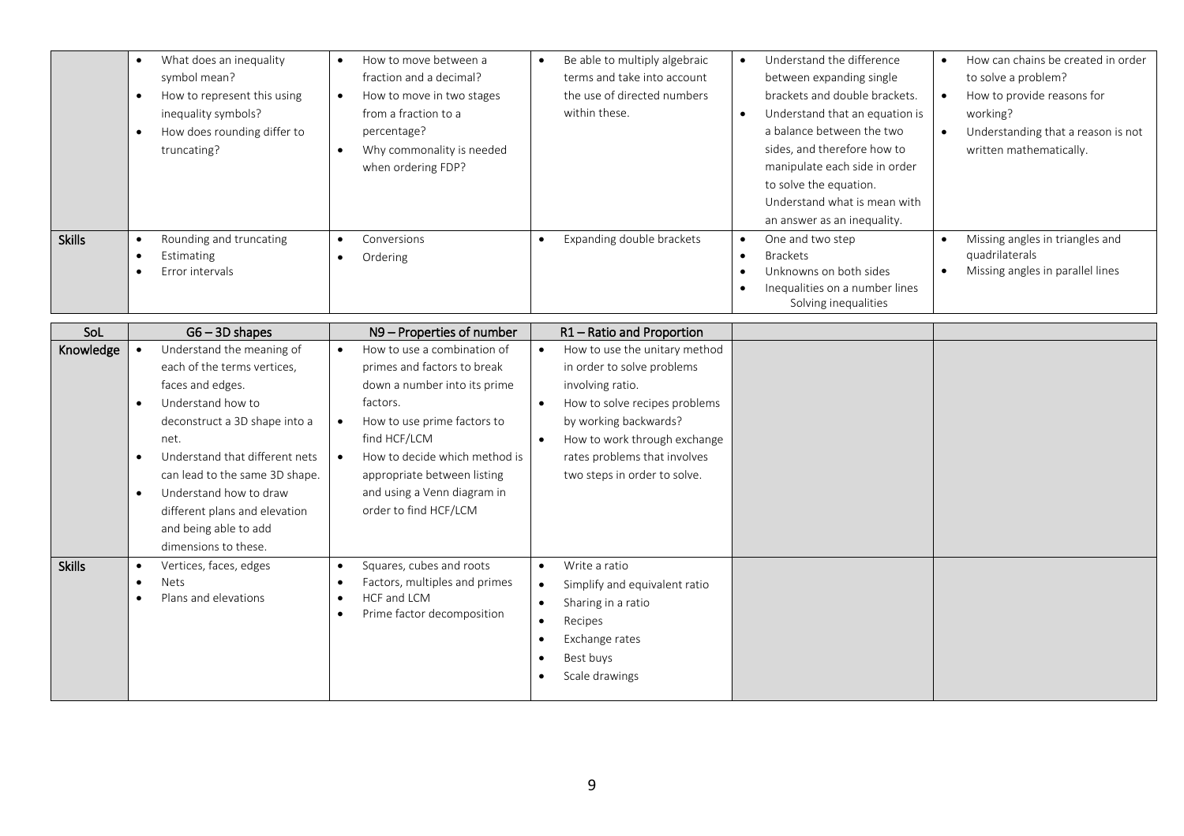| | | | | | |
|---|---|---|---|---|---|
| | • What does an inequality symbol mean?<br>• How to represent this using inequality symbols?<br>• How does rounding differ to truncating? | • How to move between a fraction and a decimal?<br>• How to move in two stages from a fraction to a percentage?<br>• Why commonality is needed when ordering FDP? | • Be able to multiply algebraic terms and take into account the use of directed numbers within these. | • Understand the difference between expanding single brackets and double brackets.<br>• Understand that an equation is a balance between the two sides, and therefore how to manipulate each side in order to solve the equation. Understand what is mean with an answer as an inequality. | • How can chains be created in order to solve a problem?<br>• How to provide reasons for working?<br>• Understanding that a reason is not written mathematically. |
| **Skills** | • Rounding and truncating<br>• Estimating<br>• Error intervals | • Conversions<br>• Ordering | • Expanding double brackets | • One and two step<br>• Brackets<br>• Unknowns on both sides<br>• Inequalities on a number lines Solving inequalities | • Missing angles in triangles and quadrilaterals<br>• Missing angles in parallel lines |

| SoL | G6 – 3D shapes | N9 – Properties of number | R1 – Ratio and Proportion | | |
|---|---|---|---|---|---|
| **Knowledge** | • Understand the meaning of each of the terms vertices, faces and edges.<br>• Understand how to deconstruct a 3D shape into a net.<br>• Understand that different nets can lead to the same 3D shape.<br>• Understand how to draw different plans and elevation and being able to add dimensions to these. | • How to use a combination of primes and factors to break down a number into its prime factors.<br>• How to use prime factors to find HCF/LCM<br>• How to decide which method is appropriate between listing and using a Venn diagram in order to find HCF/LCM | • How to use the unitary method in order to solve problems involving ratio.<br>• How to solve recipes problems by working backwards?<br>• How to work through exchange rates problems that involves two steps in order to solve. | | |
| **Skills** | • Vertices, faces, edges<br>• Nets<br>• Plans and elevations | • Squares, cubes and roots<br>• Factors, multiples and primes<br>• HCF and LCM<br>• Prime factor decomposition | • Write a ratio<br>• Simplify and equivalent ratio<br>• Sharing in a ratio<br>• Recipes<br>• Exchange rates<br>• Best buys<br>• Scale drawings | | |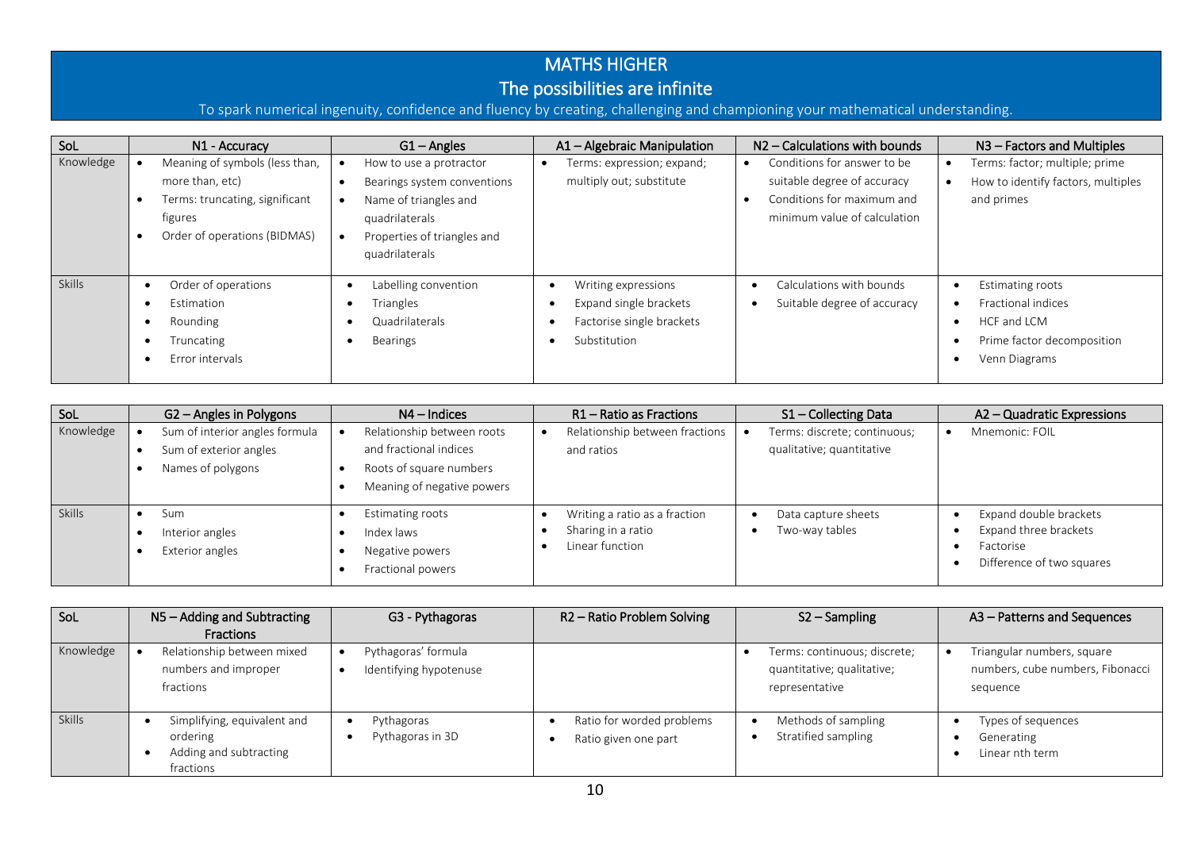# MATHS HIGHER

## The possibilities are infinite

To spark numerical ingenuity, confidence and fluency by creating, challenging and championing your mathematical understanding.

| SoL | N1 - Accuracy | G1 – Angles | A1 – Algebraic Manipulation | N2 – Calculations with bounds | N3 – Factors and Multiples |
|---|---|---|---|---|---|
| Knowledge | • Meaning of symbols (less than, more than, etc)<br>• Terms: truncating, significant figures<br>• Order of operations (BIDMAS) | • How to use a protractor<br>• Bearings system conventions<br>• Name of triangles and quadrilaterals<br>• Properties of triangles and quadrilaterals | • Terms: expression; expand; multiply out; substitute | • Conditions for answer to be suitable degree of accuracy<br>• Conditions for maximum and minimum value of calculation | • Terms: factor; multiple; prime<br>• How to identify factors, multiples and primes |
| Skills | • Order of operations<br>• Estimation<br>• Rounding<br>• Truncating<br>• Error intervals | • Labelling convention<br>• Triangles<br>• Quadrilaterals<br>• Bearings | • Writing expressions<br>• Expand single brackets<br>• Factorise single brackets<br>• Substitution | • Calculations with bounds<br>• Suitable degree of accuracy | • Estimating roots<br>• Fractional indices<br>• HCF and LCM<br>• Prime factor decomposition<br>• Venn Diagrams |

| SoL | G2 – Angles in Polygons | N4 – Indices | R1 – Ratio as Fractions | S1 – Collecting Data | A2 – Quadratic Expressions |
|---|---|---|---|---|---|
| Knowledge | • Sum of interior angles formula<br>• Sum of exterior angles<br>• Names of polygons | • Relationship between roots and fractional indices<br>• Roots of square numbers<br>• Meaning of negative powers | • Relationship between fractions and ratios | • Terms: discrete; continuous; qualitative; quantitative | • Mnemonic: FOIL |
| Skills | • Sum<br>• Interior angles<br>• Exterior angles | • Estimating roots<br>• Index laws<br>• Negative powers<br>• Fractional powers | • Writing a ratio as a fraction<br>• Sharing in a ratio<br>• Linear function | • Data capture sheets<br>• Two-way tables | • Expand double brackets<br>• Expand three brackets<br>• Factorise<br>• Difference of two squares |

| SoL | N5 – Adding and Subtracting Fractions | G3 - Pythagoras | R2 – Ratio Problem Solving | S2 – Sampling | A3 – Patterns and Sequences |
|---|---|---|---|---|---|
| Knowledge | • Relationship between mixed numbers and improper fractions | • Pythagoras' formula<br>• Identifying hypotenuse | | • Terms: continuous; discrete; quantitative; qualitative; representative | • Triangular numbers, square numbers, cube numbers, Fibonacci sequence |
| Skills | • Simplifying, equivalent and ordering<br>• Adding and subtracting fractions | • Pythagoras<br>• Pythagoras in 3D | • Ratio for worded problems<br>• Ratio given one part | • Methods of sampling<br>• Stratified sampling | • Types of sequences<br>• Generating<br>• Linear nth term |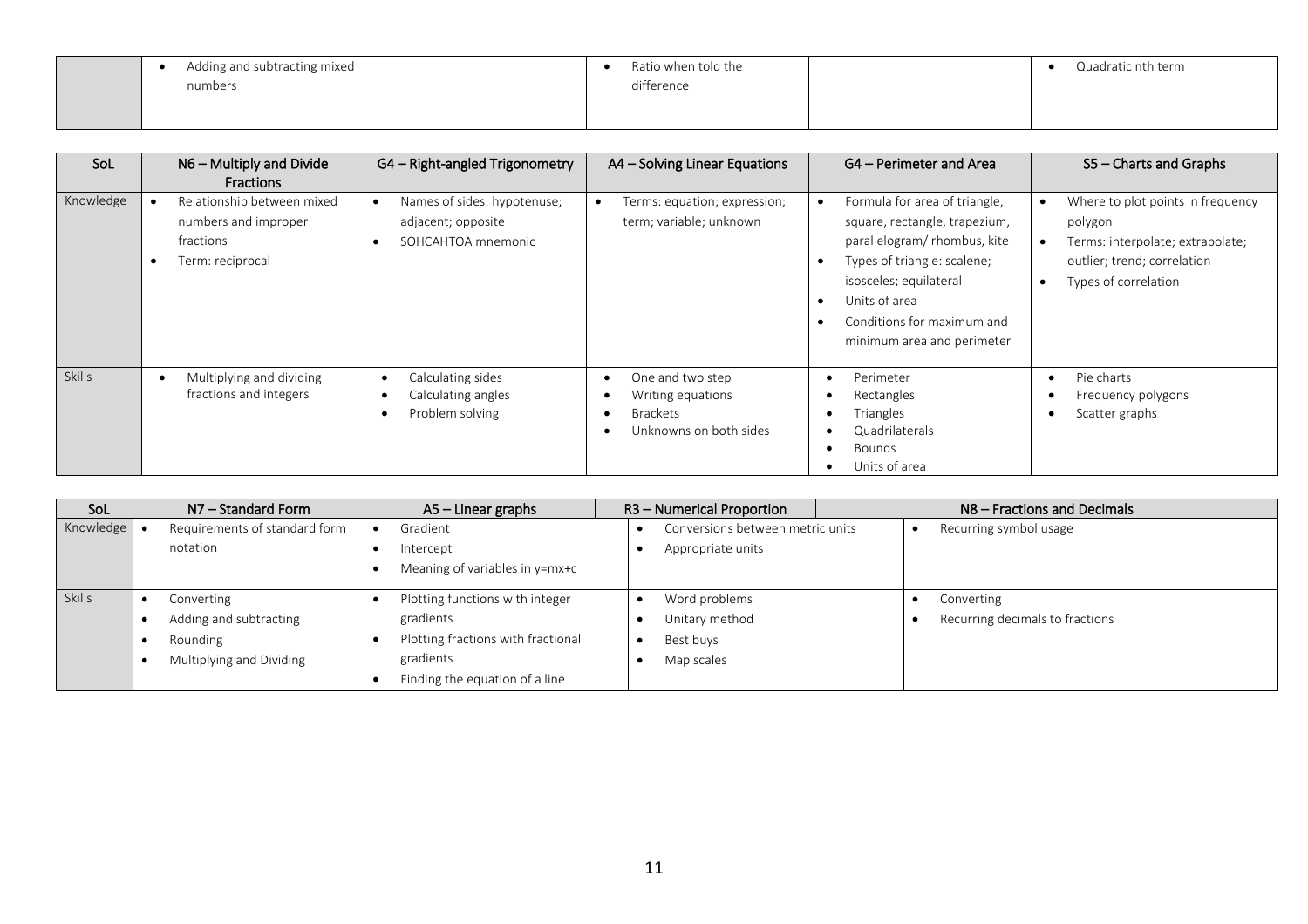| | | | | | |
|---|---|---|---|---|---|
| | • Adding and subtracting mixed numbers | | • Ratio when told the difference | | • Quadratic nth term |

| SoL | N6 – Multiply and Divide Fractions | G4 – Right-angled Trigonometry | A4 – Solving Linear Equations | G4 – Perimeter and Area | S5 – Charts and Graphs |
|---|---|---|---|---|---|
| Knowledge | • Relationship between mixed numbers and improper fractions<br>• Term: reciprocal | • Names of sides: hypotenuse; adjacent; opposite<br>• SOHCAHTOA mnemonic | • Terms: equation; expression; term; variable; unknown | • Formula for area of triangle, square, rectangle, trapezium, parallelogram/ rhombus, kite<br>• Types of triangle: scalene; isosceles; equilateral<br>• Units of area<br>• Conditions for maximum and minimum area and perimeter | • Where to plot points in frequency polygon<br>• Terms: interpolate; extrapolate; outlier; trend; correlation<br>• Types of correlation |
| Skills | • Multiplying and dividing fractions and integers | • Calculating sides<br>• Calculating angles<br>• Problem solving | • One and two step<br>• Writing equations<br>• Brackets<br>• Unknowns on both sides | • Perimeter<br>• Rectangles<br>• Triangles<br>• Quadrilaterals<br>• Bounds<br>• Units of area | • Pie charts<br>• Frequency polygons<br>• Scatter graphs |

| SoL | N7 – Standard Form | A5 – Linear graphs | R3 – Numerical Proportion | N8 – Fractions and Decimals |
|---|---|---|---|---|
| Knowledge | • Requirements of standard form notation | • Gradient<br>• Intercept<br>• Meaning of variables in y=mx+c | • Conversions between metric units<br>• Appropriate units | • Recurring symbol usage |
| Skills | • Converting<br>• Adding and subtracting<br>• Rounding<br>• Multiplying and Dividing | • Plotting functions with integer gradients<br>• Plotting fractions with fractional gradients<br>• Finding the equation of a line | • Word problems<br>• Unitary method<br>• Best buys<br>• Map scales | • Converting<br>• Recurring decimals to fractions |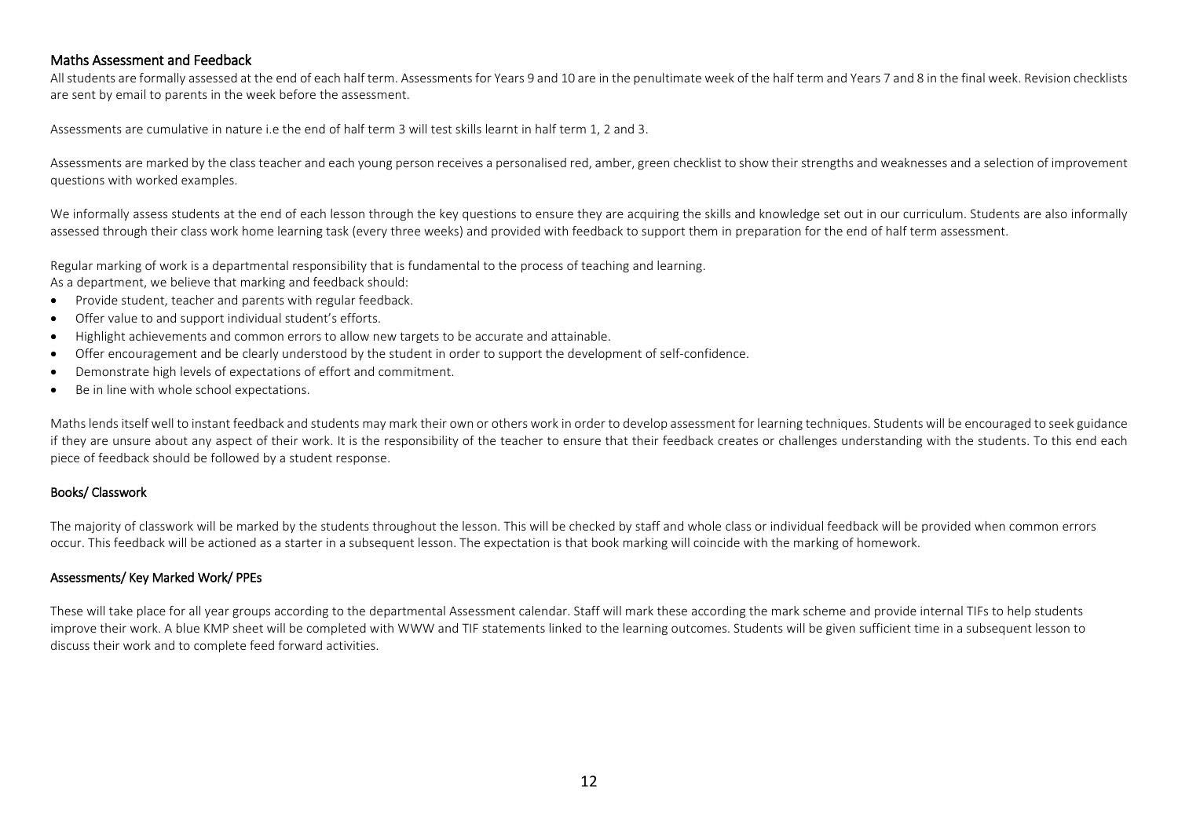## Maths Assessment and Feedback

All students are formally assessed at the end of each half term. Assessments for Years 9 and 10 are in the penultimate week of the half term and Years 7 and 8 in the final week. Revision checklists are sent by email to parents in the week before the assessment.

Assessments are cumulative in nature i.e the end of half term 3 will test skills learnt in half term 1, 2 and 3.

Assessments are marked by the class teacher and each young person receives a personalised red, amber, green checklist to show their strengths and weaknesses and a selection of improvement questions with worked examples.

We informally assess students at the end of each lesson through the key questions to ensure they are acquiring the skills and knowledge set out in our curriculum. Students are also informally assessed through their class work home learning task (every three weeks) and provided with feedback to support them in preparation for the end of half term assessment.

Regular marking of work is a departmental responsibility that is fundamental to the process of teaching and learning.
As a department, we believe that marking and feedback should:

- Provide student, teacher and parents with regular feedback.
- Offer value to and support individual student's efforts.
- Highlight achievements and common errors to allow new targets to be accurate and attainable.
- Offer encouragement and be clearly understood by the student in order to support the development of self-confidence.
- Demonstrate high levels of expectations of effort and commitment.
- Be in line with whole school expectations.

Maths lends itself well to instant feedback and students may mark their own or others work in order to develop assessment for learning techniques. Students will be encouraged to seek guidance if they are unsure about any aspect of their work. It is the responsibility of the teacher to ensure that their feedback creates or challenges understanding with the students. To this end each piece of feedback should be followed by a student response.

### Books/ Classwork

The majority of classwork will be marked by the students throughout the lesson. This will be checked by staff and whole class or individual feedback will be provided when common errors occur. This feedback will be actioned as a starter in a subsequent lesson. The expectation is that book marking will coincide with the marking of homework.

### Assessments/ Key Marked Work/ PPEs

These will take place for all year groups according to the departmental Assessment calendar. Staff will mark these according the mark scheme and provide internal TIFs to help students improve their work. A blue KMP sheet will be completed with WWW and TIF statements linked to the learning outcomes. Students will be given sufficient time in a subsequent lesson to discuss their work and to complete feed forward activities.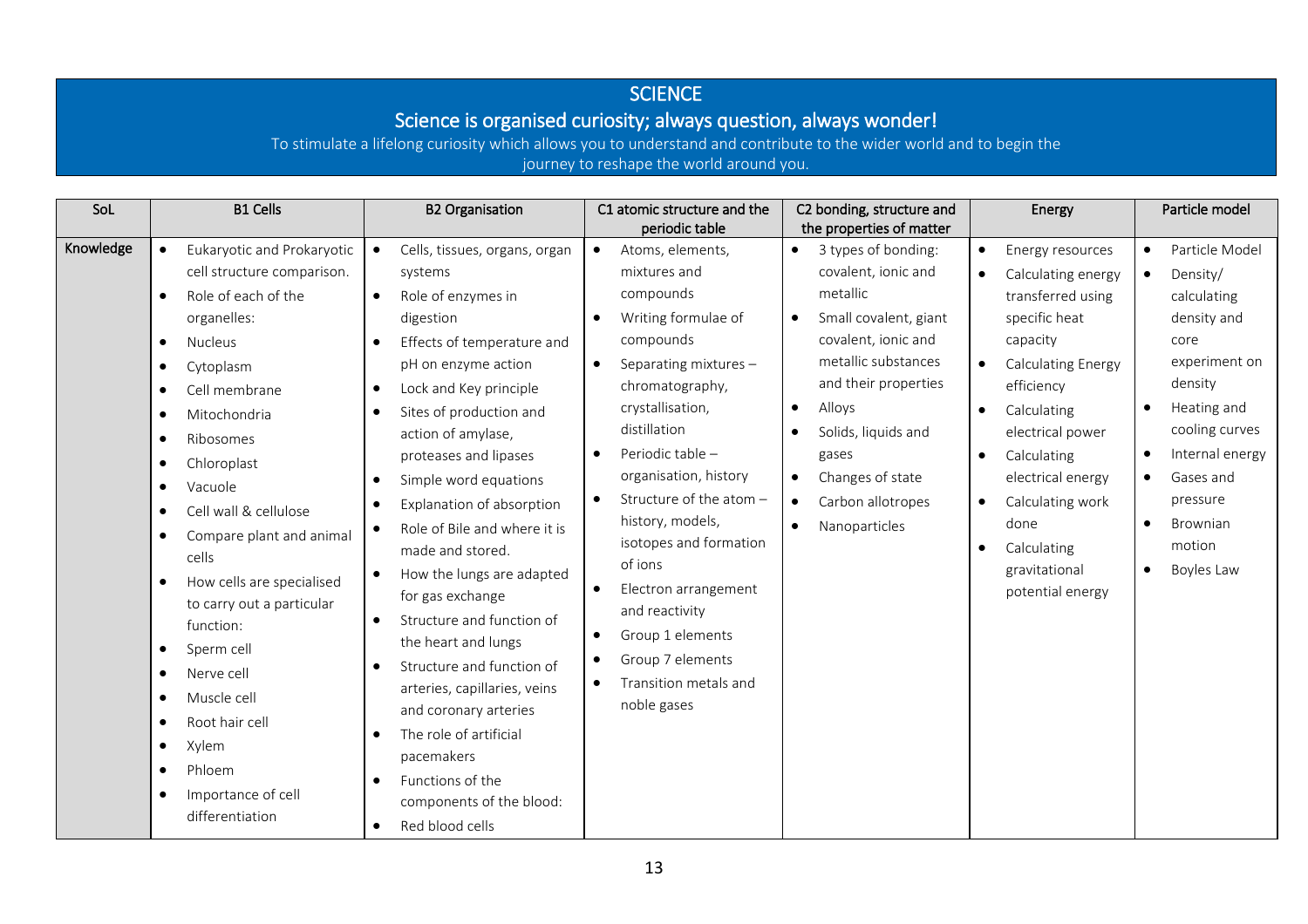# SCIENCE

## Science is organised curiosity; always question, always wonder!

To stimulate a lifelong curiosity which allows you to understand and contribute to the wider world and to begin the journey to reshape the world around you.

| SoL | B1 Cells | B2 Organisation | C1 atomic structure and the periodic table | C2 bonding, structure and the properties of matter | Energy | Particle model |
|---|---|---|---|---|---|---|
| Knowledge | • Eukaryotic and Prokaryotic cell structure comparison.<br>• Role of each of the organelles:<br>• Nucleus<br>• Cytoplasm<br>• Cell membrane<br>• Mitochondria<br>• Ribosomes<br>• Chloroplast<br>• Vacuole<br>• Cell wall & cellulose<br>• Compare plant and animal cells<br>• How cells are specialised to carry out a particular function:<br>• Sperm cell<br>• Nerve cell<br>• Muscle cell<br>• Root hair cell<br>• Xylem<br>• Phloem<br>• Importance of cell differentiation | • Cells, tissues, organs, organ systems<br>• Role of enzymes in digestion<br>• Effects of temperature and pH on enzyme action<br>• Lock and Key principle<br>• Sites of production and action of amylase, proteases and lipases<br>• Simple word equations<br>• Explanation of absorption<br>• Role of Bile and where it is made and stored.<br>• How the lungs are adapted for gas exchange<br>• Structure and function of the heart and lungs<br>• Structure and function of arteries, capillaries, veins and coronary arteries<br>• The role of artificial pacemakers<br>• Functions of the components of the blood:<br>• Red blood cells | • Atoms, elements, mixtures and compounds<br>• Writing formulae of compounds<br>• Separating mixtures – chromatography, crystallisation, distillation<br>• Periodic table – organisation, history<br>• Structure of the atom – history, models, isotopes and formation of ions<br>• Electron arrangement and reactivity<br>• Group 1 elements<br>• Group 7 elements<br>• Transition metals and noble gases | • 3 types of bonding: covalent, ionic and metallic<br>• Small covalent, giant covalent, ionic and metallic substances and their properties<br>• Alloys<br>• Solids, liquids and gases<br>• Changes of state<br>• Carbon allotropes<br>• Nanoparticles | • Energy resources<br>• Calculating energy transferred using specific heat capacity<br>• Calculating Energy efficiency<br>• Calculating electrical power<br>• Calculating electrical energy<br>• Calculating work done<br>• Calculating gravitational potential energy | • Particle Model<br>• Density/ calculating density and core experiment on density<br>• Heating and cooling curves<br>• Internal energy<br>• Gases and pressure<br>• Brownian motion<br>• Boyles Law |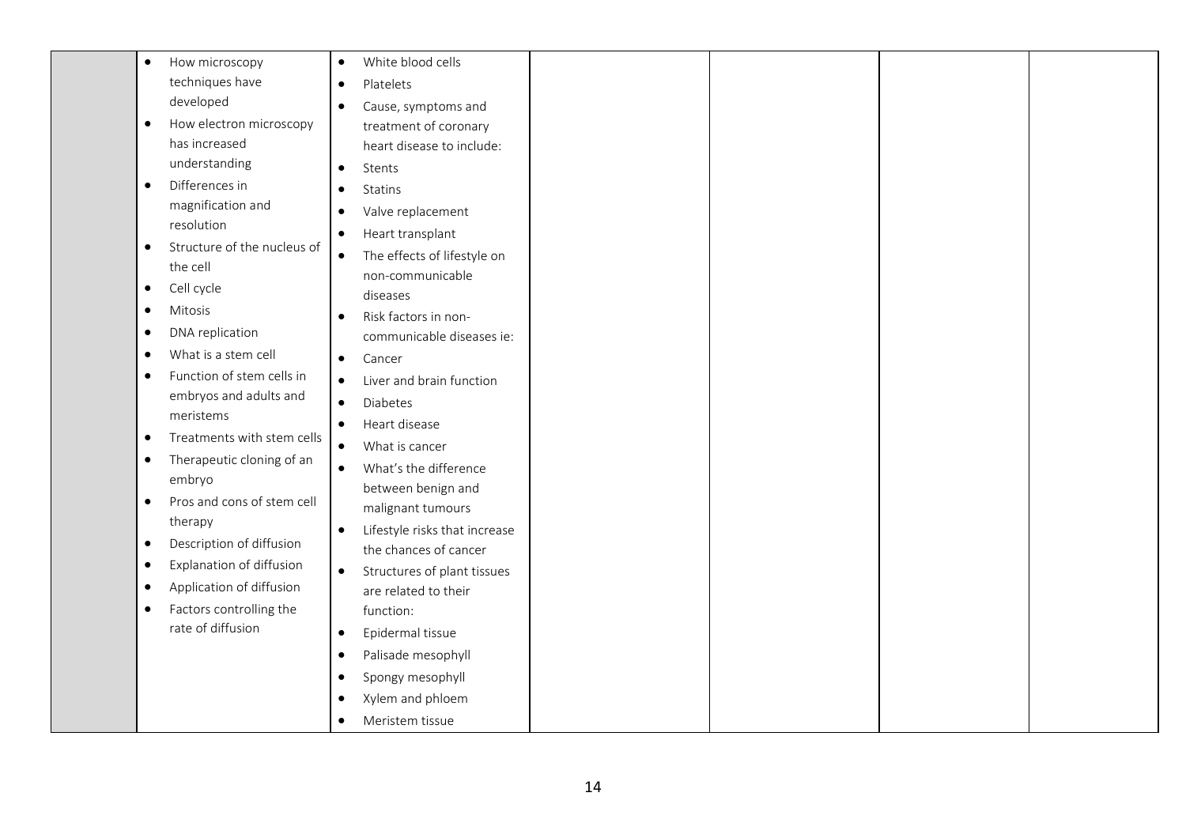|  |  |  |  |  |  |  |
|---|---|---|---|---|---|---|
|  | • How microscopy techniques have developed<br>• How electron microscopy has increased understanding<br>• Differences in magnification and resolution<br>• Structure of the nucleus of the cell<br>• Cell cycle<br>• Mitosis<br>• DNA replication<br>• What is a stem cell<br>• Function of stem cells in embryos and adults and meristems<br>• Treatments with stem cells<br>• Therapeutic cloning of an embryo<br>• Pros and cons of stem cell therapy<br>• Description of diffusion<br>• Explanation of diffusion<br>• Application of diffusion<br>• Factors controlling the rate of diffusion | • White blood cells<br>• Platelets<br>• Cause, symptoms and treatment of coronary heart disease to include:<br>• Stents<br>• Statins<br>• Valve replacement<br>• Heart transplant<br>• The effects of lifestyle on non-communicable diseases<br>• Risk factors in non-communicable diseases ie:<br>• Cancer<br>• Liver and brain function<br>• Diabetes<br>• Heart disease<br>• What is cancer<br>• What's the difference between benign and malignant tumours<br>• Lifestyle risks that increase the chances of cancer<br>• Structures of plant tissues are related to their function:<br>• Epidermal tissue<br>• Palisade mesophyll<br>• Spongy mesophyll<br>• Xylem and phloem<br>• Meristem tissue |  |  |  |  |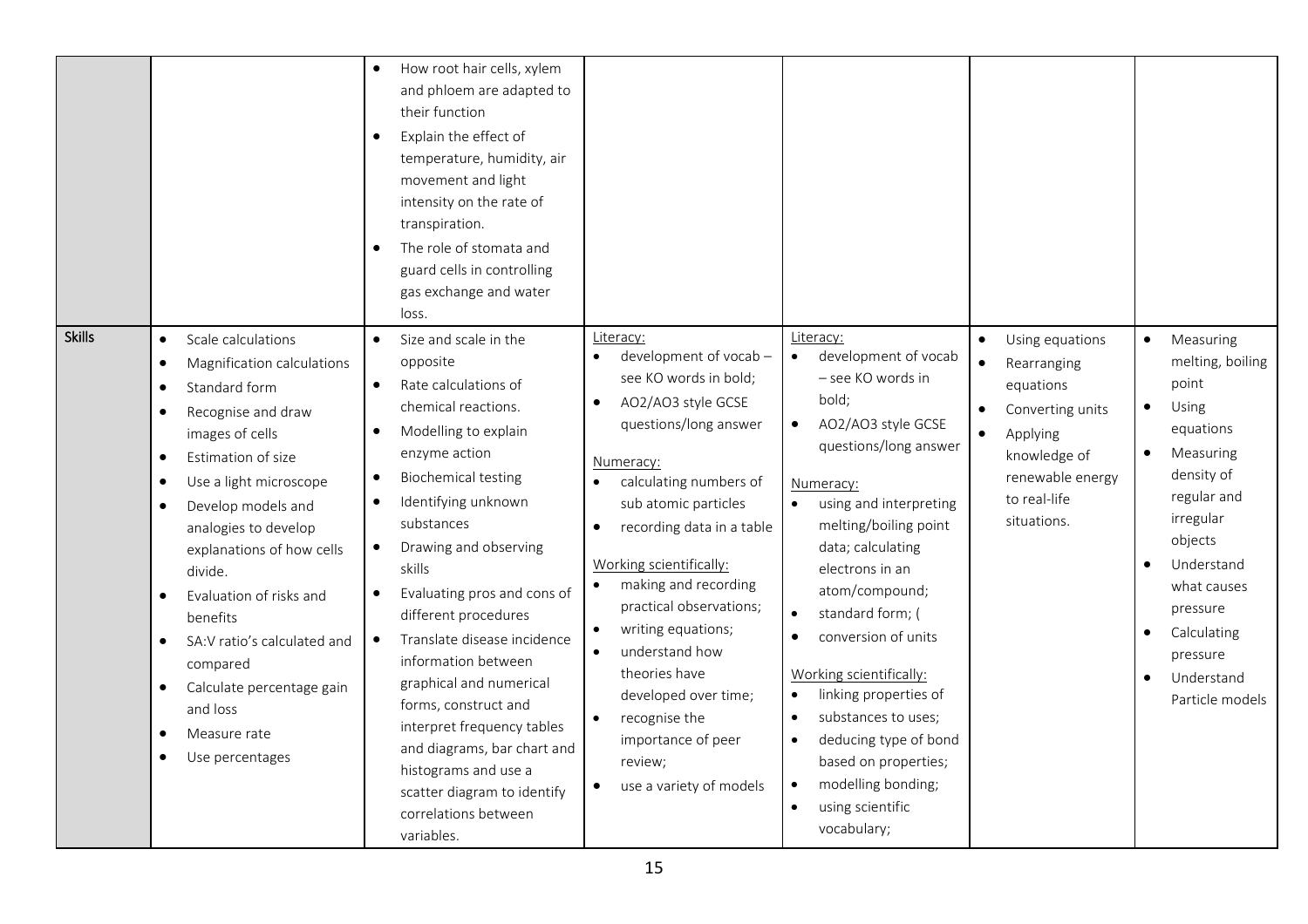| | | | | | | |
|---|---|---|---|---|---|---|
| | | • How root hair cells, xylem and phloem are adapted to their function<br>• Explain the effect of temperature, humidity, air movement and light intensity on the rate of transpiration.<br>• The role of stomata and guard cells in controlling gas exchange and water loss. | | | | |
| **Skills** | • Scale calculations<br>• Magnification calculations<br>• Standard form<br>• Recognise and draw images of cells<br>• Estimation of size<br>• Use a light microscope<br>• Develop models and analogies to develop explanations of how cells divide.<br>• Evaluation of risks and benefits<br>• SA:V ratio's calculated and compared<br>• Calculate percentage gain and loss<br>• Measure rate<br>• Use percentages | • Size and scale in the opposite<br>• Rate calculations of chemical reactions.<br>• Modelling to explain enzyme action<br>• Biochemical testing<br>• Identifying unknown substances<br>• Drawing and observing skills<br>• Evaluating pros and cons of different procedures<br>• Translate disease incidence information between graphical and numerical forms, construct and interpret frequency tables and diagrams, bar chart and histograms and use a scatter diagram to identify correlations between variables. | Literacy:<br>• development of vocab – see KO words in bold;<br>• AO2/AO3 style GCSE questions/long answer<br><br>Numeracy:<br>• calculating numbers of sub atomic particles<br>• recording data in a table<br><br>Working scientifically:<br>• making and recording practical observations;<br>• writing equations;<br>• understand how theories have developed over time;<br>• recognise the importance of peer review;<br>• use a variety of models | Literacy:<br>• development of vocab – see KO words in bold;<br>• AO2/AO3 style GCSE questions/long answer<br><br>Numeracy:<br>• using and interpreting melting/boiling point data; calculating electrons in an atom/compound;<br>• standard form; (<br>• conversion of units<br><br>Working scientifically:<br>• linking properties of<br>• substances to uses;<br>• deducing type of bond based on properties;<br>• modelling bonding;<br>• using scientific vocabulary; | • Using equations<br>• Rearranging equations<br>• Converting units<br>• Applying knowledge of renewable energy to real-life situations. | • Measuring melting, boiling point<br>• Using equations<br>• Measuring density of regular and irregular objects<br>• Understand what causes pressure<br>• Calculating pressure<br>• Understand Particle models |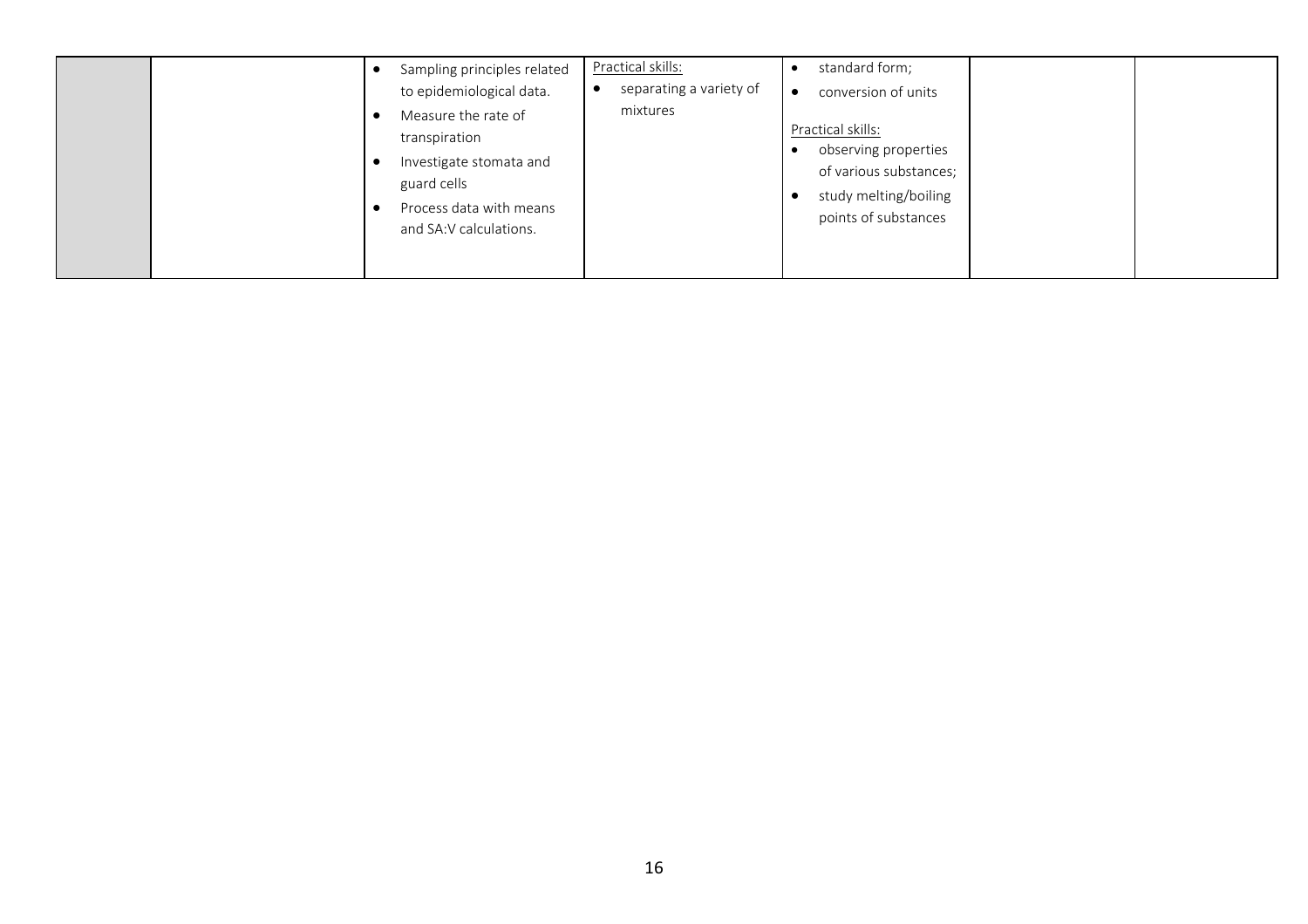|  |  |  |  |  |  |  |
|---|---|---|---|---|---|---|
|  |  | • Sampling principles related to epidemiological data.<br>• Measure the rate of transpiration<br>• Investigate stomata and guard cells<br>• Process data with means and SA:V calculations. | Practical skills:<br>• separating a variety of mixtures | • standard form;<br>• conversion of units<br><br>Practical skills:<br>• observing properties of various substances;<br>• study melting/boiling points of substances |  |  |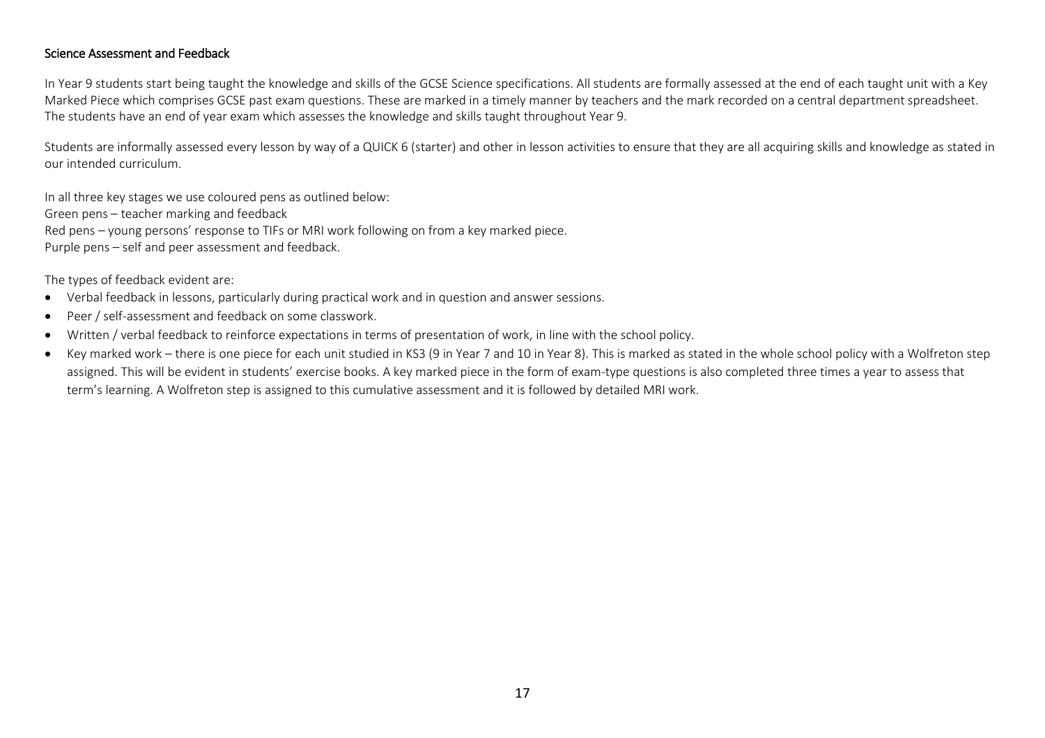## Science Assessment and Feedback

In Year 9 students start being taught the knowledge and skills of the GCSE Science specifications. All students are formally assessed at the end of each taught unit with a Key Marked Piece which comprises GCSE past exam questions. These are marked in a timely manner by teachers and the mark recorded on a central department spreadsheet. The students have an end of year exam which assesses the knowledge and skills taught throughout Year 9.

Students are informally assessed every lesson by way of a QUICK 6 (starter) and other in lesson activities to ensure that they are all acquiring skills and knowledge as stated in our intended curriculum.

In all three key stages we use coloured pens as outlined below:
Green pens – teacher marking and feedback
Red pens – young persons' response to TIFs or MRI work following on from a key marked piece.
Purple pens – self and peer assessment and feedback.

The types of feedback evident are:

- Verbal feedback in lessons, particularly during practical work and in question and answer sessions.
- Peer / self-assessment and feedback on some classwork.
- Written / verbal feedback to reinforce expectations in terms of presentation of work, in line with the school policy.
- Key marked work – there is one piece for each unit studied in KS3 (9 in Year 7 and 10 in Year 8). This is marked as stated in the whole school policy with a Wolfreton step assigned. This will be evident in students' exercise books. A key marked piece in the form of exam-type questions is also completed three times a year to assess that term's learning. A Wolfreton step is assigned to this cumulative assessment and it is followed by detailed MRI work.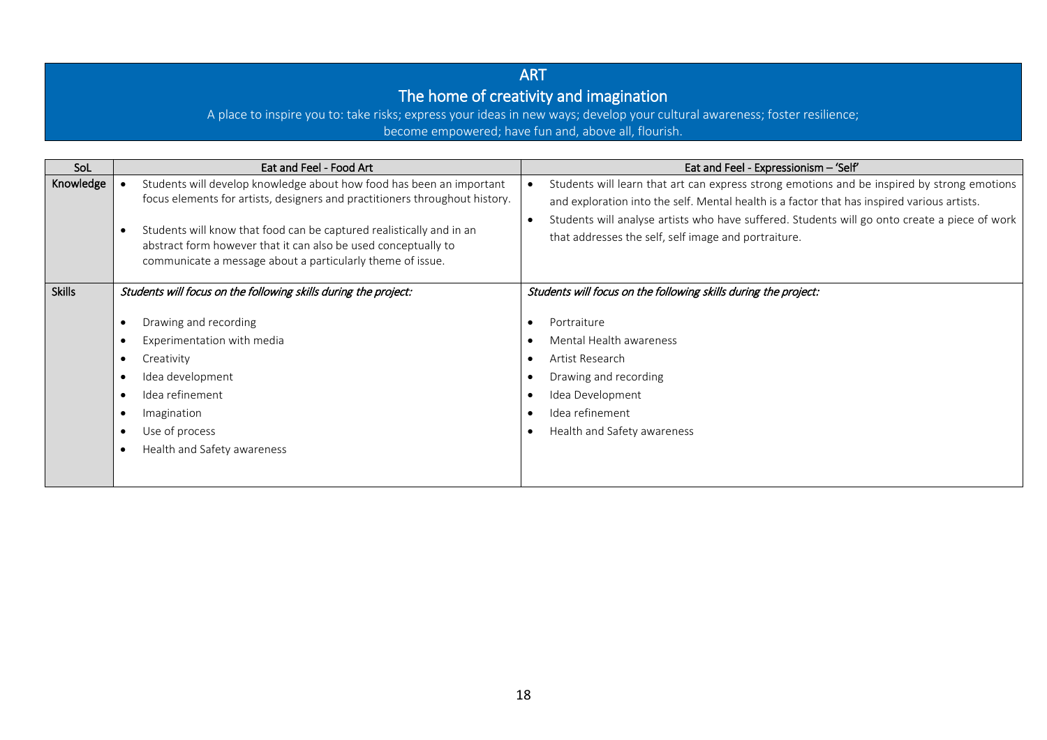# ART

## The home of creativity and imagination

A place to inspire you to: take risks; express your ideas in new ways; develop your cultural awareness; foster resilience; become empowered; have fun and, above all, flourish.

| SoL | Eat and Feel - Food Art | Eat and Feel - Expressionism – 'Self' |
|---|---|---|
| Knowledge | • Students will develop knowledge about how food has been an important focus elements for artists, designers and practitioners throughout history.<br><br>• Students will know that food can be captured realistically and in an abstract form however that it can also be used conceptually to communicate a message about a particularly theme of issue. | • Students will learn that art can express strong emotions and be inspired by strong emotions and exploration into the self. Mental health is a factor that has inspired various artists.<br>• Students will analyse artists who have suffered. Students will go onto create a piece of work that addresses the self, self image and portraiture. |
| Skills | *Students will focus on the following skills during the project:*<br><br>• Drawing and recording<br>• Experimentation with media<br>• Creativity<br>• Idea development<br>• Idea refinement<br>• Imagination<br>• Use of process<br>• Health and Safety awareness | *Students will focus on the following skills during the project:*<br><br>• Portraiture<br>• Mental Health awareness<br>• Artist Research<br>• Drawing and recording<br>• Idea Development<br>• Idea refinement<br>• Health and Safety awareness |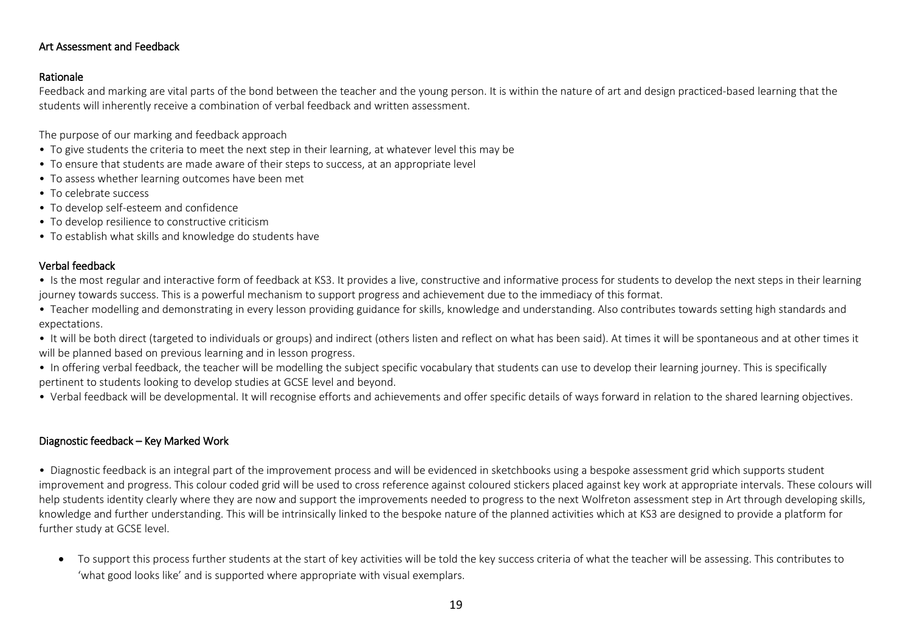## Art Assessment and Feedback

### Rationale

Feedback and marking are vital parts of the bond between the teacher and the young person. It is within the nature of art and design practiced-based learning that the students will inherently receive a combination of verbal feedback and written assessment.

The purpose of our marking and feedback approach

- To give students the criteria to meet the next step in their learning, at whatever level this may be
- To ensure that students are made aware of their steps to success, at an appropriate level
- To assess whether learning outcomes have been met
- To celebrate success
- To develop self-esteem and confidence
- To develop resilience to constructive criticism
- To establish what skills and knowledge do students have

### Verbal feedback

- Is the most regular and interactive form of feedback at KS3. It provides a live, constructive and informative process for students to develop the next steps in their learning journey towards success. This is a powerful mechanism to support progress and achievement due to the immediacy of this format.
- Teacher modelling and demonstrating in every lesson providing guidance for skills, knowledge and understanding. Also contributes towards setting high standards and expectations.
- It will be both direct (targeted to individuals or groups) and indirect (others listen and reflect on what has been said). At times it will be spontaneous and at other times it will be planned based on previous learning and in lesson progress.
- In offering verbal feedback, the teacher will be modelling the subject specific vocabulary that students can use to develop their learning journey. This is specifically pertinent to students looking to develop studies at GCSE level and beyond.
- Verbal feedback will be developmental. It will recognise efforts and achievements and offer specific details of ways forward in relation to the shared learning objectives.

### Diagnostic feedback – Key Marked Work

- Diagnostic feedback is an integral part of the improvement process and will be evidenced in sketchbooks using a bespoke assessment grid which supports student improvement and progress. This colour coded grid will be used to cross reference against coloured stickers placed against key work at appropriate intervals. These colours will help students identity clearly where they are now and support the improvements needed to progress to the next Wolfreton assessment step in Art through developing skills, knowledge and further understanding. This will be intrinsically linked to the bespoke nature of the planned activities which at KS3 are designed to provide a platform for further study at GCSE level.

  - To support this process further students at the start of key activities will be told the key success criteria of what the teacher will be assessing. This contributes to 'what good looks like' and is supported where appropriate with visual exemplars.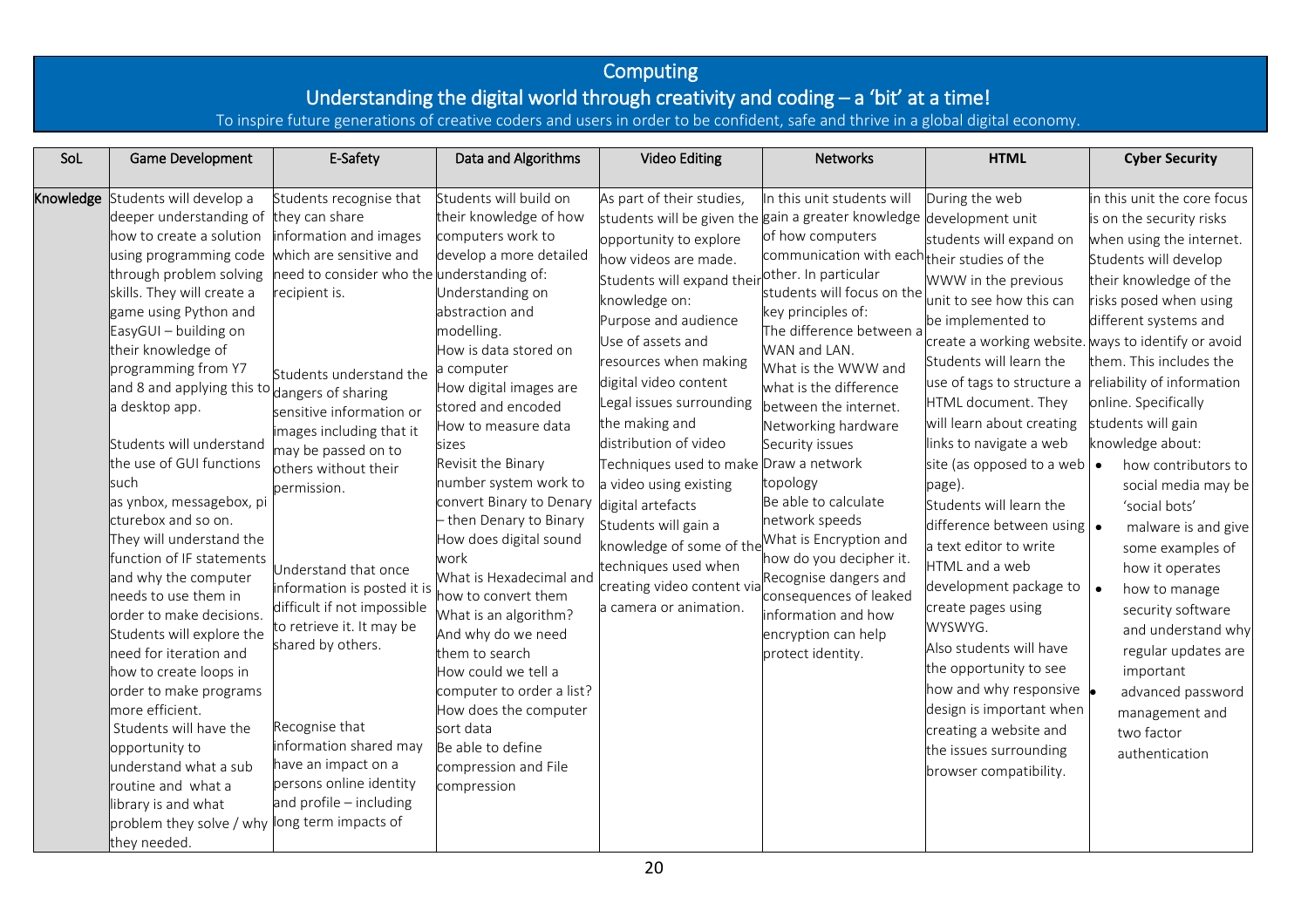# Computing

## Understanding the digital world through creativity and coding – a 'bit' at a time!

To inspire future generations of creative coders and users in order to be confident, safe and thrive in a global digital economy.

| SoL | Game Development | E-Safety | Data and Algorithms | Video Editing | Networks | HTML | Cyber Security |
|---|---|---|---|---|---|---|---|
| Knowledge | Students will develop a deeper understanding of how to create a solution using programming code through problem solving skills. They will create a game using Python and EasyGUI – building on their knowledge of programming from Y7 and 8 and applying this to a desktop app.<br><br>Students will understand the use of GUI functions such as ynbox, messagebox, picturebox and so on.<br>They will understand the function of IF statements and why the computer needs to use them in order to make decisions.<br>Students will explore the need for iteration and how to create loops in order to make programs more efficient.<br>Students will have the opportunity to understand what a sub routine and what a library is and what problem they solve / why they needed. | Students recognise that they can share information and images which are sensitive and need to consider who the recipient is.<br><br>Students understand the dangers of sharing sensitive information or images including that it may be passed on to others without their permission.<br><br>Understand that once information is posted it is difficult if not impossible to retrieve it. It may be shared by others.<br><br>Recognise that information shared may have an impact on a persons online identity and profile – including long term impacts of | Students will build on their knowledge of how computers work to develop a more detailed understanding of:<br>Understanding on abstraction and modelling.<br>How is data stored on a computer<br>How digital images are stored and encoded<br>How to measure data sizes<br>Revisit the Binary number system work to convert Binary to Denary – then Denary to Binary<br>How does digital sound work<br>What is Hexadecimal and how to convert them<br>What is an algorithm? And why do we need them to search<br>How could we tell a computer to order a list?<br>How does the computer sort data<br>Be able to define compression and File compression | As part of their studies, students will be given the opportunity to explore how videos are made. Students will expand their knowledge on:<br>Purpose and audience<br>Use of assets and resources when making digital video content<br>Legal issues surrounding the making and distribution of video<br>Techniques used to make a video using existing digital artefacts<br>Students will gain a knowledge of some of the techniques used when creating video content via a camera or animation. | In this unit students will gain a greater knowledge of how computers communication with each other. In particular students will focus on the key principles of:<br>The difference between a WAN and LAN.<br>What is the WWW and what is the difference between the internet.<br>Networking hardware<br>Security issues<br>Draw a network topology<br>Be able to calculate network speeds<br>What is Encryption and how do you decipher it.<br>Recognise dangers and consequences of leaked information and how encryption can help protect identity. | During the web development unit students will expand on their studies of the WWW in the previous unit to see how this can be implemented to create a working website. Students will learn the use of tags to structure a HTML document. They will learn about creating links to navigate a web site (as opposed to a web page).<br>Students will learn the difference between using a text editor to write HTML and a web development package to create pages using WYSWYG.<br>Also students will have the opportunity to see how and why responsive design is important when creating a website and the issues surrounding browser compatibility. | in this unit the core focus is on the security risks when using the internet. Students will develop their knowledge of the risks posed when using different systems and ways to identify or avoid them. This includes the reliability of information online. Specifically students will gain knowledge about:<br>• how contributors to social media may be 'social bots'<br>• malware is and give some examples of how it operates<br>• how to manage security software and understand why regular updates are important<br>• advanced password management and two factor authentication |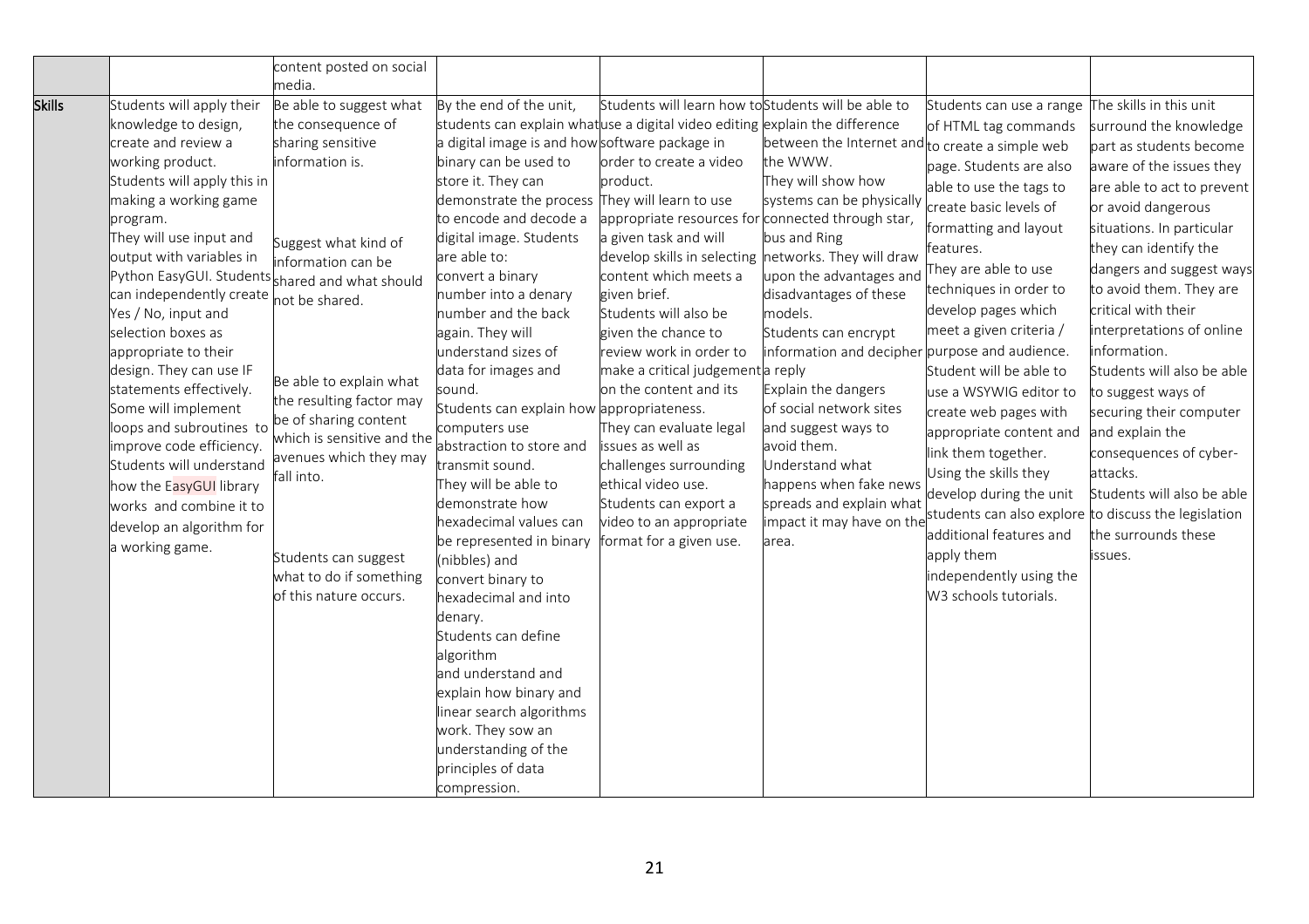| | | | | | | | |
|---|---|---|---|---|---|---|---|
| | | content posted on social media. | | | | | |
| **Skills** | Students will apply their knowledge to design, create and review a working product. Students will apply this in making a working game program. They will use input and output with variables in Python EasyGUI. Students can independently create Yes / No, input and selection boxes as appropriate to their design. They can use IF statements effectively. Some will implement loops and subroutines to improve code efficiency. Students will understand how the EasyGUI library works and combine it to develop an algorithm for a working game. | Be able to suggest what the consequence of sharing sensitive information is. Suggest what kind of information can be shared and what should not be shared. Be able to explain what the resulting factor may be of sharing content which is sensitive and the avenues which they may fall into. Students can suggest what to do if something of this nature occurs. | By the end of the unit, students can explain what a digital image is and how binary can be used to store it. They can demonstrate the process to encode and decode a digital image. Students are able to: convert a binary number into a denary number and the back again. They will understand sizes of data for images and sound. Students can explain how computers use abstraction to store and transmit sound. They will be able to demonstrate how hexadecimal values can be represented in binary (nibbles) and convert binary to hexadecimal and into denary. Students can define algorithm and understand and explain how binary and linear search algorithms work. They sow an understanding of the principles of data compression. | Students will learn how to use a digital video editing software package in order to create a video product. They will learn to use appropriate resources for a given task and will develop skills in selecting content which meets a given brief. Students will also be given the chance to review work in order to make a critical judgement on the content and its appropriateness. They can evaluate legal issues as well as challenges surrounding ethical video use. Students can export a video to an appropriate format for a given use. | Students will be able to explain the difference between the Internet and the WWW. They will show how systems can be physically connected through star, bus and Ring networks. They will draw upon the advantages and disadvantages of these models. Students can encrypt information and decipher a reply Explain the dangers of social network sites and suggest ways to avoid them. Understand what happens when fake news spreads and explain what impact it may have on the area. | Students can use a range of HTML tag commands to create a simple web page. Students are also able to use the tags to create basic levels of formatting and layout features. They are able to use techniques in order to develop pages which meet a given criteria / purpose and audience. Student will be able to use a WSYWIG editor to create web pages with appropriate content and link them together. Using the skills they develop during the unit students can also explore additional features and apply them independently using the W3 schools tutorials. | The skills in this unit surround the knowledge part as students become aware of the issues they are able to act to prevent or avoid dangerous situations. In particular they can identify the dangers and suggest ways to avoid them. They are critical with their interpretations of online information. Students will also be able to suggest ways of securing their computer and explain the consequences of cyber-attacks. Students will also be able to discuss the legislation the surrounds these issues. |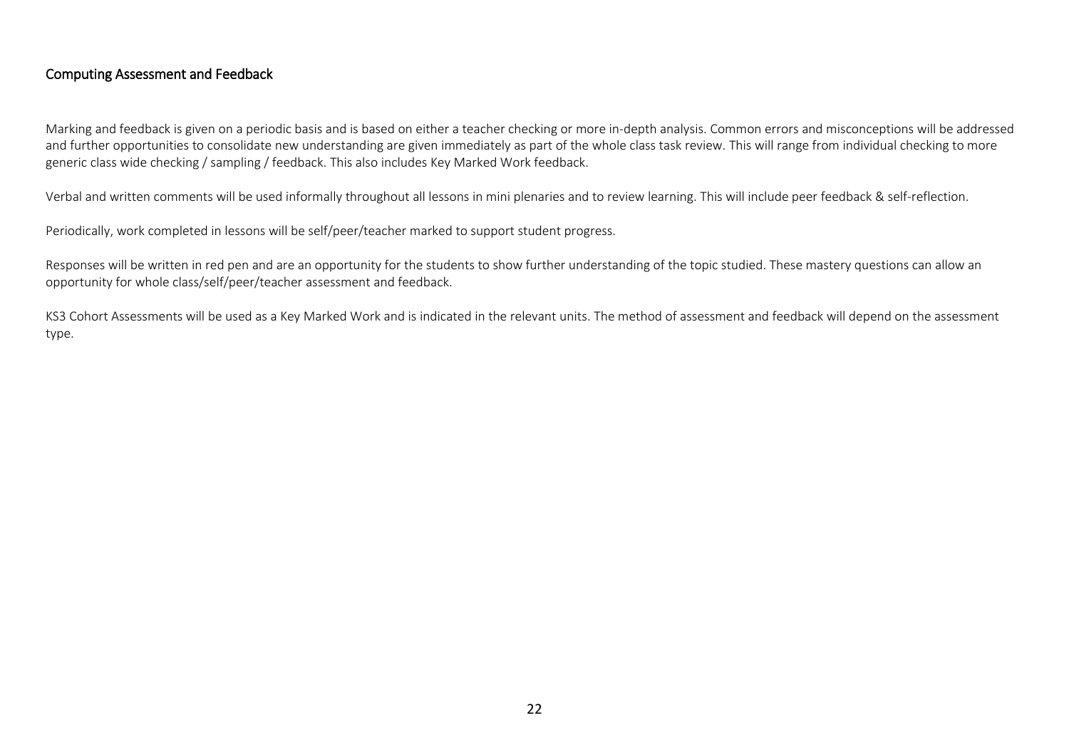## Computing Assessment and Feedback

Marking and feedback is given on a periodic basis and is based on either a teacher checking or more in-depth analysis. Common errors and misconceptions will be addressed and further opportunities to consolidate new understanding are given immediately as part of the whole class task review. This will range from individual checking to more generic class wide checking / sampling / feedback. This also includes Key Marked Work feedback.

Verbal and written comments will be used informally throughout all lessons in mini plenaries and to review learning. This will include peer feedback & self-reflection.

Periodically, work completed in lessons will be self/peer/teacher marked to support student progress.

Responses will be written in red pen and are an opportunity for the students to show further understanding of the topic studied. These mastery questions can allow an opportunity for whole class/self/peer/teacher assessment and feedback.

KS3 Cohort Assessments will be used as a Key Marked Work and is indicated in the relevant units. The method of assessment and feedback will depend on the assessment type.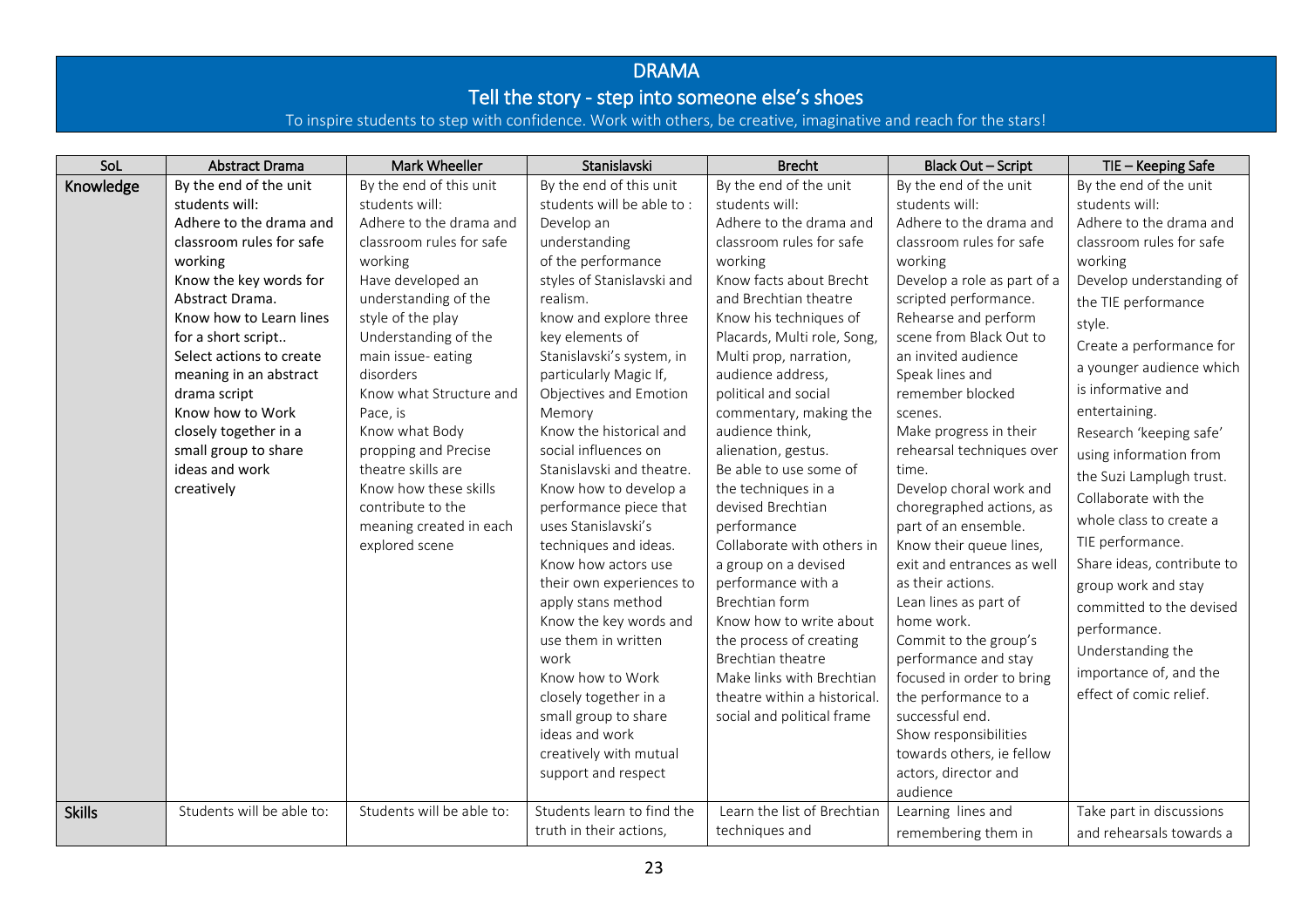# DRAMA

## Tell the story - step into someone else's shoes

To inspire students to step with confidence. Work with others, be creative, imaginative and reach for the stars!

| SoL | Abstract Drama | Mark Wheeller | Stanislavski | Brecht | Black Out – Script | TIE – Keeping Safe |
|---|---|---|---|---|---|---|
| **Knowledge** | By the end of the unit students will: Adhere to the drama and classroom rules for safe working Know the key words for Abstract Drama. Know how to Learn lines for a short script.. Select actions to create meaning in an abstract drama script Know how to Work closely together in a small group to share ideas and work creatively | By the end of this unit students will: Adhere to the drama and classroom rules for safe working Have developed an understanding of the style of the play Understanding of the main issue- eating disorders Know what Structure and Pace, is Know what Body propping and Precise theatre skills are Know how these skills contribute to the meaning created in each explored scene | By the end of this unit students will be able to : Develop an understanding of the performance styles of Stanislavski and realism. know and explore three key elements of Stanislavski's system, in particularly Magic If, Objectives and Emotion Memory Know the historical and social influences on Stanislavski and theatre. Know how to develop a performance piece that uses Stanislavski's techniques and ideas. Know how actors use their own experiences to apply stans method Know the key words and use them in written work Know how to Work closely together in a small group to share ideas and work creatively with mutual support and respect | By the end of the unit students will: Adhere to the drama and classroom rules for safe working Know facts about Brecht and Brechtian theatre Know his techniques of Placards, Multi role, Song, Multi prop, narration, audience address, political and social commentary, making the audience think, alienation, gestus. Be able to use some of the techniques in a devised Brechtian performance Collaborate with others in a group on a devised performance with a Brechtian form Know how to write about the process of creating Brechtian theatre Make links with Brechtian theatre within a historical. social and political frame | By the end of the unit students will: Adhere to the drama and classroom rules for safe working Develop a role as part of a scripted performance. Rehearse and perform scene from Black Out to an invited audience Speak lines and remember blocked scenes. Make progress in their rehearsal techniques over time. Develop choral work and choregraphed actions, as part of an ensemble. Know their queue lines, exit and entrances as well as their actions. Lean lines as part of home work. Commit to the group's performance and stay focused in order to bring the performance to a successful end. Show responsibilities towards others, ie fellow actors, director and audience | By the end of the unit students will: Adhere to the drama and classroom rules for safe working Develop understanding of the TIE performance style. Create a performance for a younger audience which is informative and entertaining. Research 'keeping safe' using information from the Suzi Lamplugh trust. Collaborate with the whole class to create a TIE performance. Share ideas, contribute to group work and stay committed to the devised performance. Understanding the importance of, and the effect of comic relief. |
| **Skills** | Students will be able to: | Students will be able to: | Students learn to find the truth in their actions, | Learn the list of Brechtian techniques and | Learning lines and remembering them in | Take part in discussions and rehearsals towards a |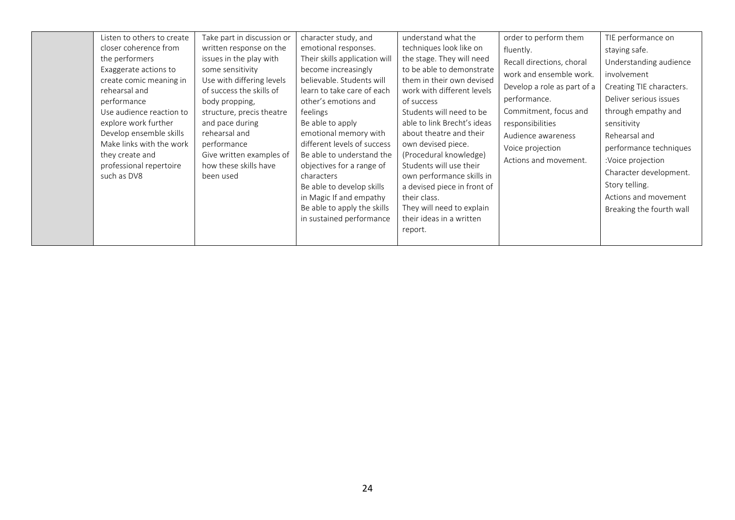|  |  |  |  |  |  |  |
|---|---|---|---|---|---|---|
|  | Listen to others to create closer coherence from the performers<br>Exaggerate actions to create comic meaning in rehearsal and performance<br>Use audience reaction to explore work further<br>Develop ensemble skills<br>Make links with the work they create and professional repertoire such as DV8 | Take part in discussion or written response on the issues in the play with some sensitivity<br>Use with differing levels of success the skills of body propping, structure, precis theatre and pace during rehearsal and performance<br>Give written examples of how these skills have been used | character study, and emotional responses. Their skills application will become increasingly believable. Students will learn to take care of each other's emotions and feelings<br>Be able to apply emotional memory with different levels of success<br>Be able to understand the objectives for a range of characters<br>Be able to develop skills in Magic If and empathy<br>Be able to apply the skills in sustained performance | understand what the techniques look like on the stage. They will need to be able to demonstrate them in their own devised work with different levels of success<br>Students will need to be able to link Brecht's ideas about theatre and their own devised piece. (Procedural knowledge)<br>Students will use their own performance skills in a devised piece in front of their class.<br>They will need to explain their ideas in a written report. | order to perform them fluently.<br>Recall directions, choral work and ensemble work.<br>Develop a role as part of a performance.<br>Commitment, focus and responsibilities<br>Audience awareness<br>Voice projection<br>Actions and movement. | TIE performance on staying safe.<br>Understanding audience involvement<br>Creating TIE characters.<br>Deliver serious issues through empathy and sensitivity<br>Rehearsal and performance techniques :Voice projection<br>Character development.<br>Story telling.<br>Actions and movement<br>Breaking the fourth wall |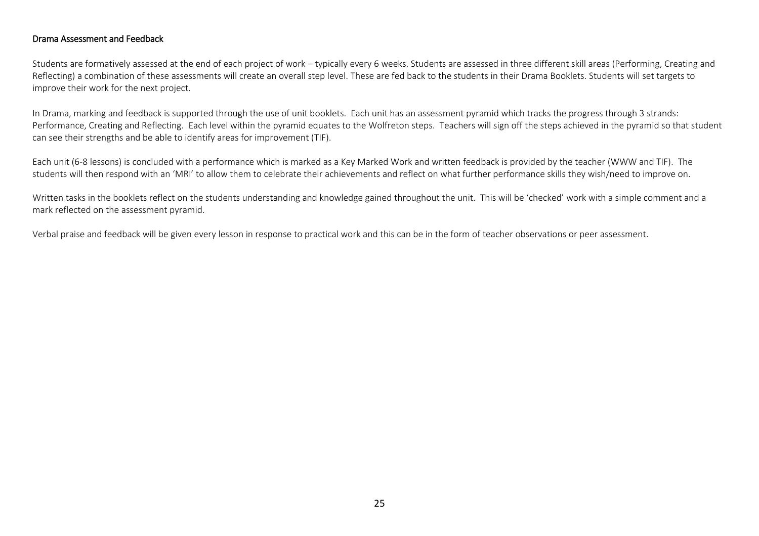## Drama Assessment and Feedback

Students are formatively assessed at the end of each project of work – typically every 6 weeks. Students are assessed in three different skill areas (Performing, Creating and Reflecting) a combination of these assessments will create an overall step level. These are fed back to the students in their Drama Booklets. Students will set targets to improve their work for the next project.

In Drama, marking and feedback is supported through the use of unit booklets. Each unit has an assessment pyramid which tracks the progress through 3 strands: Performance, Creating and Reflecting. Each level within the pyramid equates to the Wolfreton steps. Teachers will sign off the steps achieved in the pyramid so that student can see their strengths and be able to identify areas for improvement (TIF).

Each unit (6-8 lessons) is concluded with a performance which is marked as a Key Marked Work and written feedback is provided by the teacher (WWW and TIF). The students will then respond with an 'MRI' to allow them to celebrate their achievements and reflect on what further performance skills they wish/need to improve on.

Written tasks in the booklets reflect on the students understanding and knowledge gained throughout the unit. This will be 'checked' work with a simple comment and a mark reflected on the assessment pyramid.

Verbal praise and feedback will be given every lesson in response to practical work and this can be in the form of teacher observations or peer assessment.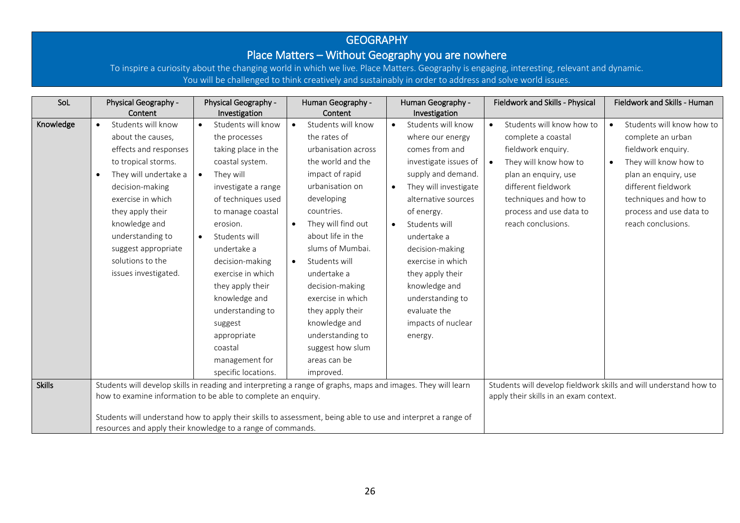# GEOGRAPHY

## Place Matters – Without Geography you are nowhere

To inspire a curiosity about the changing world in which we live. Place Matters. Geography is engaging, interesting, relevant and dynamic. You will be challenged to think creatively and sustainably in order to address and solve world issues.

| SoL | Physical Geography - Content | Physical Geography - Investigation | Human Geography - Content | Human Geography - Investigation | Fieldwork and Skills - Physical | Fieldwork and Skills - Human |
|---|---|---|---|---|---|---|
| **Knowledge** | • Students will know about the causes, effects and responses to tropical storms.<br>• They will undertake a decision-making exercise in which they apply their knowledge and understanding to suggest appropriate solutions to the issues investigated. | • Students will know the processes taking place in the coastal system.<br>• They will investigate a range of techniques used to manage coastal erosion.<br>• Students will undertake a decision-making exercise in which they apply their knowledge and understanding to suggest appropriate coastal management for specific locations. | • Students will know the rates of urbanisation across the world and the impact of rapid urbanisation on developing countries.<br>• They will find out about life in the slums of Mumbai.<br>• Students will undertake a decision-making exercise in which they apply their knowledge and understanding to suggest how slum areas can be improved. | • Students will know where our energy comes from and investigate issues of supply and demand.<br>• They will investigate alternative sources of energy.<br>• Students will undertake a decision-making exercise in which they apply their knowledge and understanding to evaluate the impacts of nuclear energy. | • Students will know how to complete a coastal fieldwork enquiry.<br>• They will know how to plan an enquiry, use different fieldwork techniques and how to process and use data to reach conclusions. | • Students will know how to complete an urban fieldwork enquiry.<br>• They will know how to plan an enquiry, use different fieldwork techniques and how to process and use data to reach conclusions. |
| **Skills** | Students will develop skills in reading and interpreting a range of graphs, maps and images. They will learn how to examine information to be able to complete an enquiry.<br><br>Students will understand how to apply their skills to assessment, being able to use and interpret a range of resources and apply their knowledge to a range of commands. | | | | Students will develop fieldwork skills and will understand how to apply their skills in an exam context. | |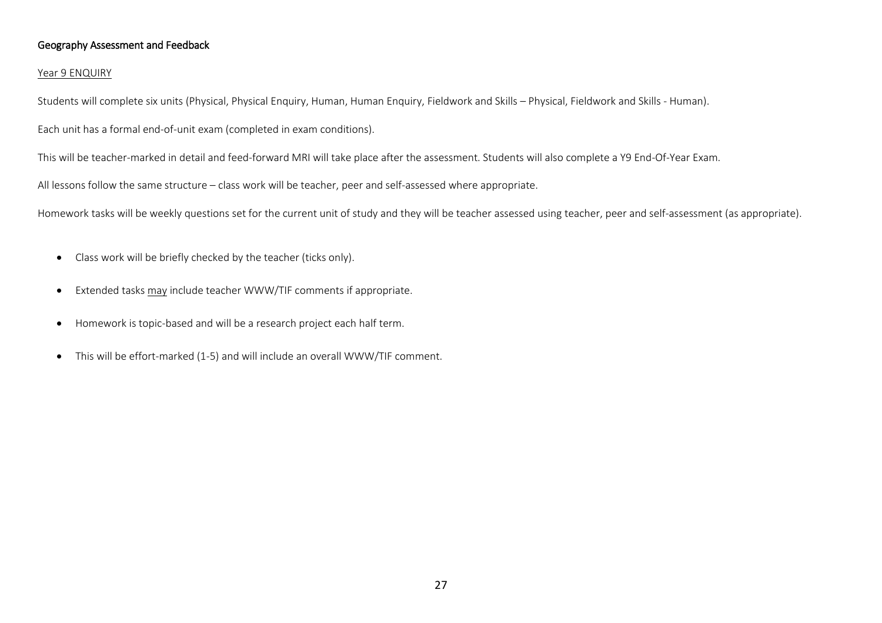## Geography Assessment and Feedback

### Year 9 ENQUIRY

Students will complete six units (Physical, Physical Enquiry, Human, Human Enquiry, Fieldwork and Skills – Physical, Fieldwork and Skills - Human).

Each unit has a formal end-of-unit exam (completed in exam conditions).

This will be teacher-marked in detail and feed-forward MRI will take place after the assessment. Students will also complete a Y9 End-Of-Year Exam.

All lessons follow the same structure – class work will be teacher, peer and self-assessed where appropriate.

Homework tasks will be weekly questions set for the current unit of study and they will be teacher assessed using teacher, peer and self-assessment (as appropriate).

- Class work will be briefly checked by the teacher (ticks only).
- Extended tasks may include teacher WWW/TIF comments if appropriate.
- Homework is topic-based and will be a research project each half term.
- This will be effort-marked (1-5) and will include an overall WWW/TIF comment.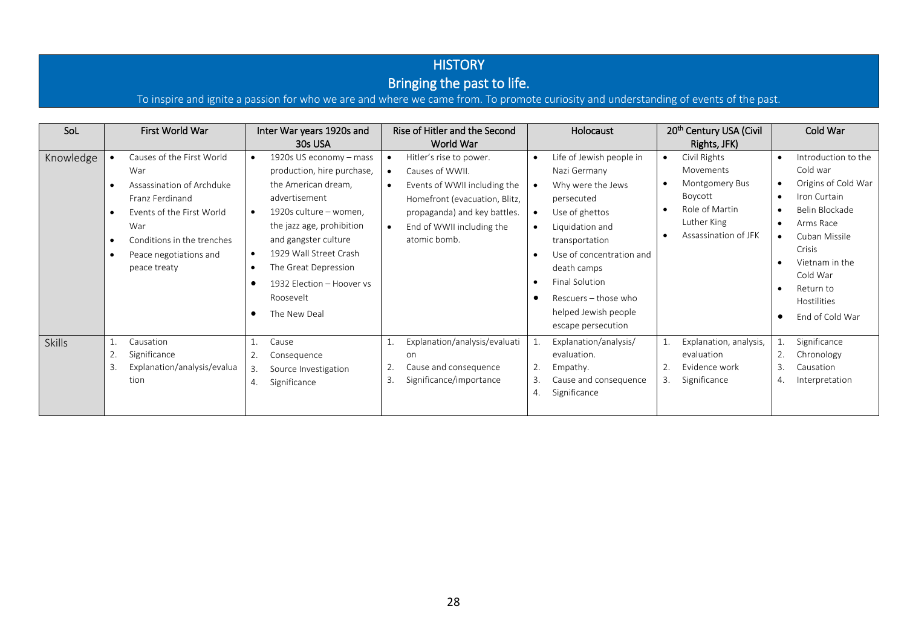# HISTORY

## Bringing the past to life.

To inspire and ignite a passion for who we are and where we came from. To promote curiosity and understanding of events of the past.

| SoL | First World War | Inter War years 1920s and 30s USA | Rise of Hitler and the Second World War | Holocaust | 20th Century USA (Civil Rights, JFK) | Cold War |
|---|---|---|---|---|---|---|
| Knowledge | • Causes of the First World War<br>• Assassination of Archduke Franz Ferdinand<br>• Events of the First World War<br>• Conditions in the trenches<br>• Peace negotiations and peace treaty | • 1920s US economy – mass production, hire purchase, the American dream, advertisement<br>• 1920s culture – women, the jazz age, prohibition and gangster culture<br>• 1929 Wall Street Crash<br>• The Great Depression<br>• 1932 Election – Hoover vs Roosevelt<br>• The New Deal | • Hitler's rise to power.<br>• Causes of WWII.<br>• Events of WWII including the Homefront (evacuation, Blitz, propaganda) and key battles.<br>• End of WWII including the atomic bomb. | • Life of Jewish people in Nazi Germany<br>• Why were the Jews persecuted<br>• Use of ghettos<br>• Liquidation and transportation<br>• Use of concentration and death camps<br>• Final Solution<br>• Rescuers – those who helped Jewish people escape persecution | • Civil Rights Movements<br>• Montgomery Bus Boycott<br>• Role of Martin Luther King<br>• Assassination of JFK | • Introduction to the Cold war<br>• Origins of Cold War<br>• Iron Curtain<br>• Belin Blockade<br>• Arms Race<br>• Cuban Missile Crisis<br>• Vietnam in the Cold War<br>• Return to Hostilities<br>• End of Cold War |
| Skills | 1. Causation<br>2. Significance<br>3. Explanation/analysis/evaluation | 1. Cause<br>2. Consequence<br>3. Source Investigation<br>4. Significance | 1. Explanation/analysis/evaluation<br>2. Cause and consequence<br>3. Significance/importance | 1. Explanation/analysis/ evaluation.<br>2. Empathy.<br>3. Cause and consequence<br>4. Significance | 1. Explanation, analysis, evaluation<br>2. Evidence work<br>3. Significance | 1. Significance<br>2. Chronology<br>3. Causation<br>4. Interpretation |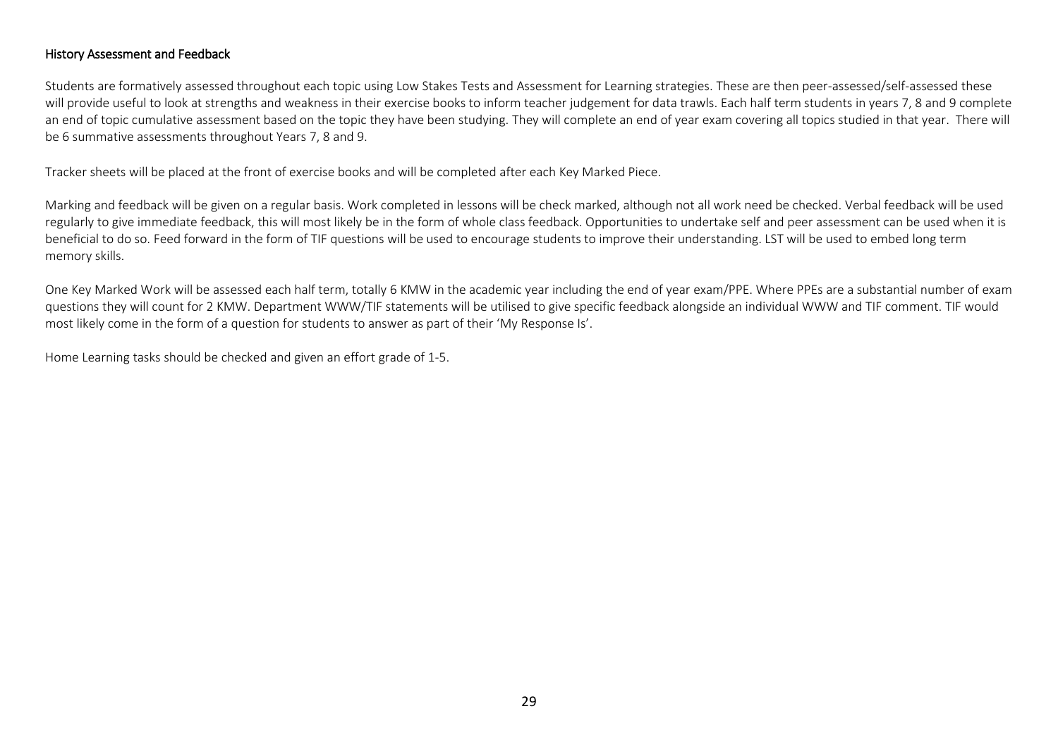## History Assessment and Feedback

Students are formatively assessed throughout each topic using Low Stakes Tests and Assessment for Learning strategies. These are then peer-assessed/self-assessed these will provide useful to look at strengths and weakness in their exercise books to inform teacher judgement for data trawls. Each half term students in years 7, 8 and 9 complete an end of topic cumulative assessment based on the topic they have been studying. They will complete an end of year exam covering all topics studied in that year. There will be 6 summative assessments throughout Years 7, 8 and 9.

Tracker sheets will be placed at the front of exercise books and will be completed after each Key Marked Piece.

Marking and feedback will be given on a regular basis. Work completed in lessons will be check marked, although not all work need be checked. Verbal feedback will be used regularly to give immediate feedback, this will most likely be in the form of whole class feedback. Opportunities to undertake self and peer assessment can be used when it is beneficial to do so. Feed forward in the form of TIF questions will be used to encourage students to improve their understanding. LST will be used to embed long term memory skills.

One Key Marked Work will be assessed each half term, totally 6 KMW in the academic year including the end of year exam/PPE. Where PPEs are a substantial number of exam questions they will count for 2 KMW. Department WWW/TIF statements will be utilised to give specific feedback alongside an individual WWW and TIF comment. TIF would most likely come in the form of a question for students to answer as part of their 'My Response Is'.

Home Learning tasks should be checked and given an effort grade of 1-5.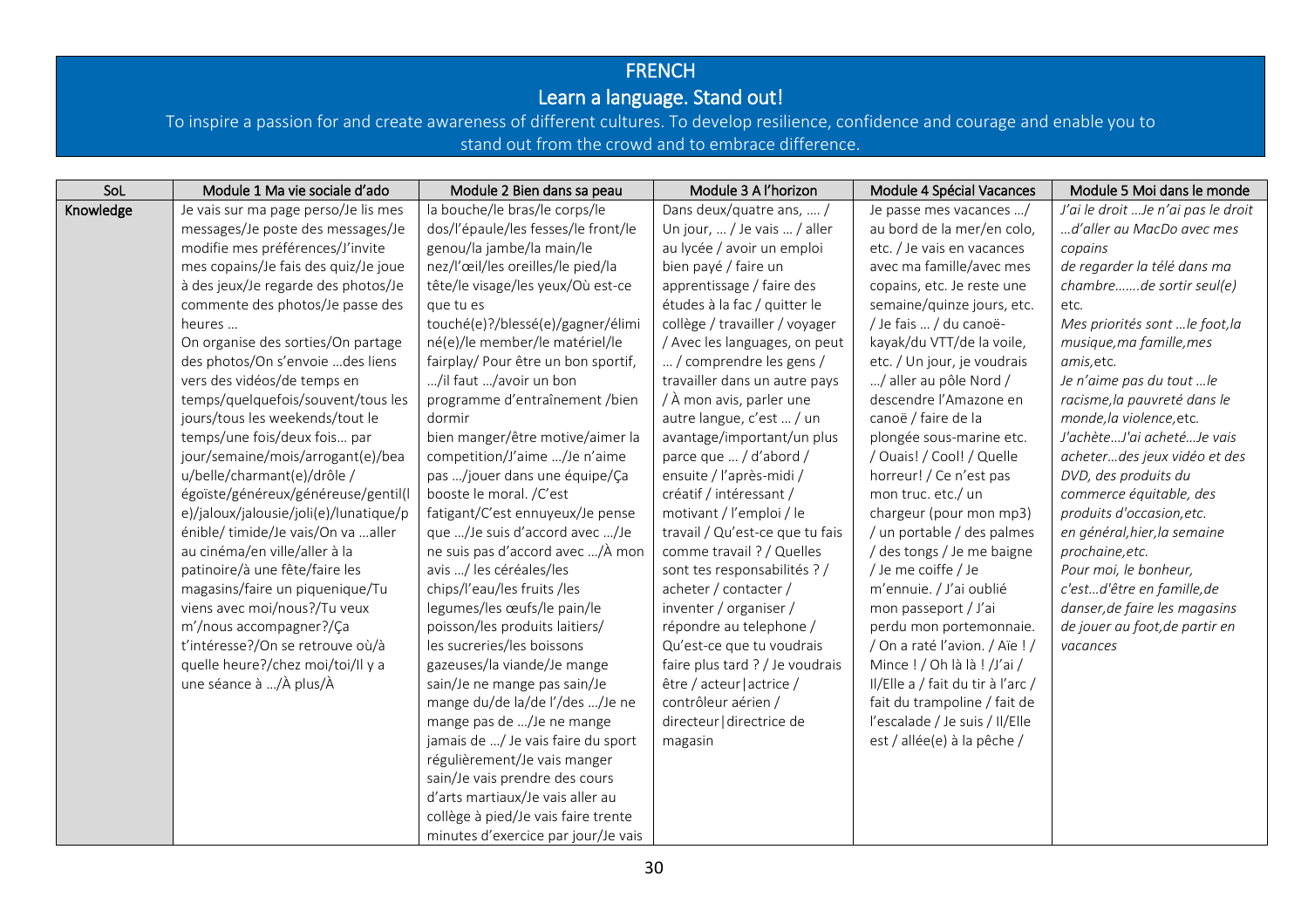# FRENCH

## Learn a language. Stand out!

To inspire a passion for and create awareness of different cultures. To develop resilience, confidence and courage and enable you to stand out from the crowd and to embrace difference.

| SoL | Module 1 Ma vie sociale d'ado | Module 2 Bien dans sa peau | Module 3 A l'horizon | Module 4 Spécial Vacances | Module 5 Moi dans le monde |
|---|---|---|---|---|---|
| Knowledge | Je vais sur ma page perso/Je lis mes messages/Je poste des messages/Je modifie mes préférences/J'invite mes copains/Je fais des quiz/Je joue à des jeux/Je regarde des photos/Je commente des photos/Je passe des heures …<br>On organise des sorties/On partage des photos/On s'envoie …des liens vers des vidéos/de temps en temps/quelquefois/souvent/tous les jours/tous les weekends/tout le temps/une fois/deux fois… par jour/semaine/mois/arrogant(e)/beau/belle/charmant(e)/drôle /égoïste/généreux/généreuse/gentil(le)/jaloux/jalousie/joli(e)/lunatique/pénible/ timide/Je vais/On va …aller au cinéma/en ville/aller à la patinoire/à une fête/faire les magasins/faire un piquenique/Tu viens avec moi/nous?/Tu veux m'/nous accompagner?/Ça t'intéresse?/On se retrouve où/à quelle heure?/chez moi/toi/Il y a une séance à …/À plus/À | la bouche/le bras/le corps/le dos/l'épaule/les fesses/le front/le genou/la jambe/la main/le nez/l'œil/les oreilles/le pied/la tête/le visage/les yeux/Où est-ce que tu es touché(e)?/blessé(e)/gagner/éliminé(e)/le member/le matériel/le fairplay/ Pour être un bon sportif, …/il faut …/avoir un bon programme d'entraînement /bien dormir<br>bien manger/être motive/aimer la competition/J'aime …/Je n'aime pas …/jouer dans une équipe/Ça booste le moral. /C'est fatigant/C'est ennuyeux/Je pense que …/Je suis d'accord avec …/Je ne suis pas d'accord avec …/À mon avis …/ les céréales/les chips/l'eau/les fruits /les legumes/les œufs/le pain/le poisson/les produits laitiers/ les sucreries/les boissons gazeuses/la viande/Je mange sain/Je ne mange pas sain/Je mange du/de la/de l'/des …/Je ne mange pas de …/Je ne mange jamais de …/ Je vais faire du sport régulièrement/Je vais manger sain/Je vais prendre des cours d'arts martiaux/Je vais aller au collège à pied/Je vais faire trente minutes d'exercice par jour/Je vais | Dans deux/quatre ans, …. / Un jour, … / Je vais … / aller au lycée / avoir un emploi bien payé / faire un apprentissage / faire des études à la fac / quitter le collège / travailler / voyager / Avec les languages, on peut … / comprendre les gens / travailler dans un autre pays / À mon avis, parler une autre langue, c'est … / un avantage/important/un plus parce que … / d'abord / ensuite / l'après-midi / créatif / intéressant / motivant / l'emploi / le travail / Qu'est-ce que tu fais comme travail ? / Quelles sont tes responsabilités ? / acheter / contacter / inventer / organiser / répondre au telephone / Qu'est-ce que tu voudrais faire plus tard ? / Je voudrais être / acteur\|actrice / contrôleur aérien / directeur\|directrice de magasin | Je passe mes vacances …/ au bord de la mer/en colo, etc. / Je vais en vacances avec ma famille/avec mes copains, etc. Je reste une semaine/quinze jours, etc. / Je fais … / du canoë-kayak/du VTT/de la voile, etc. / Un jour, je voudrais …/ aller au pôle Nord / descendre l'Amazone en canoë / faire de la plongée sous-marine etc. / Ouais! / Cool! / Quelle horreur! / Ce n'est pas mon truc. etc./ un chargeur (pour mon mp3) / un portable / des palmes / des tongs / Je me baigne / Je me coiffe / Je m'ennuie. / J'ai oublié mon passeport / J'ai perdu mon portemonnaie. / On a raté l'avion. / Aïe ! / Mince ! / Oh là là ! /J'ai / Il/Elle a / fait du tir à l'arc / fait du trampoline / fait de l'escalade / Je suis / Il/Elle est / allée(e) à la pêche / | *J'ai le droit …Je n'ai pas le droit …d'aller au MacDo avec mes copains*<br>*de regarder la télé dans ma chambre…….de sortir seul(e)* etc.<br>*Mes priorités sont …le foot,la musique,ma famille,mes amis,*etc.<br>*Je n'aime pas du tout …le racisme,la pauvreté dans le monde,la violence,*etc.<br>*J'achète…J'ai acheté…Je vais acheter…des jeux vidéo et des DVD, des produits du commerce équitable, des produits d'occasion,etc.*<br>*en général,hier,la semaine prochaine,etc.*<br>*Pour moi, le bonheur, c'est…d'être en famille,de danser,de faire les magasins de jouer au foot,de partir en vacances* |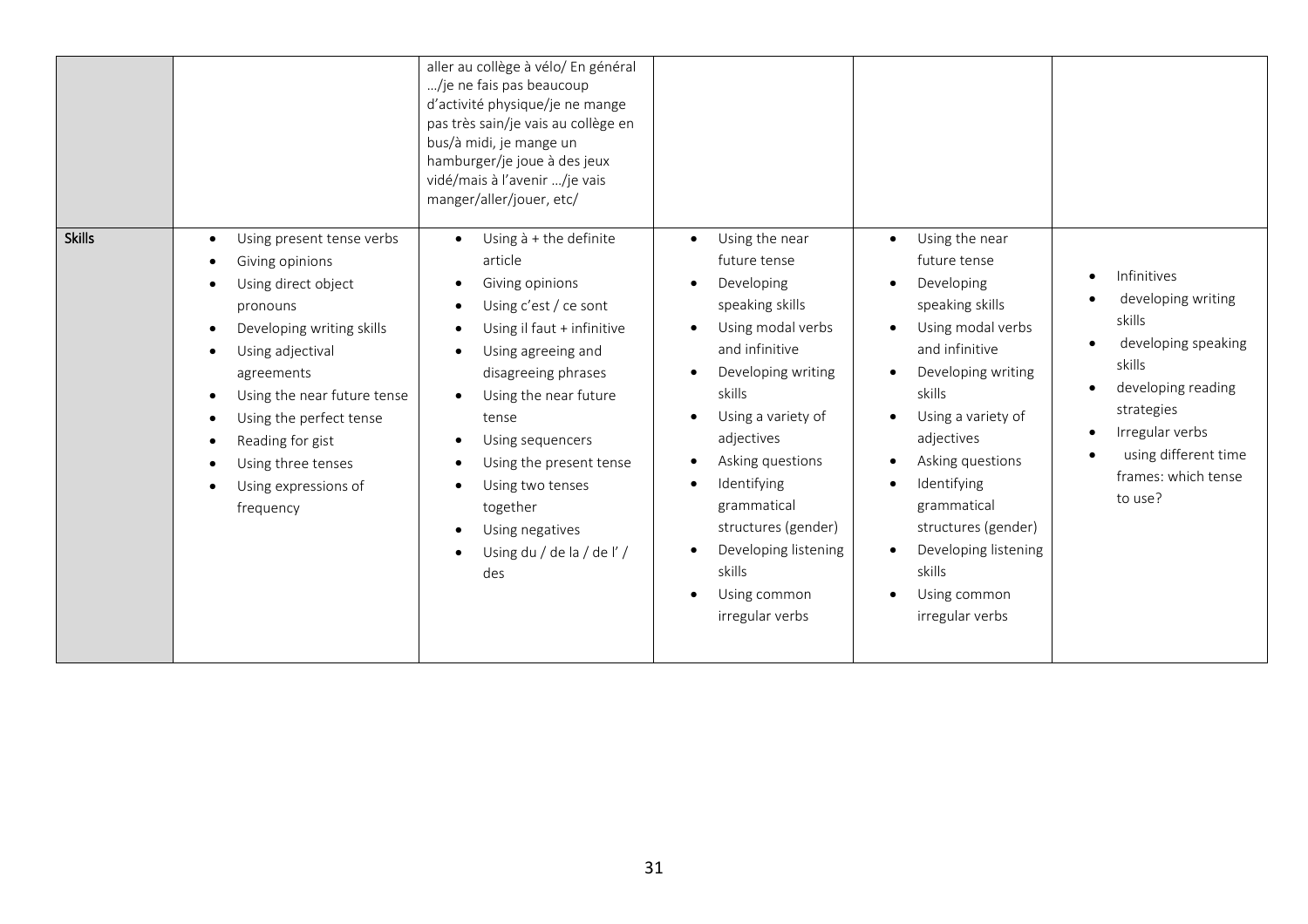|  |  | aller au collège à vélo/ En général …/je ne fais pas beaucoup d'activité physique/je ne mange pas très sain/je vais au collège en bus/à midi, je mange un hamburger/je joue à des jeux vidé/mais à l'avenir …/je vais manger/aller/jouer, etc/ |  |  |  |
|---|---|---|---|---|---|
| **Skills** | • Using present tense verbs<br>• Giving opinions<br>• Using direct object pronouns<br>• Developing writing skills<br>• Using adjectival agreements<br>• Using the near future tense<br>• Using the perfect tense<br>• Reading for gist<br>• Using three tenses<br>• Using expressions of frequency | • Using à + the definite article<br>• Giving opinions<br>• Using c'est / ce sont<br>• Using il faut + infinitive<br>• Using agreeing and disagreeing phrases<br>• Using the near future tense<br>• Using sequencers<br>• Using the present tense<br>• Using two tenses together<br>• Using negatives<br>• Using du / de la / de l' / des | • Using the near future tense<br>• Developing speaking skills<br>• Using modal verbs and infinitive<br>• Developing writing skills<br>• Using a variety of adjectives<br>• Asking questions<br>• Identifying grammatical structures (gender)<br>• Developing listening skills<br>• Using common irregular verbs | • Using the near future tense<br>• Developing speaking skills<br>• Using modal verbs and infinitive<br>• Developing writing skills<br>• Using a variety of adjectives<br>• Asking questions<br>• Identifying grammatical structures (gender)<br>• Developing listening skills<br>• Using common irregular verbs | • Infinitives<br>• developing writing skills<br>• developing speaking skills<br>• developing reading strategies<br>• Irregular verbs<br>• using different time frames: which tense to use? |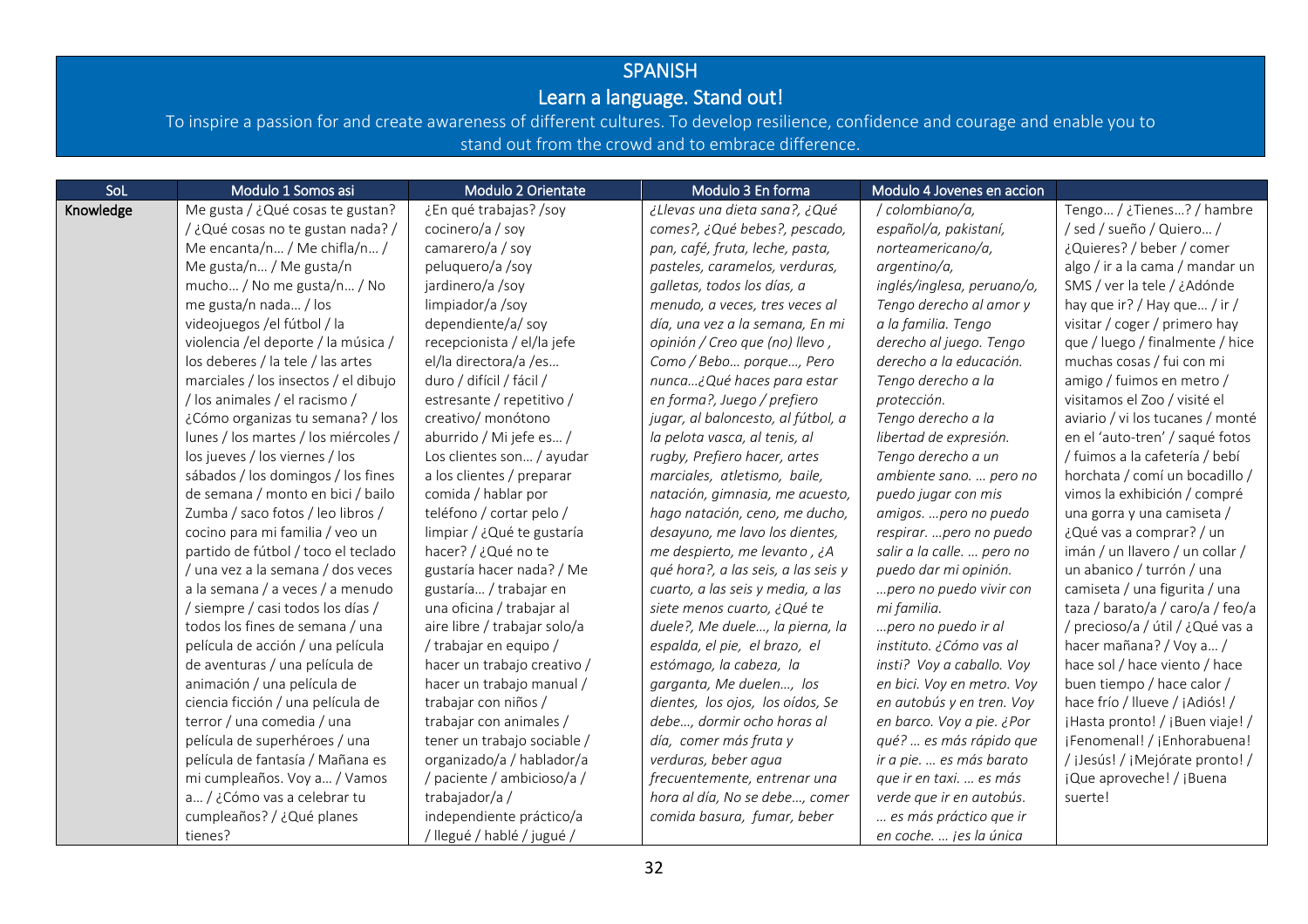# SPANISH

## Learn a language. Stand out!

To inspire a passion for and create awareness of different cultures. To develop resilience, confidence and courage and enable you to stand out from the crowd and to embrace difference.

| SoL | Modulo 1 Somos asi | Modulo 2 Orientate | Modulo 3 En forma | Modulo 4 Jovenes en accion | |
|---|---|---|---|---|---|
| Knowledge | Me gusta / ¿Qué cosas te gustan? / ¿Qué cosas no te gustan nada? / Me encanta/n… / Me chifla/n… / Me gusta/n… / Me gusta/n mucho… / No me gusta/n… / No me gusta/n nada… / los videojuegos /el fútbol / la violencia /el deporte / la música / los deberes / la tele / las artes marciales / los insectos / el dibujo / los animales / el racismo / ¿Cómo organizas tu semana? / los lunes / los martes / los miércoles / los jueves / los viernes / los sábados / los domingos / los fines de semana / monto en bici / bailo Zumba / saco fotos / leo libros / cocino para mi familia / veo un partido de fútbol / toco el teclado / una vez a la semana / dos veces a la semana / a veces / a menudo / siempre / casi todos los días / todos los fines de semana / una película de acción / una película de aventuras / una película de animación / una película de ciencia ficción / una película de terror / una comedia / una película de superhéroes / una película de fantasía / Mañana es mi cumpleaños. Voy a… / Vamos a… / ¿Cómo vas a celebrar tu cumpleaños? / ¿Qué planes tienes? | ¿En qué trabajas? /soy cocinero/a / soy camarero/a / soy peluquero/a /soy jardinero/a /soy limpiador/a /soy dependiente/a/ soy recepcionista / el/la jefe el/la directora/a /es… duro / difícil / fácil / estresante / repetitivo / creativo/ monótono aburrido / Mi jefe es… / Los clientes son… / ayudar a los clientes / preparar comida / hablar por teléfono / cortar pelo / limpiar / ¿Qué te gustaría hacer? / ¿Qué no te gustaría hacer nada? / Me gustaría… / trabajar en una oficina / trabajar al aire libre / trabajar solo/a / trabajar en equipo / hacer un trabajo creativo / hacer un trabajo manual / trabajar con niños / trabajar con animales / tener un trabajo sociable / organizado/a / hablador/a / paciente / ambicioso/a / trabajador/a / independiente práctico/a / llegué / hablé / jugué / | *¿Llevas una dieta sana?, ¿Qué comes?, ¿Qué bebes?, pescado, pan, café, fruta, leche, pasta, pasteles, caramelos, verduras, galletas, todos los días, a menudo, a veces, tres veces al día, una vez a la semana, En mi opinión / Creo que (no) llevo , Como / Bebo… porque…, Pero nunca…¿Qué haces para estar en forma?, Juego / prefiero jugar, al baloncesto, al fútbol, a la pelota vasca, al tenis, al rugby, Prefiero hacer, artes marciales, atletismo, baile, natación, gimnasia, me acuesto, hago natación, ceno, me ducho, desayuno, me lavo los dientes, me despierto, me levanto , ¿A qué hora?, a las seis, a las seis y cuarto, a las seis y media, a las siete menos cuarto, ¿Qué te duele?, Me duele…, la pierna, la espalda, el pie, el brazo, el estómago, la cabeza, la garganta, Me duelen…, los dientes, los ojos, los oídos, Se debe…, dormir ocho horas al día, comer más fruta y verduras, beber agua frecuentemente, entrenar una hora al día, No se debe…, comer comida basura, fumar, beber* | */ colombiano/a, español/a, pakistaní, norteamericano/a, argentino/a, inglés/inglesa, peruano/o, Tengo derecho al amor y a la familia. Tengo derecho al juego. Tengo derecho a la educación. Tengo derecho a la protección. Tengo derecho a la libertad de expresión. Tengo derecho a un ambiente sano. … pero no puedo jugar con mis amigos. …pero no puedo respirar. …pero no puedo salir a la calle. … pero no puedo dar mi opinión. …pero no puedo vivir con mi familia. …pero no puedo ir al instituto. ¿Cómo vas al insti? Voy a caballo. Voy en bici. Voy en metro. Voy en autobús y en tren. Voy en barco. Voy a pie. ¿Por qué? … es más rápido que ir a pie. … es más barato que ir en taxi. … es más verde que ir en autobús. … es más práctico que ir en coche. … ¡es la única* | Tengo… / ¿Tienes…? / hambre / sed / sueño / Quiero… / ¿Quieres? / beber / comer algo / ir a la cama / mandar un SMS / ver la tele / ¿Adónde hay que ir? / Hay que… / ir / visitar / coger / primero hay que / luego / finalmente / hice muchas cosas / fui con mi amigo / fuimos en metro / visitamos el Zoo / visité el aviario / vi los tucanes / monté en el 'auto-tren' / saqué fotos / fuimos a la cafetería / bebí horchata / comí un bocadillo / vimos la exhibición / compré una gorra y una camiseta / ¿Qué vas a comprar? / un imán / un llavero / un collar / un abanico / turrón / una figurita / una camiseta / una taza / barato/a / caro/a / feo/a / precioso/a / útil / ¿Qué vas a hacer mañana? / Voy a… / hace sol / hace viento / hace buen tiempo / hace calor / hace frío / llueve / ¡Adiós! / ¡Hasta pronto! / ¡Buen viaje! / ¡Fenomenal! / ¡Enhorabuena! / ¡Jesús! / ¡Mejórate pronto! / ¡Que aproveche! / ¡Buena suerte! |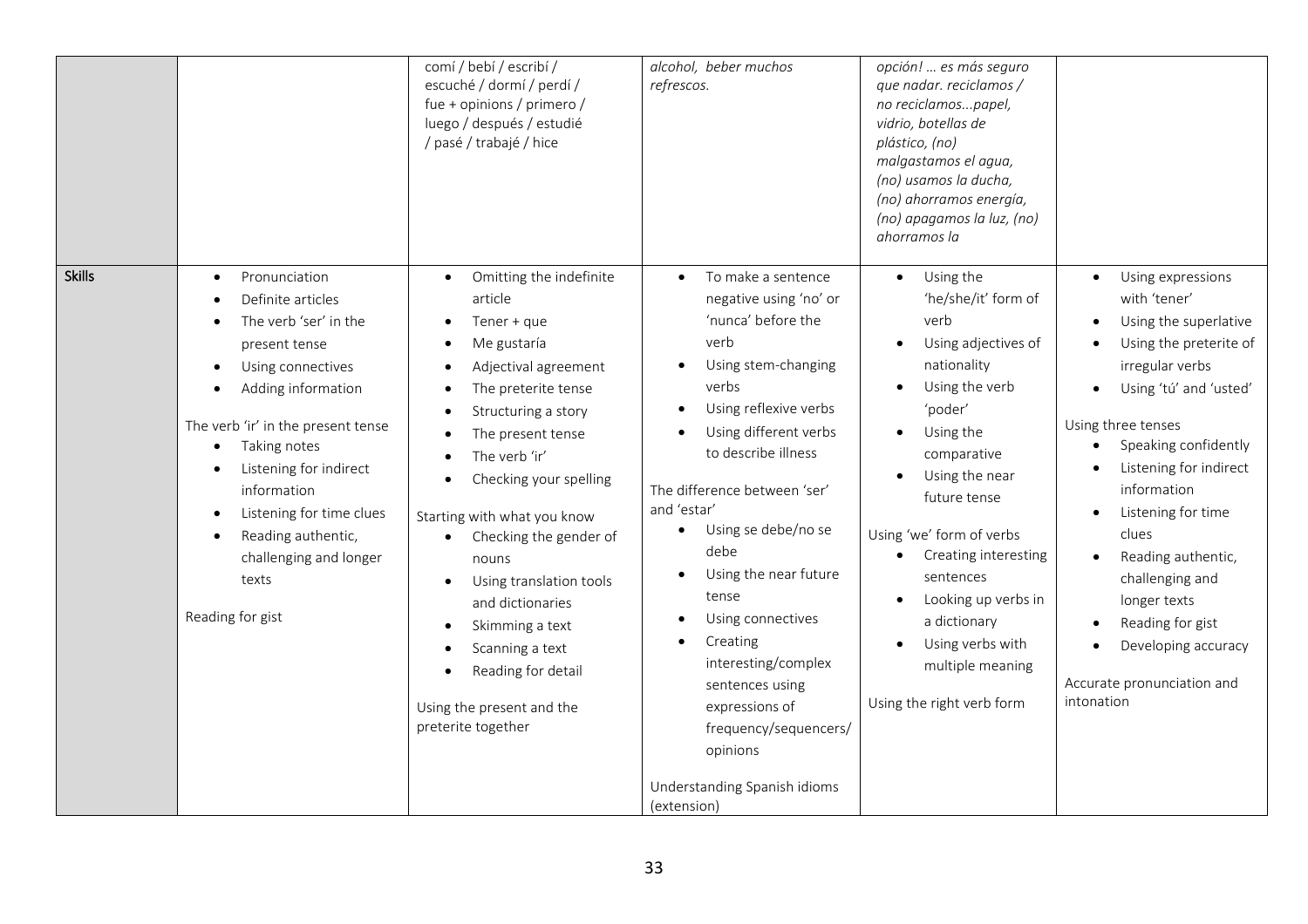| | | | | | |
|---|---|---|---|---|---|
| | | comí / bebí / escribí / escuché / dormí / perdí / fue + opinions / primero / luego / después / estudié / pasé / trabajé / hice | *alcohol, beber muchos refrescos.* | *opción! … es más seguro que nadar. reciclamos / no reciclamos...papel, vidrio, botellas de plástico, (no) malgastamos el agua, (no) usamos la ducha, (no) ahorramos energía, (no) apagamos la luz, (no) ahorramos la* | |
| **Skills** | • Pronunciation<br>• Definite articles<br>• The verb 'ser' in the present tense<br>• Using connectives<br>• Adding information<br><br>The verb 'ir' in the present tense<br>• Taking notes<br>• Listening for indirect information<br>• Listening for time clues<br>• Reading authentic, challenging and longer texts<br><br>Reading for gist | • Omitting the indefinite article<br>• Tener + que<br>• Me gustaría<br>• Adjectival agreement<br>• The preterite tense<br>• Structuring a story<br>• The present tense<br>• The verb 'ir'<br>• Checking your spelling<br><br>Starting with what you know<br>• Checking the gender of nouns<br>• Using translation tools and dictionaries<br>• Skimming a text<br>• Scanning a text<br>• Reading for detail<br><br>Using the present and the preterite together | • To make a sentence negative using 'no' or 'nunca' before the verb<br>• Using stem-changing verbs<br>• Using reflexive verbs<br>• Using different verbs to describe illness<br><br>The difference between 'ser' and 'estar'<br>• Using se debe/no se debe<br>• Using the near future tense<br>• Using connectives<br>• Creating interesting/complex sentences using expressions of frequency/sequencers/ opinions<br><br>Understanding Spanish idioms (extension) | • Using the 'he/she/it' form of verb<br>• Using adjectives of nationality<br>• Using the verb 'poder'<br>• Using the comparative<br>• Using the near future tense<br><br>Using 'we' form of verbs<br>• Creating interesting sentences<br>• Looking up verbs in a dictionary<br>• Using verbs with multiple meaning<br><br>Using the right verb form | • Using expressions with 'tener'<br>• Using the superlative<br>• Using the preterite of irregular verbs<br>• Using 'tú' and 'usted'<br><br>Using three tenses<br>• Speaking confidently<br>• Listening for indirect information<br>• Listening for time clues<br>• Reading authentic, challenging and longer texts<br>• Reading for gist<br>• Developing accuracy<br><br>Accurate pronunciation and intonation |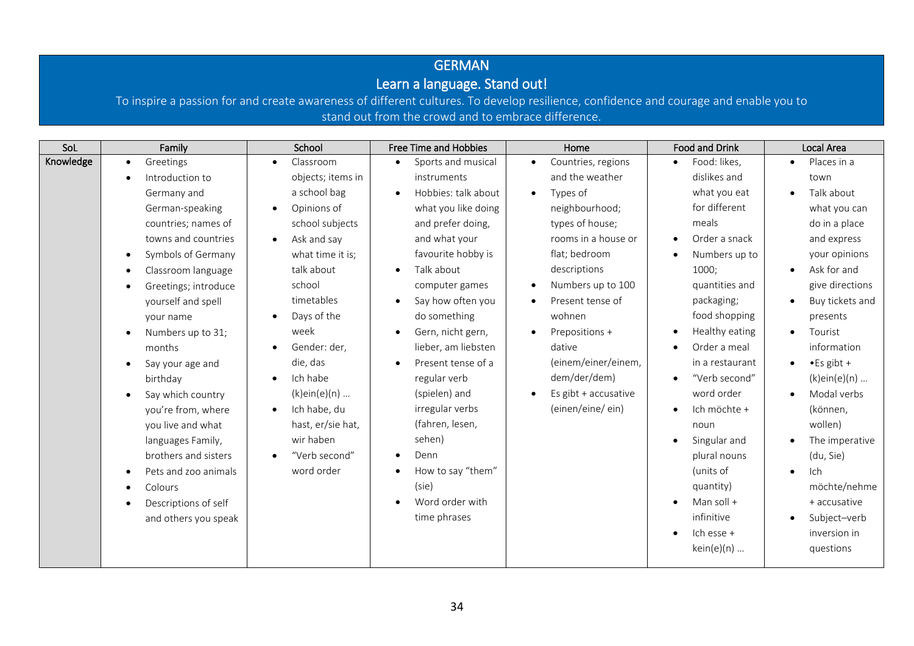# GERMAN

## Learn a language. Stand out!

To inspire a passion for and create awareness of different cultures. To develop resilience, confidence and courage and enable you to stand out from the crowd and to embrace difference.

| SoL | Family | School | Free Time and Hobbies | Home | Food and Drink | Local Area |
|---|---|---|---|---|---|---|
| Knowledge | • Greetings<br>• Introduction to Germany and German-speaking countries; names of towns and countries<br>• Symbols of Germany<br>• Classroom language<br>• Greetings; introduce yourself and spell your name<br>• Numbers up to 31; months<br>• Say your age and birthday<br>• Say which country you're from, where you live and what languages Family, brothers and sisters<br>• Pets and zoo animals<br>• Colours<br>• Descriptions of self and others you speak | • Classroom objects; items in a school bag<br>• Opinions of school subjects<br>• Ask and say what time it is; talk about school timetables<br>• Days of the week<br>• Gender: der, die, das<br>• Ich habe (k)ein(e)(n) …<br>• Ich habe, du hast, er/sie hat, wir haben<br>• "Verb second" word order | • Sports and musical instruments<br>• Hobbies: talk about what you like doing and prefer doing, and what your favourite hobby is<br>• Talk about computer games<br>• Say how often you do something<br>• Gern, nicht gern, lieber, am liebsten<br>• Present tense of a regular verb (spielen) and irregular verbs (fahren, lesen, sehen)<br>• Denn<br>• How to say "them" (sie)<br>• Word order with time phrases | • Countries, regions and the weather<br>• Types of neighbourhood; types of house; rooms in a house or flat; bedroom descriptions<br>• Numbers up to 100<br>• Present tense of wohnen<br>• Prepositions + dative (einem/einer/einem, dem/der/dem)<br>• Es gibt + accusative (einen/eine/ ein) | • Food: likes, dislikes and what you eat for different meals<br>• Order a snack<br>• Numbers up to 1000; quantities and packaging; food shopping<br>• Healthy eating<br>• Order a meal in a restaurant<br>• "Verb second" word order<br>• Ich möchte + noun<br>• Singular and plural nouns (units of quantity)<br>• Man soll + infinitive<br>• Ich esse + kein(e)(n) … | • Places in a town<br>• Talk about what you can do in a place and express your opinions<br>• Ask for and give directions<br>• Buy tickets and presents<br>• Tourist information<br>• •Es gibt + (k)ein(e)(n) …<br>• Modal verbs (können, wollen)<br>• The imperative (du, Sie)<br>• Ich möchte/nehme + accusative<br>• Subject–verb inversion in questions |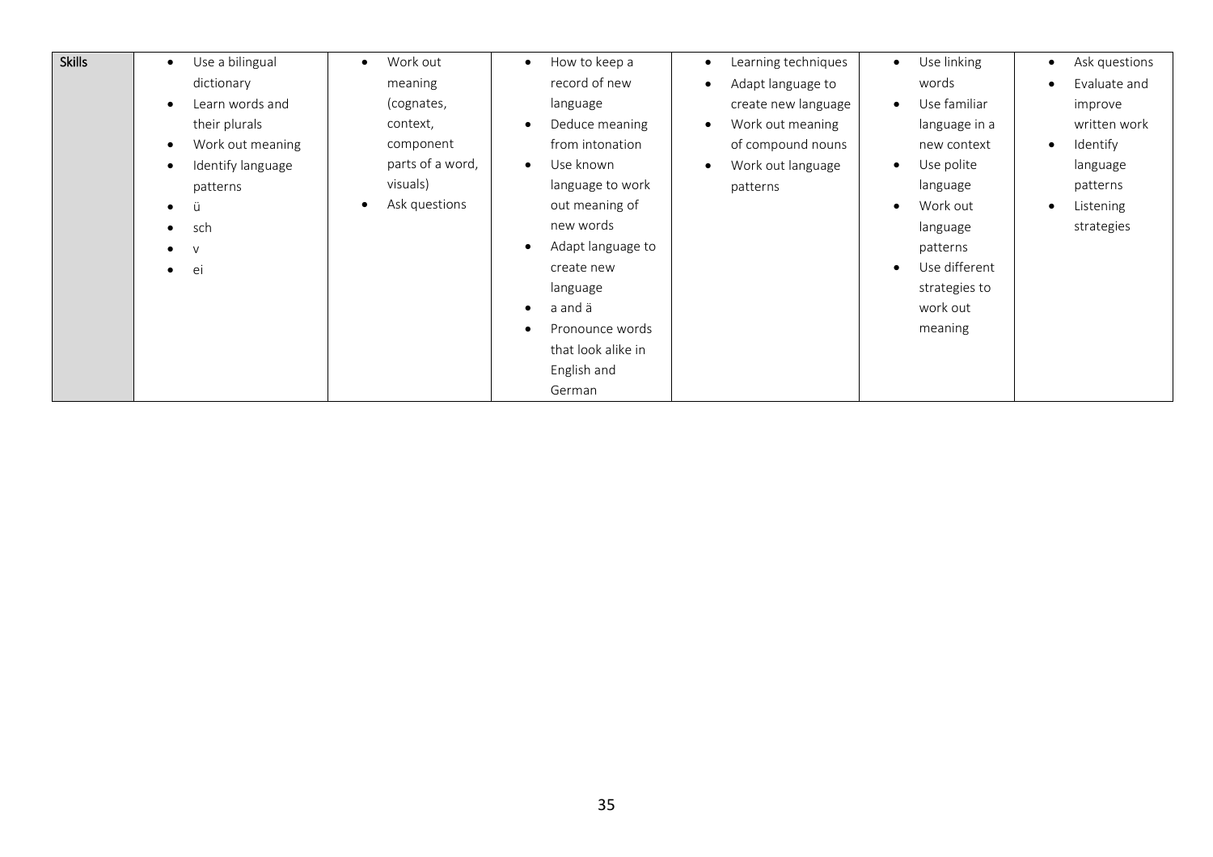| Skills | • Use a bilingual dictionary<br>• Learn words and their plurals<br>• Work out meaning<br>• Identify language patterns<br>• ü<br>• sch<br>• v<br>• ei | • Work out meaning (cognates, context, component parts of a word, visuals)<br>• Ask questions | • How to keep a record of new language<br>• Deduce meaning from intonation<br>• Use known language to work out meaning of new words<br>• Adapt language to create new language<br>• a and ä<br>• Pronounce words that look alike in English and German | • Learning techniques<br>• Adapt language to create new language<br>• Work out meaning of compound nouns<br>• Work out language patterns | • Use linking words<br>• Use familiar language in a new context<br>• Use polite language<br>• Work out language patterns<br>• Use different strategies to work out meaning | • Ask questions<br>• Evaluate and improve written work<br>• Identify language patterns<br>• Listening strategies |
|---|---|---|---|---|---|---|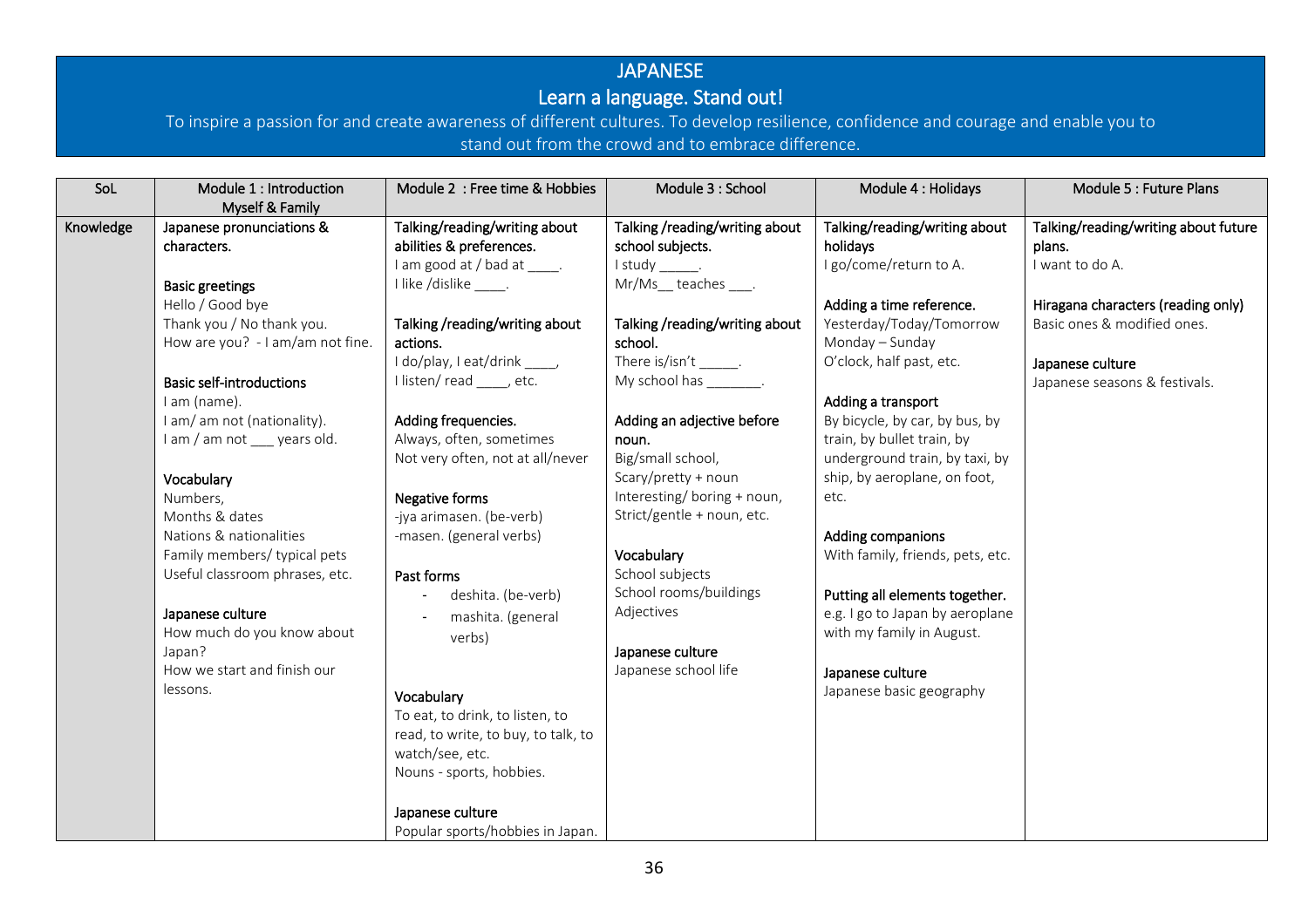# JAPANESE

## Learn a language. Stand out!

To inspire a passion for and create awareness of different cultures. To develop resilience, confidence and courage and enable you to stand out from the crowd and to embrace difference.

| SoL | Module 1 : Introduction Myself & Family | Module 2 : Free time & Hobbies | Module 3 : School | Module 4 : Holidays | Module 5 : Future Plans |
|---|---|---|---|---|---|
| Knowledge | **Japanese pronunciations & characters.**<br><br>**Basic greetings**<br>Hello / Good bye<br>Thank you / No thank you.<br>How are you? - I am/am not fine.<br><br>**Basic self-introductions**<br>I am (name).<br>I am/ am not (nationality).<br>I am / am not ___ years old.<br><br>**Vocabulary**<br>Numbers,<br>Months & dates<br>Nations & nationalities<br>Family members/ typical pets<br>Useful classroom phrases, etc.<br><br>**Japanese culture**<br>How much do you know about Japan?<br>How we start and finish our lessons. | **Talking/reading/writing about abilities & preferences.**<br>I am good at / bad at ____.<br>I like /dislike ____.<br><br>**Talking /reading/writing about actions.**<br>I do/play, I eat/drink ____,<br>I listen/ read ____, etc.<br><br>**Adding frequencies.**<br>Always, often, sometimes<br>Not very often, not at all/never<br><br>**Negative forms**<br>-jya arimasen. (be-verb)<br>-masen. (general verbs)<br><br>**Past forms**<br>- deshita. (be-verb)<br>- mashita. (general verbs)<br><br>**Vocabulary**<br>To eat, to drink, to listen, to read, to write, to buy, to talk, to watch/see, etc.<br>Nouns - sports, hobbies.<br><br>**Japanese culture**<br>Popular sports/hobbies in Japan. | **Talking /reading/writing about school subjects.**<br>I study _____.<br>Mr/Ms__ teaches ___.<br><br>**Talking /reading/writing about school.**<br>There is/isn't _____.<br>My school has _______.<br><br>**Adding an adjective before noun.**<br>Big/small school,<br>Scary/pretty + noun<br>Interesting/ boring + noun,<br>Strict/gentle + noun, etc.<br><br>**Vocabulary**<br>School subjects<br>School rooms/buildings<br>Adjectives<br><br>**Japanese culture**<br>Japanese school life | **Talking/reading/writing about holidays**<br>I go/come/return to A.<br><br>**Adding a time reference.**<br>Yesterday/Today/Tomorrow<br>Monday – Sunday<br>O'clock, half past, etc.<br><br>**Adding a transport**<br>By bicycle, by car, by bus, by train, by bullet train, by underground train, by taxi, by ship, by aeroplane, on foot, etc.<br><br>**Adding companions**<br>With family, friends, pets, etc.<br><br>**Putting all elements together.**<br>e.g. I go to Japan by aeroplane with my family in August.<br><br>**Japanese culture**<br>Japanese basic geography | **Talking/reading/writing about future plans.**<br>I want to do A.<br><br>**Hiragana characters (reading only)**<br>Basic ones & modified ones.<br><br>**Japanese culture**<br>Japanese seasons & festivals. |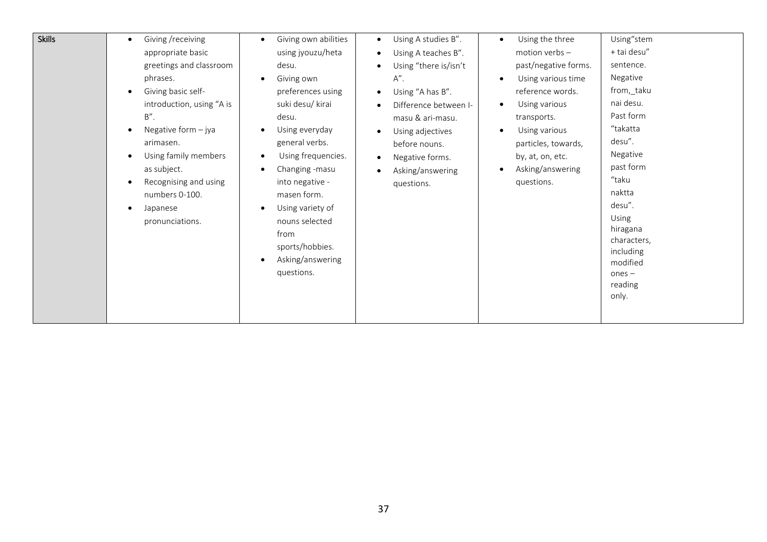| Skills | • Giving /receiving appropriate basic greetings and classroom phrases.<br>• Giving basic self-introduction, using "A is B".<br>• Negative form – jya arimasen.<br>• Using family members as subject.<br>• Recognising and using numbers 0-100.<br>• Japanese pronunciations. | • Giving own abilities using jyouzu/heta desu.<br>• Giving own preferences using suki desu/ kirai desu.<br>• Using everyday general verbs.<br>• Using frequencies.<br>• Changing -masu into negative -masen form.<br>• Using variety of nouns selected from sports/hobbies.<br>• Asking/answering questions. | • Using A studies B".<br>• Using A teaches B".<br>• Using "there is/isn't A".<br>• Using "A has B".<br>• Difference between I-masu & ari-masu.<br>• Using adjectives before nouns.<br>• Negative forms.<br>• Asking/answering questions. | • Using the three motion verbs – past/negative forms.<br>• Using various time reference words.<br>• Using various transports.<br>• Using various particles, towards, by, at, on, etc.<br>• Asking/answering questions. | Using"stem + tai desu" sentence. Negative from,_taku nai desu. Past form "takatta desu". Negative past form "taku naktta desu". Using hiragana characters, including modified ones – reading only. |
|---|---|---|---|---|---|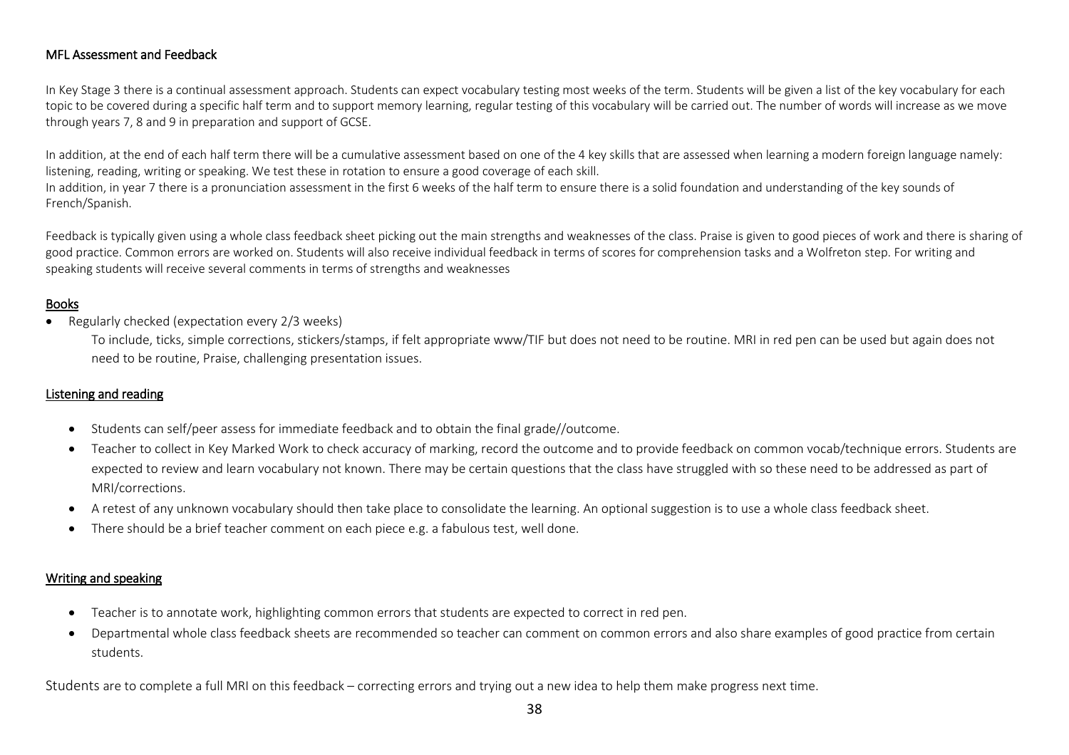## MFL Assessment and Feedback

In Key Stage 3 there is a continual assessment approach. Students can expect vocabulary testing most weeks of the term. Students will be given a list of the key vocabulary for each topic to be covered during a specific half term and to support memory learning, regular testing of this vocabulary will be carried out. The number of words will increase as we move through years 7, 8 and 9 in preparation and support of GCSE.

In addition, at the end of each half term there will be a cumulative assessment based on one of the 4 key skills that are assessed when learning a modern foreign language namely: listening, reading, writing or speaking. We test these in rotation to ensure a good coverage of each skill.
In addition, in year 7 there is a pronunciation assessment in the first 6 weeks of the half term to ensure there is a solid foundation and understanding of the key sounds of French/Spanish.

Feedback is typically given using a whole class feedback sheet picking out the main strengths and weaknesses of the class. Praise is given to good pieces of work and there is sharing of good practice. Common errors are worked on. Students will also receive individual feedback in terms of scores for comprehension tasks and a Wolfreton step. For writing and speaking students will receive several comments in terms of strengths and weaknesses

### Books

- Regularly checked (expectation every 2/3 weeks)
  To include, ticks, simple corrections, stickers/stamps, if felt appropriate www/TIF but does not need to be routine. MRI in red pen can be used but again does not need to be routine, Praise, challenging presentation issues.

### Listening and reading

- Students can self/peer assess for immediate feedback and to obtain the final grade//outcome.
- Teacher to collect in Key Marked Work to check accuracy of marking, record the outcome and to provide feedback on common vocab/technique errors. Students are expected to review and learn vocabulary not known. There may be certain questions that the class have struggled with so these need to be addressed as part of MRI/corrections.
- A retest of any unknown vocabulary should then take place to consolidate the learning. An optional suggestion is to use a whole class feedback sheet.
- There should be a brief teacher comment on each piece e.g. a fabulous test, well done.

### Writing and speaking

- Teacher is to annotate work, highlighting common errors that students are expected to correct in red pen.
- Departmental whole class feedback sheets are recommended so teacher can comment on common errors and also share examples of good practice from certain students.

Students are to complete a full MRI on this feedback – correcting errors and trying out a new idea to help them make progress next time.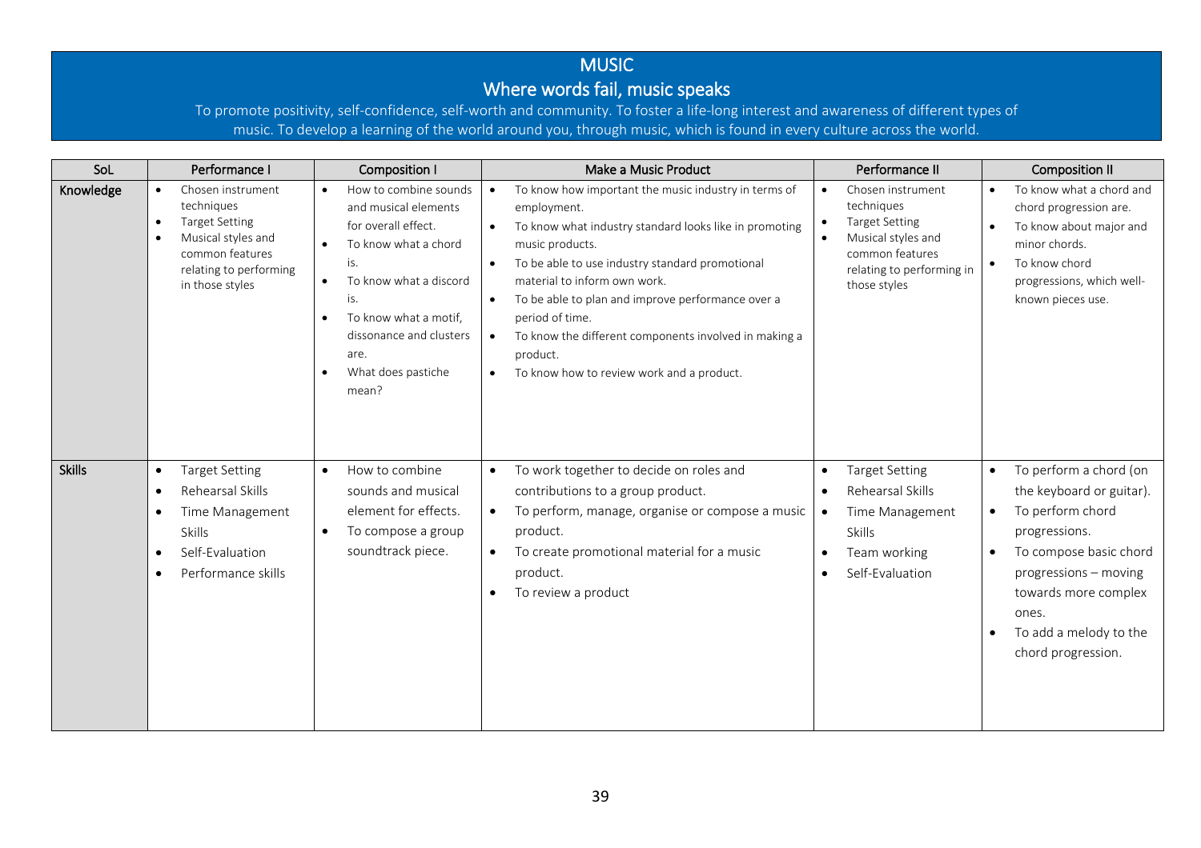# MUSIC

## Where words fail, music speaks

To promote positivity, self-confidence, self-worth and community. To foster a life-long interest and awareness of different types of music. To develop a learning of the world around you, through music, which is found in every culture across the world.

| SoL | Performance I | Composition I | Make a Music Product | Performance II | Composition II |
|---|---|---|---|---|---|
| **Knowledge** | • Chosen instrument techniques<br>• Target Setting<br>• Musical styles and common features relating to performing in those styles | • How to combine sounds and musical elements for overall effect.<br>• To know what a chord is.<br>• To know what a discord is.<br>• To know what a motif, dissonance and clusters are.<br>• What does pastiche mean? | • To know how important the music industry in terms of employment.<br>• To know what industry standard looks like in promoting music products.<br>• To be able to use industry standard promotional material to inform own work.<br>• To be able to plan and improve performance over a period of time.<br>• To know the different components involved in making a product.<br>• To know how to review work and a product. | • Chosen instrument techniques<br>• Target Setting<br>• Musical styles and common features relating to performing in those styles | • To know what a chord and chord progression are.<br>• To know about major and minor chords.<br>• To know chord progressions, which well-known pieces use. |
| **Skills** | • Target Setting<br>• Rehearsal Skills<br>• Time Management Skills<br>• Self-Evaluation<br>• Performance skills | • How to combine sounds and musical element for effects.<br>• To compose a group soundtrack piece. | • To work together to decide on roles and contributions to a group product.<br>• To perform, manage, organise or compose a music product.<br>• To create promotional material for a music product.<br>• To review a product | • Target Setting<br>• Rehearsal Skills<br>• Time Management Skills<br>• Team working<br>• Self-Evaluation | • To perform a chord (on the keyboard or guitar).<br>• To perform chord progressions.<br>• To compose basic chord progressions – moving towards more complex ones.<br>• To add a melody to the chord progression. |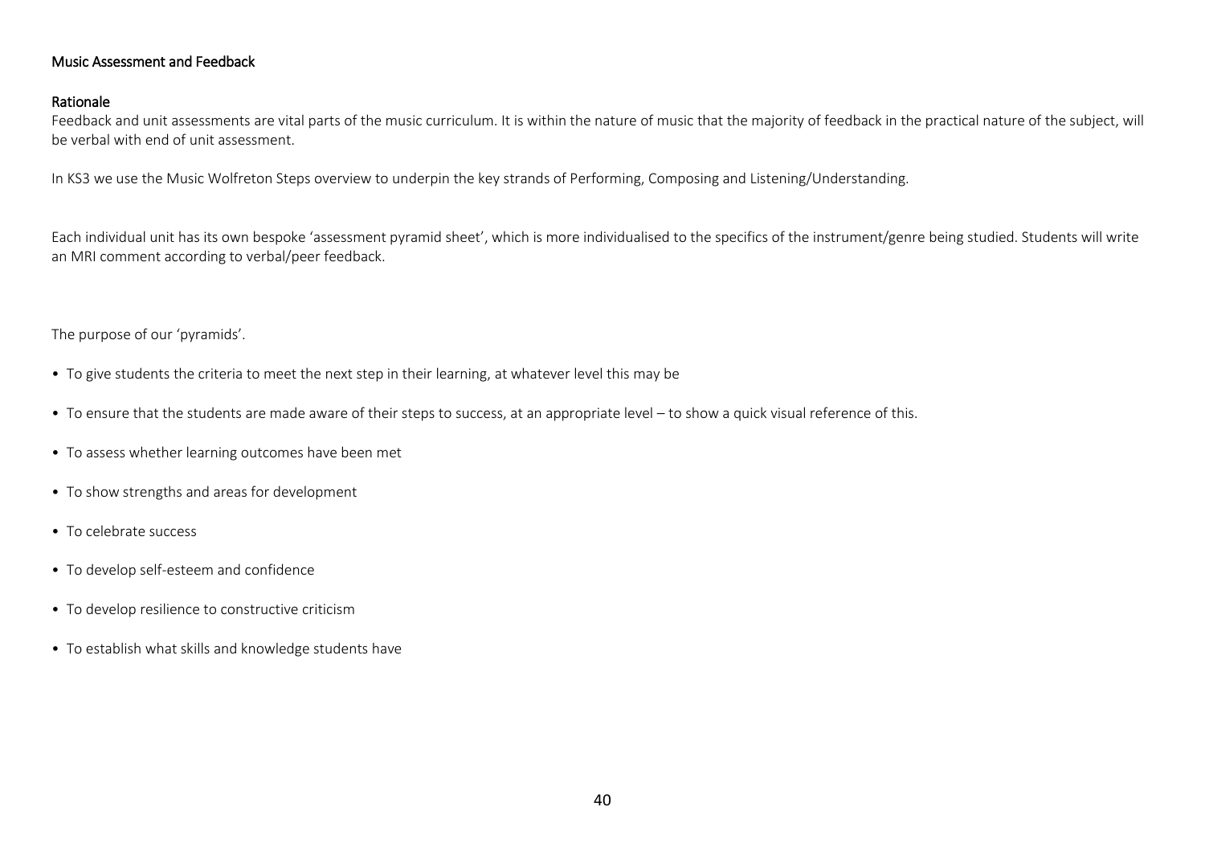## Music Assessment and Feedback

### Rationale

Feedback and unit assessments are vital parts of the music curriculum. It is within the nature of music that the majority of feedback in the practical nature of the subject, will be verbal with end of unit assessment.

In KS3 we use the Music Wolfreton Steps overview to underpin the key strands of Performing, Composing and Listening/Understanding.

Each individual unit has its own bespoke 'assessment pyramid sheet', which is more individualised to the specifics of the instrument/genre being studied. Students will write an MRI comment according to verbal/peer feedback.

The purpose of our 'pyramids'.

- To give students the criteria to meet the next step in their learning, at whatever level this may be
- To ensure that the students are made aware of their steps to success, at an appropriate level – to show a quick visual reference of this.
- To assess whether learning outcomes have been met
- To show strengths and areas for development
- To celebrate success
- To develop self-esteem and confidence
- To develop resilience to constructive criticism
- To establish what skills and knowledge students have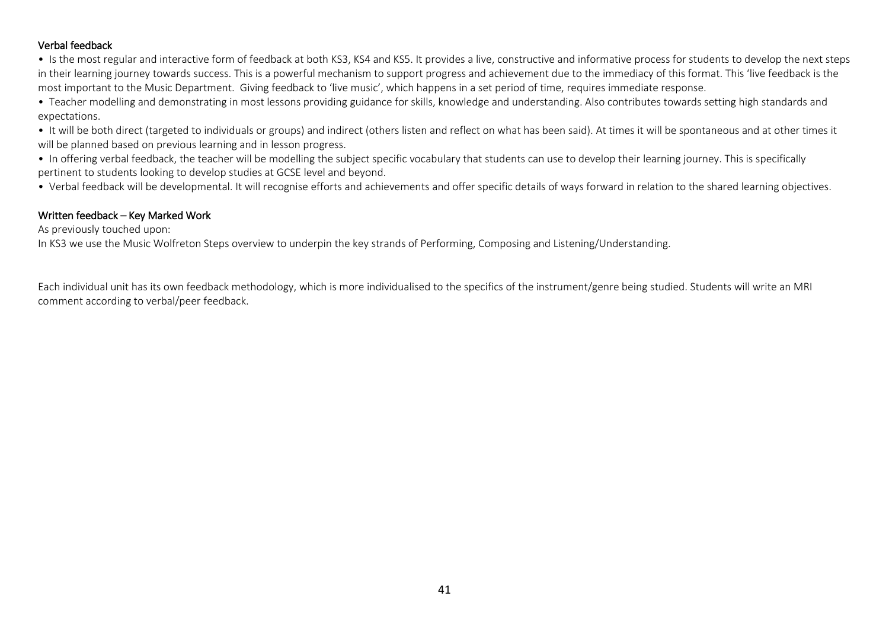## Verbal feedback

- Is the most regular and interactive form of feedback at both KS3, KS4 and KS5. It provides a live, constructive and informative process for students to develop the next steps in their learning journey towards success. This is a powerful mechanism to support progress and achievement due to the immediacy of this format. This 'live feedback is the most important to the Music Department. Giving feedback to 'live music', which happens in a set period of time, requires immediate response.
- Teacher modelling and demonstrating in most lessons providing guidance for skills, knowledge and understanding. Also contributes towards setting high standards and expectations.
- It will be both direct (targeted to individuals or groups) and indirect (others listen and reflect on what has been said). At times it will be spontaneous and at other times it will be planned based on previous learning and in lesson progress.
- In offering verbal feedback, the teacher will be modelling the subject specific vocabulary that students can use to develop their learning journey. This is specifically pertinent to students looking to develop studies at GCSE level and beyond.
- Verbal feedback will be developmental. It will recognise efforts and achievements and offer specific details of ways forward in relation to the shared learning objectives.

## Written feedback – Key Marked Work

As previously touched upon:
In KS3 we use the Music Wolfreton Steps overview to underpin the key strands of Performing, Composing and Listening/Understanding.

Each individual unit has its own feedback methodology, which is more individualised to the specifics of the instrument/genre being studied. Students will write an MRI comment according to verbal/peer feedback.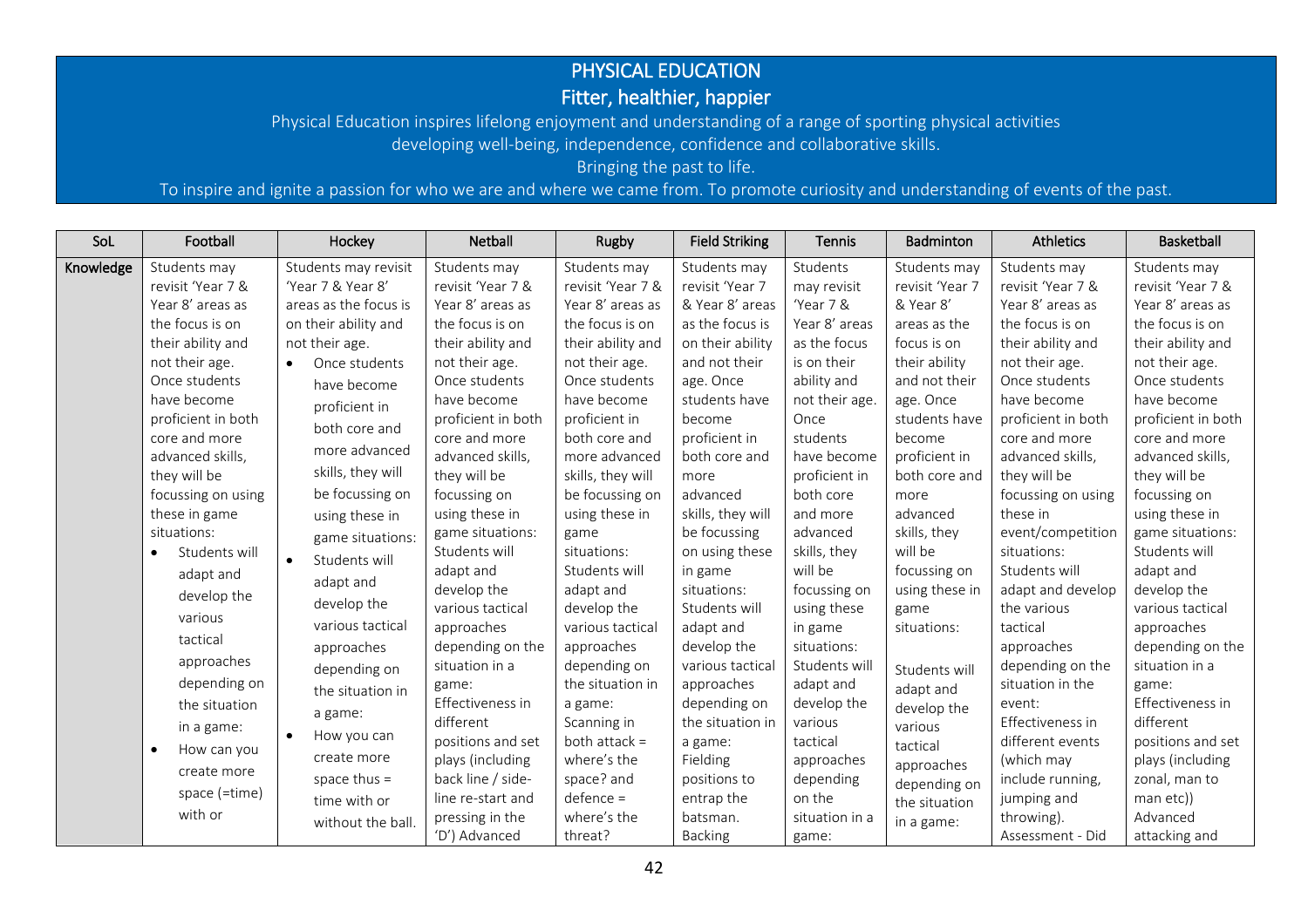# PHYSICAL EDUCATION

## Fitter, healthier, happier

Physical Education inspires lifelong enjoyment and understanding of a range of sporting physical activities developing well-being, independence, confidence and collaborative skills.

Bringing the past to life.

To inspire and ignite a passion for who we are and where we came from. To promote curiosity and understanding of events of the past.

| SoL | Football | Hockey | Netball | Rugby | Field Striking | Tennis | Badminton | Athletics | Basketball |
|---|---|---|---|---|---|---|---|---|---|
| Knowledge | Students may revisit 'Year 7 & Year 8' areas as the focus is on their ability and not their age. Once students have become proficient in both core and more advanced skills, they will be focussing on using these in game situations:<br>• Students will adapt and develop the various tactical approaches depending on the situation in a game:<br>• How can you create more space (=time) with or | Students may revisit 'Year 7 & Year 8' areas as the focus is on their ability and not their age.<br>• Once students have become proficient in both core and more advanced skills, they will be focussing on using these in game situations:<br>• Students will adapt and develop the various tactical approaches depending on the situation in a game:<br>• How you can create more space thus = time with or without the ball. | Students may revisit 'Year 7 & Year 8' areas as the focus is on their ability and not their age. Once students have become proficient in both core and more advanced skills, they will be focussing on using these in game situations: Students will adapt and develop the various tactical approaches depending on the situation in a game: Effectiveness in different positions and set plays (including back line / side-line re-start and pressing in the 'D') Advanced | Students may revisit 'Year 7 & Year 8' areas as the focus is on their ability and not their age. Once students have become proficient in both core and more advanced skills, they will be focussing on using these in game situations: Students will adapt and develop the various tactical approaches depending on the situation in a game: Scanning in both attack = where's the space? and defence = where's the threat? | Students may revisit 'Year 7 & Year 8' areas as the focus is on their ability and not their age. Once students have become proficient in both core and more advanced skills, they will be focussing on using these in game situations: Students will adapt and develop the various tactical approaches depending on the situation in a game: Fielding positions to entrap the batsman. Backing | Students may revisit 'Year 7 & Year 8' areas as the focus is on their ability and not their age. Once students have become proficient in both core and more advanced skills, they will be focussing on using these in game situations: Students will adapt and develop the various tactical approaches depending on the situation in a game: | Students may revisit 'Year 7 & Year 8' areas as the focus is on their ability and not their age. Once students have become proficient in both core and more advanced skills, they will be focussing on using these in game situations:<br><br>Students will adapt and develop the various tactical approaches depending on the situation in a game: | Students may revisit 'Year 7 & Year 8' areas as the focus is on their ability and not their age. Once students have become proficient in both core and more advanced skills, they will be focussing on using these in event/competition situations: Students will adapt and develop the various tactical approaches depending on the situation in the event: Effectiveness in different events (which may include running, jumping and throwing). Assessment - Did | Students may revisit 'Year 7 & Year 8' areas as the focus is on their ability and not their age. Once students have become proficient in both core and more advanced skills, they will be focussing on using these in game situations: Students will adapt and develop the various tactical approaches depending on the situation in a game: Effectiveness in different positions and set plays (including zonal, man to man etc)) Advanced attacking and |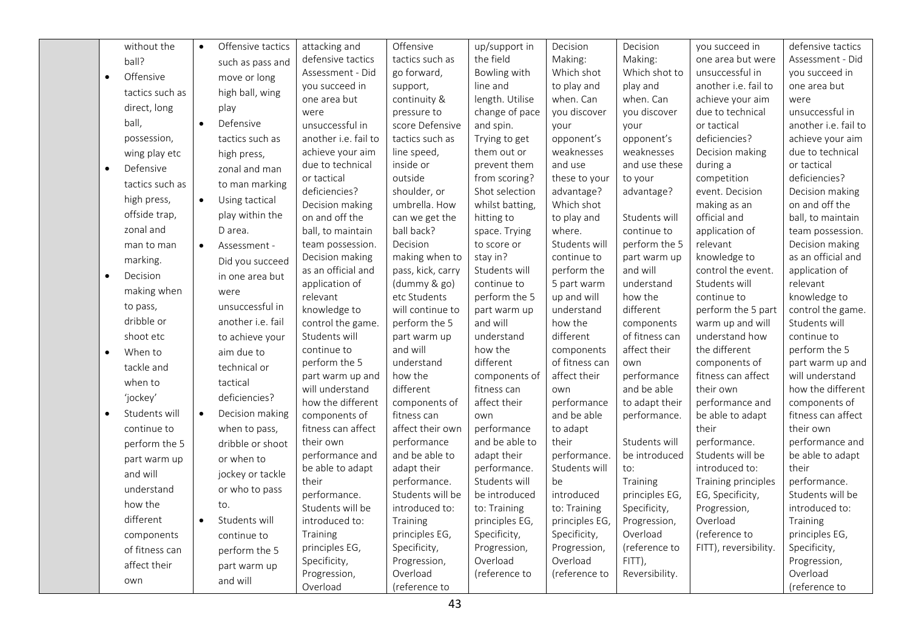| | | | | | | | | | |
|---|---|---|---|---|---|---|---|---|---|
| | without the ball?<br>• Offensive tactics such as direct, long ball, possession, wing play etc<br>• Defensive tactics such as high press, offside trap, zonal and man to man marking.<br>• Decision making when to pass, dribble or shoot etc<br>• When to tackle and when to 'jockey'<br>• Students will continue to perform the 5 part warm up and will understand how the different components of fitness can affect their own | • Offensive tactics such as pass and move or long high ball, wing play<br>• Defensive tactics such as high press, zonal and man to man marking<br>• Using tactical play within the D area.<br>• Assessment - Did you succeed in one area but were unsuccessful in another i.e. fail to achieve your aim due to technical or tactical deficiencies?<br>• Decision making when to pass, dribble or shoot or when to jockey or tackle or who to pass to.<br>• Students will continue to perform the 5 part warm up and will | attacking and defensive tactics Assessment - Did you succeed in one area but were unsuccessful in another i.e. fail to achieve your aim due to technical or tactical deficiencies? Decision making on and off the ball, to maintain team possession. Decision making as an official and application of relevant knowledge to control the game. Students will continue to perform the 5 part warm up and will understand how the different components of fitness can affect their own performance and be able to adapt their performance. Students will be introduced to: Training principles EG, Specificity, Progression, Overload | Offensive tactics such as go forward, support, continuity & pressure to score Defensive tactics such as line speed, inside or outside shoulder, or umbrella. How can we get the ball back? Decision making when to pass, kick, carry (dummy & go) etc Students will continue to perform the 5 part warm up and will understand how the different components of fitness can affect their own performance and be able to adapt their performance. Students will be introduced to: Training principles EG, Specificity, Progression, Overload (reference to | up/support in the field Bowling with line and length. Utilise change of pace and spin. Trying to get them out or prevent them from scoring? Shot selection whilst batting, hitting to space. Trying to score or stay in? Students will continue to perform the 5 part warm up and will understand how the different components of fitness can affect their own performance and be able to adapt their performance. Students will be introduced to: Training principles EG, Specificity, Progression, Overload (reference to | Decision Making: Which shot to play and when. Can you discover your opponent's weaknesses and use these to your advantage? Which shot to play and where. Students will continue to perform the 5 part warm up and will understand how the different components of fitness can affect their own performance and be able to adapt their performance. Students will be introduced to: Training principles EG, Specificity, Progression, Overload (reference to | Decision Making: Which shot to play and when. Can you discover your opponent's weaknesses and use these to your advantage?<br><br>Students will continue to perform the 5 part warm up and will understand how the different components of fitness can affect their own performance and be able to adapt their performance.<br><br>Students will be introduced to: Training principles EG, Specificity, Progression, Overload (reference to FITT), Reversibility. | you succeed in one area but were unsuccessful in another i.e. fail to achieve your aim due to technical or tactical deficiencies? Decision making during a competition event. Decision making as an official and application of relevant knowledge to control the event. Students will continue to perform the 5 part warm up and will understand how the different components of fitness can affect their own performance and be able to adapt their performance. Students will be introduced to: Training principles EG, Specificity, Progression, Overload (reference to FITT), reversibility. | defensive tactics Assessment - Did you succeed in one area but were unsuccessful in another i.e. fail to achieve your aim due to technical or tactical deficiencies? Decision making on and off the ball, to maintain team possession. Decision making as an official and application of relevant knowledge to control the game. Students will continue to perform the 5 part warm up and will understand how the different components of fitness can affect their own performance and be able to adapt their performance. Students will be introduced to: Training principles EG, Specificity, Progression, Overload (reference to |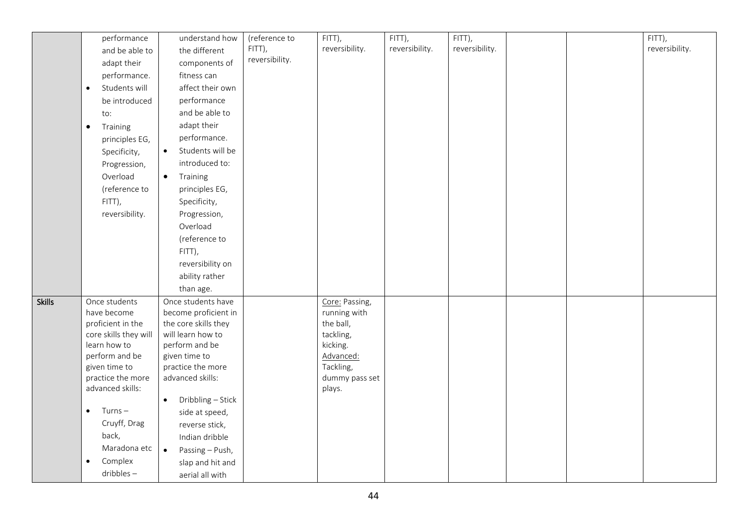|  |  |  |  |  |  |  |  |  |  |
|---|---|---|---|---|---|---|---|---|---|
|  | performance and be able to adapt their performance.<br>• Students will be introduced to:<br>• Training principles EG, Specificity, Progression, Overload (reference to FITT), reversibility. | understand how the different components of fitness can affect their own performance and be able to adapt their performance.<br>• Students will be introduced to:<br>• Training principles EG, Specificity, Progression, Overload (reference to FITT), reversibility on ability rather than age. | (reference to FITT), reversibility. | FITT), reversibility. | FITT), reversibility. | FITT), reversibility. |  |  | FITT), reversibility. |
| **Skills** | Once students have become proficient in the core skills they will learn how to perform and be given time to practice the more advanced skills:<br>• Turns – Cruyff, Drag back, Maradona etc<br>• Complex dribbles – | Once students have become proficient in the core skills they will learn how to perform and be given time to practice the more advanced skills:<br>• Dribbling – Stick side at speed, reverse stick, Indian dribble<br>• Passing – Push, slap and hit and aerial all with |  | Core: Passing, running with the ball, tackling, kicking.<br>Advanced: Tackling, dummy pass set plays. |  |  |  |  |  |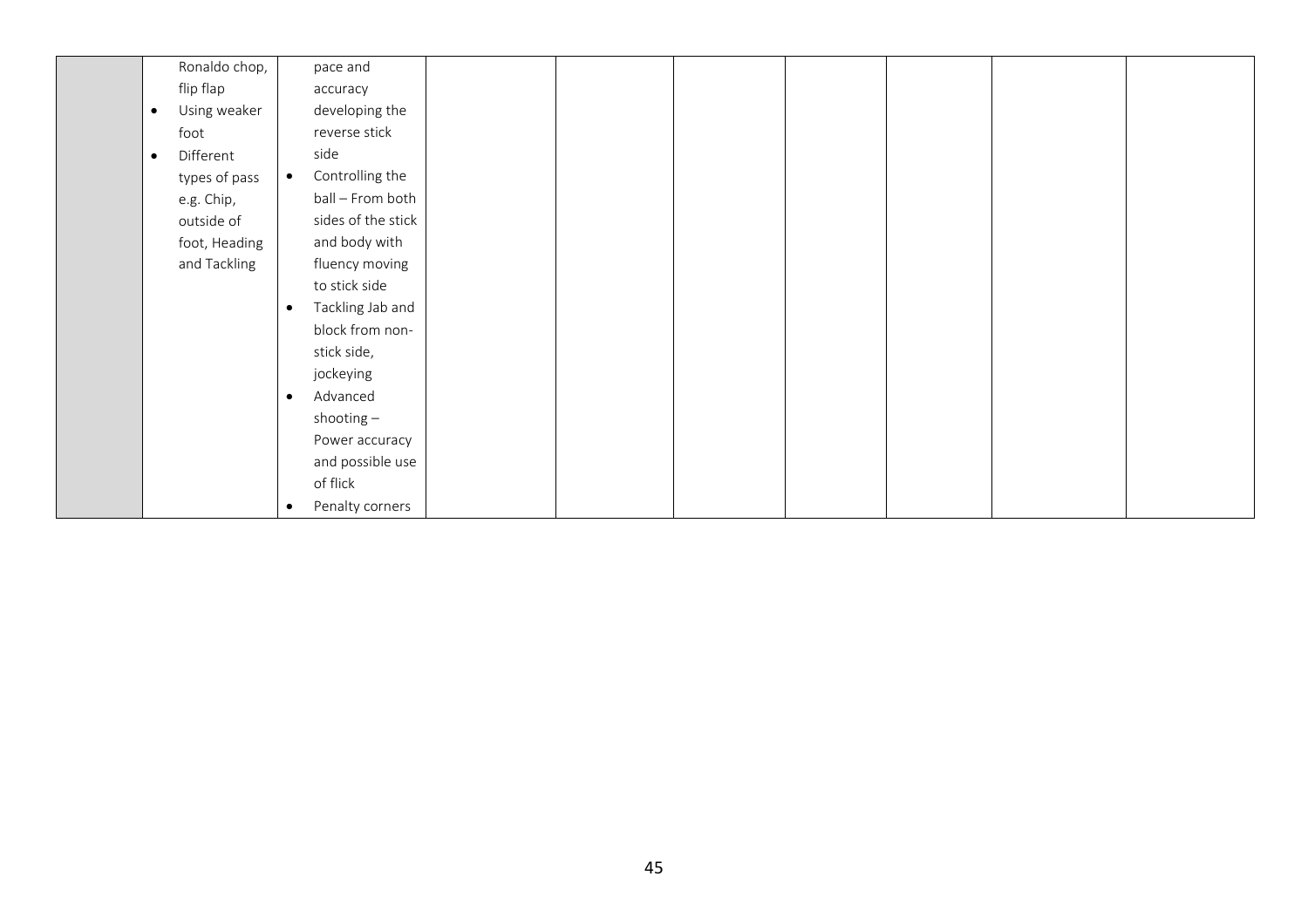|  |  |  |  |  |  |  |  |  |  |
|---|---|---|---|---|---|---|---|---|---|
|  | Ronaldo chop, flip flap<br>• Using weaker foot<br>• Different types of pass e.g. Chip, outside of foot, Heading and Tackling | pace and accuracy developing the reverse stick side<br>• Controlling the ball – From both sides of the stick and body with fluency moving to stick side<br>• Tackling Jab and block from non-stick side, jockeying<br>• Advanced shooting – Power accuracy and possible use of flick<br>• Penalty corners |  |  |  |  |  |  |  |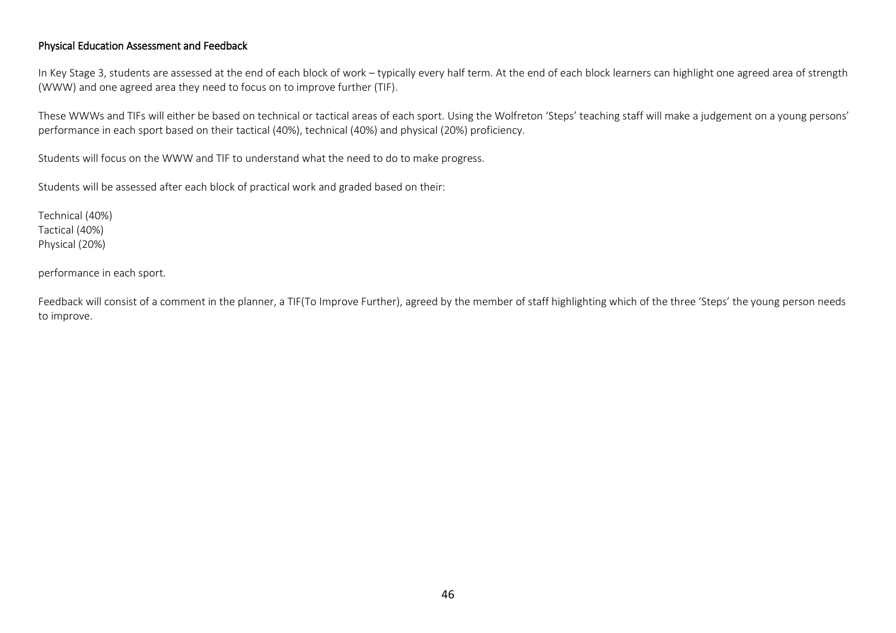## Physical Education Assessment and Feedback

In Key Stage 3, students are assessed at the end of each block of work – typically every half term. At the end of each block learners can highlight one agreed area of strength (WWW) and one agreed area they need to focus on to improve further (TIF).

These WWWs and TIFs will either be based on technical or tactical areas of each sport. Using the Wolfreton 'Steps' teaching staff will make a judgement on a young persons' performance in each sport based on their tactical (40%), technical (40%) and physical (20%) proficiency.

Students will focus on the WWW and TIF to understand what the need to do to make progress.

Students will be assessed after each block of practical work and graded based on their:

Technical (40%)
Tactical (40%)
Physical (20%)

performance in each sport.

Feedback will consist of a comment in the planner, a TIF(To Improve Further), agreed by the member of staff highlighting which of the three 'Steps' the young person needs to improve.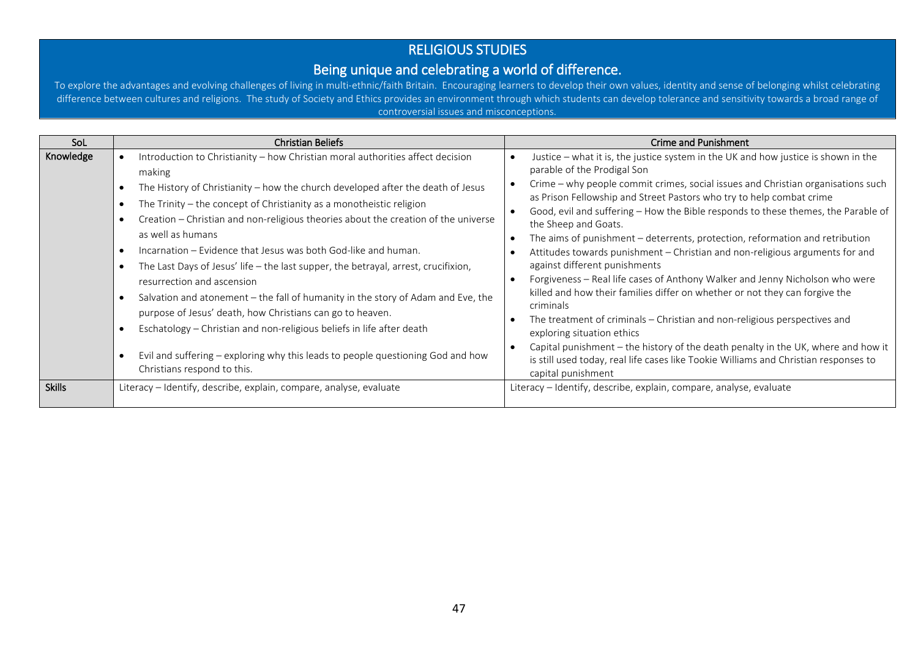# RELIGIOUS STUDIES

## Being unique and celebrating a world of difference.

To explore the advantages and evolving challenges of living in multi-ethnic/faith Britain. Encouraging learners to develop their own values, identity and sense of belonging whilst celebrating difference between cultures and religions. The study of Society and Ethics provides an environment through which students can develop tolerance and sensitivity towards a broad range of controversial issues and misconceptions.

| SoL | Christian Beliefs | Crime and Punishment |
|---|---|---|
| **Knowledge** | • Introduction to Christianity – how Christian moral authorities affect decision making<br>• The History of Christianity – how the church developed after the death of Jesus<br>• The Trinity – the concept of Christianity as a monotheistic religion<br>• Creation – Christian and non-religious theories about the creation of the universe as well as humans<br>• Incarnation – Evidence that Jesus was both God-like and human.<br>• The Last Days of Jesus' life – the last supper, the betrayal, arrest, crucifixion, resurrection and ascension<br>• Salvation and atonement – the fall of humanity in the story of Adam and Eve, the purpose of Jesus' death, how Christians can go to heaven.<br>• Eschatology – Christian and non-religious beliefs in life after death<br>• Evil and suffering – exploring why this leads to people questioning God and how Christians respond to this. | • Justice – what it is, the justice system in the UK and how justice is shown in the parable of the Prodigal Son<br>• Crime – why people commit crimes, social issues and Christian organisations such as Prison Fellowship and Street Pastors who try to help combat crime<br>• Good, evil and suffering – How the Bible responds to these themes, the Parable of the Sheep and Goats.<br>• The aims of punishment – deterrents, protection, reformation and retribution<br>• Attitudes towards punishment – Christian and non-religious arguments for and against different punishments<br>• Forgiveness – Real life cases of Anthony Walker and Jenny Nicholson who were killed and how their families differ on whether or not they can forgive the criminals<br>• The treatment of criminals – Christian and non-religious perspectives and exploring situation ethics<br>• Capital punishment – the history of the death penalty in the UK, where and how it is still used today, real life cases like Tookie Williams and Christian responses to capital punishment |
| **Skills** | Literacy – Identify, describe, explain, compare, analyse, evaluate | Literacy – Identify, describe, explain, compare, analyse, evaluate |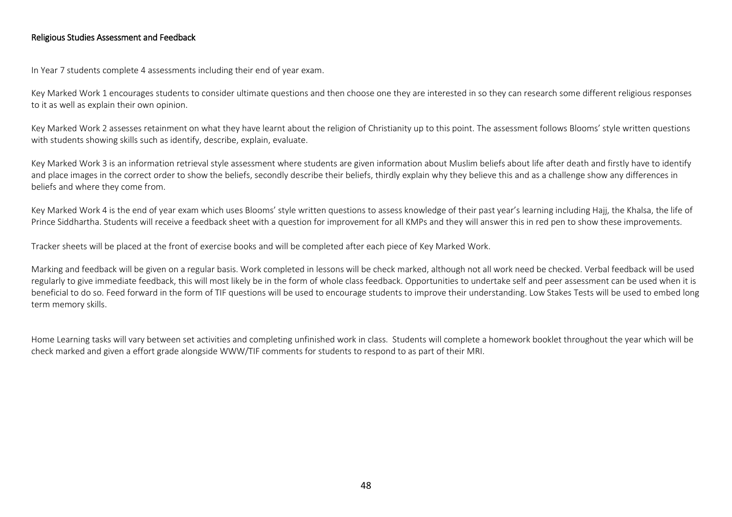## Religious Studies Assessment and Feedback

In Year 7 students complete 4 assessments including their end of year exam.

Key Marked Work 1 encourages students to consider ultimate questions and then choose one they are interested in so they can research some different religious responses to it as well as explain their own opinion.

Key Marked Work 2 assesses retainment on what they have learnt about the religion of Christianity up to this point. The assessment follows Blooms' style written questions with students showing skills such as identify, describe, explain, evaluate.

Key Marked Work 3 is an information retrieval style assessment where students are given information about Muslim beliefs about life after death and firstly have to identify and place images in the correct order to show the beliefs, secondly describe their beliefs, thirdly explain why they believe this and as a challenge show any differences in beliefs and where they come from.

Key Marked Work 4 is the end of year exam which uses Blooms' style written questions to assess knowledge of their past year's learning including Hajj, the Khalsa, the life of Prince Siddhartha. Students will receive a feedback sheet with a question for improvement for all KMPs and they will answer this in red pen to show these improvements.

Tracker sheets will be placed at the front of exercise books and will be completed after each piece of Key Marked Work.

Marking and feedback will be given on a regular basis. Work completed in lessons will be check marked, although not all work need be checked. Verbal feedback will be used regularly to give immediate feedback, this will most likely be in the form of whole class feedback. Opportunities to undertake self and peer assessment can be used when it is beneficial to do so. Feed forward in the form of TIF questions will be used to encourage students to improve their understanding. Low Stakes Tests will be used to embed long term memory skills.

Home Learning tasks will vary between set activities and completing unfinished work in class. Students will complete a homework booklet throughout the year which will be check marked and given a effort grade alongside WWW/TIF comments for students to respond to as part of their MRI.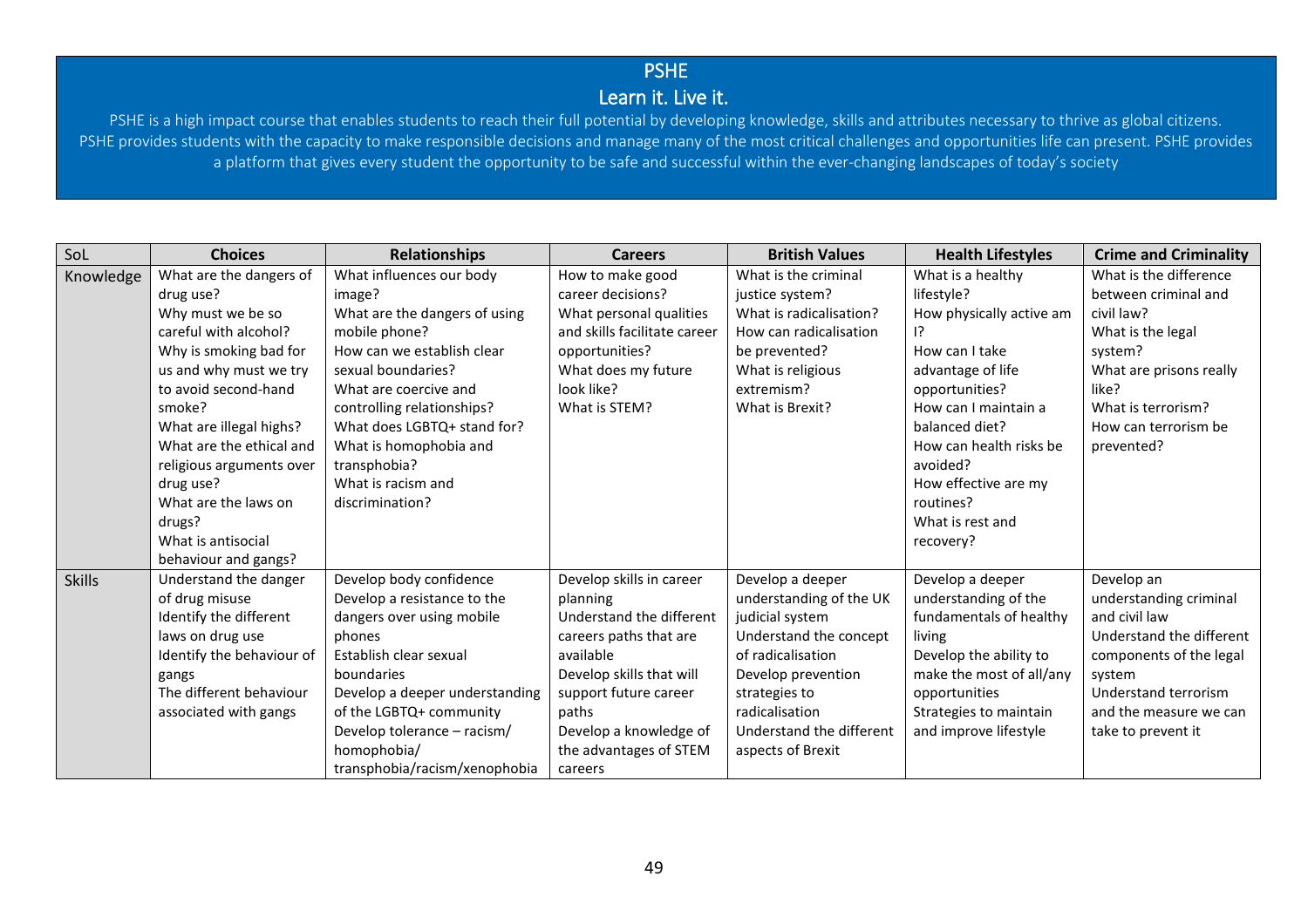# PSHE

## Learn it. Live it.

PSHE is a high impact course that enables students to reach their full potential by developing knowledge, skills and attributes necessary to thrive as global citizens. PSHE provides students with the capacity to make responsible decisions and manage many of the most critical challenges and opportunities life can present. PSHE provides a platform that gives every student the opportunity to be safe and successful within the ever-changing landscapes of today's society

| SoL | Choices | Relationships | Careers | British Values | Health Lifestyles | Crime and Criminality |
|---|---|---|---|---|---|---|
| Knowledge | What are the dangers of drug use?<br>Why must we be so careful with alcohol?<br>Why is smoking bad for us and why must we try to avoid second-hand smoke?<br>What are illegal highs?<br>What are the ethical and religious arguments over drug use?<br>What are the laws on drugs?<br>What is antisocial behaviour and gangs? | What influences our body image?<br>What are the dangers of using mobile phone?<br>How can we establish clear sexual boundaries?<br>What are coercive and controlling relationships?<br>What does LGBTQ+ stand for?<br>What is homophobia and transphobia?<br>What is racism and discrimination? | How to make good career decisions?<br>What personal qualities and skills facilitate career opportunities?<br>What does my future look like?<br>What is STEM? | What is the criminal justice system?<br>What is radicalisation?<br>How can radicalisation be prevented?<br>What is religious extremism?<br>What is Brexit? | What is a healthy lifestyle?<br>How physically active am I?<br>How can I take advantage of life opportunities?<br>How can I maintain a balanced diet?<br>How can health risks be avoided?<br>How effective are my routines?<br>What is rest and recovery? | What is the difference between criminal and civil law?<br>What is the legal system?<br>What are prisons really like?<br>What is terrorism?<br>How can terrorism be prevented? |
| Skills | Understand the danger of drug misuse<br>Identify the different laws on drug use<br>Identify the behaviour of gangs<br>The different behaviour associated with gangs | Develop body confidence<br>Develop a resistance to the dangers over using mobile phones<br>Establish clear sexual boundaries<br>Develop a deeper understanding of the LGBTQ+ community<br>Develop tolerance – racism/ homophobia/ transphobia/racism/xenophobia | Develop skills in career planning<br>Understand the different careers paths that are available<br>Develop skills that will support future career paths<br>Develop a knowledge of the advantages of STEM careers | Develop a deeper understanding of the UK judicial system<br>Understand the concept of radicalisation<br>Develop prevention strategies to radicalisation<br>Understand the different aspects of Brexit | Develop a deeper understanding of the fundamentals of healthy living<br>Develop the ability to make the most of all/any opportunities<br>Strategies to maintain and improve lifestyle | Develop an understanding criminal and civil law<br>Understand the different components of the legal system<br>Understand terrorism and the measure we can take to prevent it |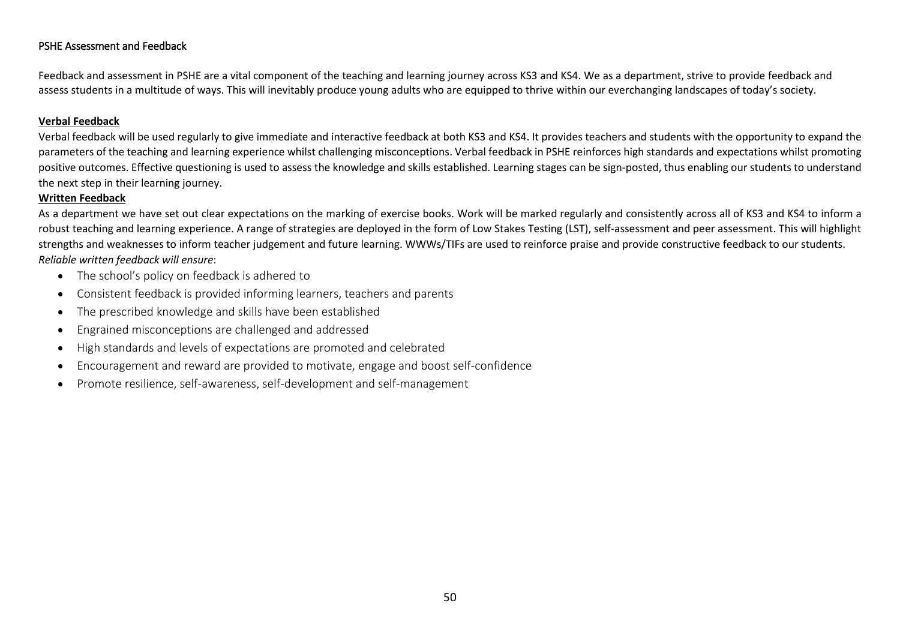## PSHE Assessment and Feedback

Feedback and assessment in PSHE are a vital component of the teaching and learning journey across KS3 and KS4. We as a department, strive to provide feedback and assess students in a multitude of ways. This will inevitably produce young adults who are equipped to thrive within our everchanging landscapes of today's society.

### Verbal Feedback

Verbal feedback will be used regularly to give immediate and interactive feedback at both KS3 and KS4. It provides teachers and students with the opportunity to expand the parameters of the teaching and learning experience whilst challenging misconceptions. Verbal feedback in PSHE reinforces high standards and expectations whilst promoting positive outcomes. Effective questioning is used to assess the knowledge and skills established. Learning stages can be sign-posted, thus enabling our students to understand the next step in their learning journey.

### Written Feedback

As a department we have set out clear expectations on the marking of exercise books. Work will be marked regularly and consistently across all of KS3 and KS4 to inform a robust teaching and learning experience. A range of strategies are deployed in the form of Low Stakes Testing (LST), self-assessment and peer assessment. This will highlight strengths and weaknesses to inform teacher judgement and future learning. WWWs/TIFs are used to reinforce praise and provide constructive feedback to our students.

*Reliable written feedback will ensure*:

- The school's policy on feedback is adhered to
- Consistent feedback is provided informing learners, teachers and parents
- The prescribed knowledge and skills have been established
- Engrained misconceptions are challenged and addressed
- High standards and levels of expectations are promoted and celebrated
- Encouragement and reward are provided to motivate, engage and boost self-confidence
- Promote resilience, self-awareness, self-development and self-management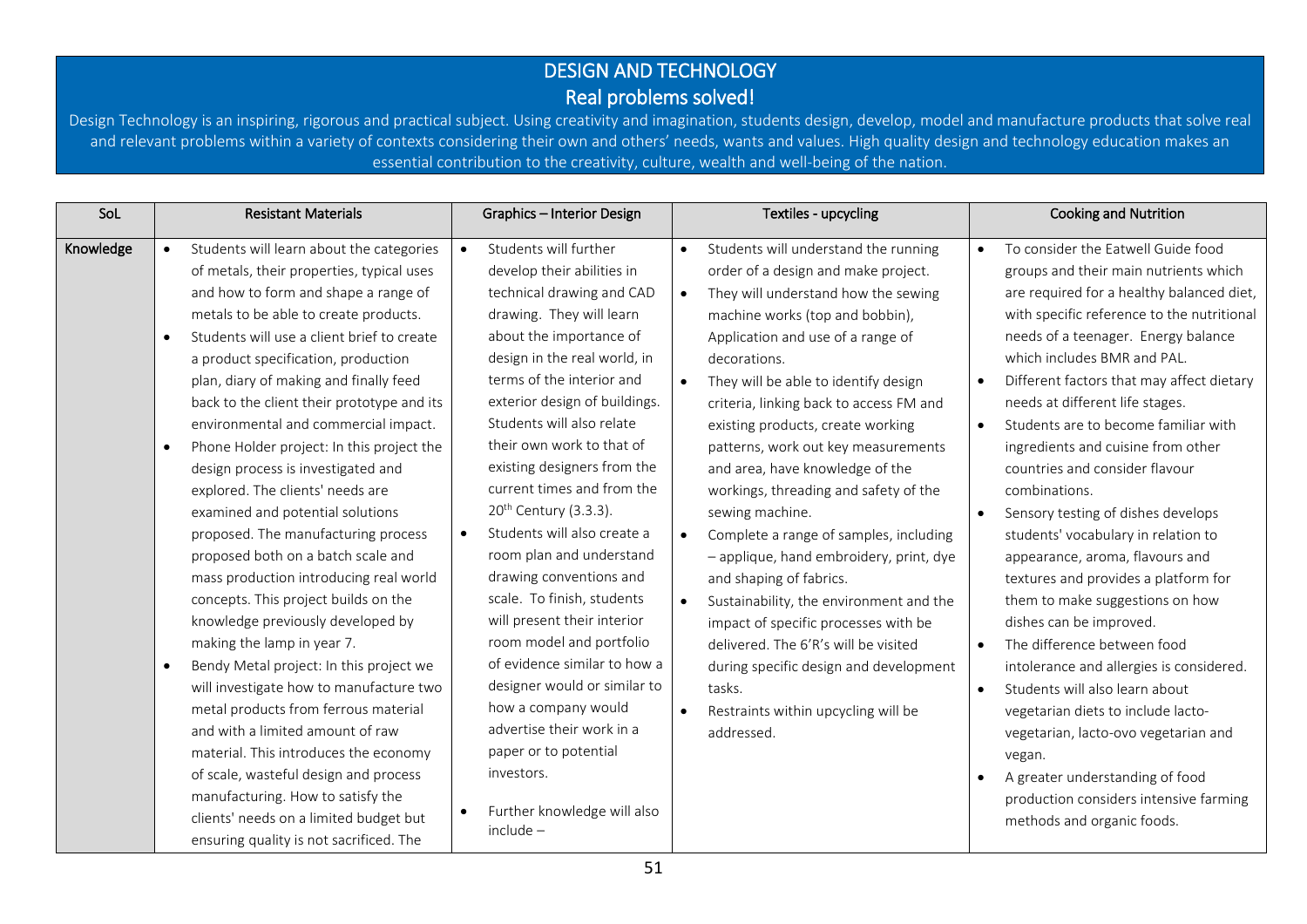# DESIGN AND TECHNOLOGY

## Real problems solved!

Design Technology is an inspiring, rigorous and practical subject. Using creativity and imagination, students design, develop, model and manufacture products that solve real and relevant problems within a variety of contexts considering their own and others' needs, wants and values. High quality design and technology education makes an essential contribution to the creativity, culture, wealth and well-being of the nation.

| SoL | Resistant Materials | Graphics – Interior Design | Textiles - upcycling | Cooking and Nutrition |
|---|---|---|---|---|
| **Knowledge** | • Students will learn about the categories of metals, their properties, typical uses and how to form and shape a range of metals to be able to create products.<br>• Students will use a client brief to create a product specification, production plan, diary of making and finally feed back to the client their prototype and its environmental and commercial impact.<br>• Phone Holder project: In this project the design process is investigated and explored. The clients' needs are examined and potential solutions proposed. The manufacturing process proposed both on a batch scale and mass production introducing real world concepts. This project builds on the knowledge previously developed by making the lamp in year 7.<br>• Bendy Metal project: In this project we will investigate how to manufacture two metal products from ferrous material and with a limited amount of raw material. This introduces the economy of scale, wasteful design and process manufacturing. How to satisfy the clients' needs on a limited budget but ensuring quality is not sacrificed. The | • Students will further develop their abilities in technical drawing and CAD drawing. They will learn about the importance of design in the real world, in terms of the interior and exterior design of buildings. Students will also relate their own work to that of existing designers from the current times and from the 20th Century (3.3.3).<br>• Students will also create a room plan and understand drawing conventions and scale. To finish, students will present their interior room model and portfolio of evidence similar to how a designer would or similar to how a company would advertise their work in a paper or to potential investors.<br>• Further knowledge will also include – | • Students will understand the running order of a design and make project.<br>• They will understand how the sewing machine works (top and bobbin), Application and use of a range of decorations.<br>• They will be able to identify design criteria, linking back to access FM and existing products, create working patterns, work out key measurements and area, have knowledge of the workings, threading and safety of the sewing machine.<br>• Complete a range of samples, including – applique, hand embroidery, print, dye and shaping of fabrics.<br>• Sustainability, the environment and the impact of specific processes with be delivered. The 6'R's will be visited during specific design and development tasks.<br>• Restraints within upcycling will be addressed. | • To consider the Eatwell Guide food groups and their main nutrients which are required for a healthy balanced diet, with specific reference to the nutritional needs of a teenager. Energy balance which includes BMR and PAL.<br>• Different factors that may affect dietary needs at different life stages.<br>• Students are to become familiar with ingredients and cuisine from other countries and consider flavour combinations.<br>• Sensory testing of dishes develops students' vocabulary in relation to appearance, aroma, flavours and textures and provides a platform for them to make suggestions on how dishes can be improved.<br>• The difference between food intolerance and allergies is considered.<br>• Students will also learn about vegetarian diets to include lacto-vegetarian, lacto-ovo vegetarian and vegan.<br>• A greater understanding of food production considers intensive farming methods and organic foods. |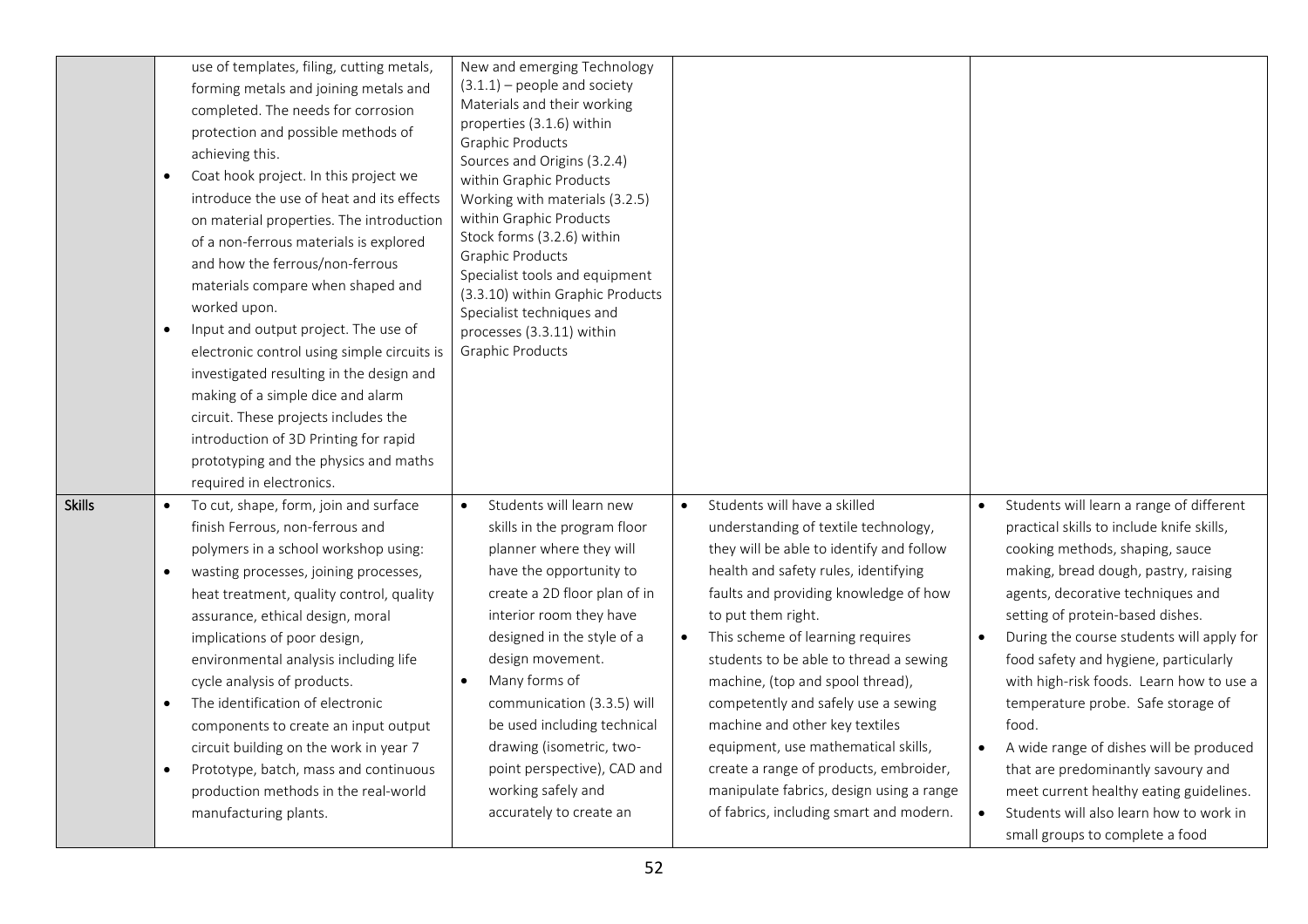| | | | | |
|---|---|---|---|---|
| | use of templates, filing, cutting metals, forming metals and joining metals and completed. The needs for corrosion protection and possible methods of achieving this.<br>• Coat hook project. In this project we introduce the use of heat and its effects on material properties. The introduction of a non-ferrous materials is explored and how the ferrous/non-ferrous materials compare when shaped and worked upon.<br>• Input and output project. The use of electronic control using simple circuits is investigated resulting in the design and making of a simple dice and alarm circuit. These projects includes the introduction of 3D Printing for rapid prototyping and the physics and maths required in electronics. | New and emerging Technology (3.1.1) – people and society<br>Materials and their working properties (3.1.6) within Graphic Products<br>Sources and Origins (3.2.4) within Graphic Products<br>Working with materials (3.2.5) within Graphic Products<br>Stock forms (3.2.6) within Graphic Products<br>Specialist tools and equipment (3.3.10) within Graphic Products<br>Specialist techniques and processes (3.3.11) within Graphic Products | | |
| **Skills** | • To cut, shape, form, join and surface finish Ferrous, non-ferrous and polymers in a school workshop using:<br>• wasting processes, joining processes, heat treatment, quality control, quality assurance, ethical design, moral implications of poor design, environmental analysis including life cycle analysis of products.<br>• The identification of electronic components to create an input output circuit building on the work in year 7<br>• Prototype, batch, mass and continuous production methods in the real-world manufacturing plants. | • Students will learn new skills in the program floor planner where they will have the opportunity to create a 2D floor plan of in interior room they have designed in the style of a design movement.<br>• Many forms of communication (3.3.5) will be used including technical drawing (isometric, two-point perspective), CAD and working safely and accurately to create an | • Students will have a skilled understanding of textile technology, they will be able to identify and follow health and safety rules, identifying faults and providing knowledge of how to put them right.<br>• This scheme of learning requires students to be able to thread a sewing machine, (top and spool thread), competently and safely use a sewing machine and other key textiles equipment, use mathematical skills, create a range of products, embroider, manipulate fabrics, design using a range of fabrics, including smart and modern. | • Students will learn a range of different practical skills to include knife skills, cooking methods, shaping, sauce making, bread dough, pastry, raising agents, decorative techniques and setting of protein-based dishes.<br>• During the course students will apply for food safety and hygiene, particularly with high-risk foods. Learn how to use a temperature probe. Safe storage of food.<br>• A wide range of dishes will be produced that are predominantly savoury and meet current healthy eating guidelines.<br>• Students will also learn how to work in small groups to complete a food |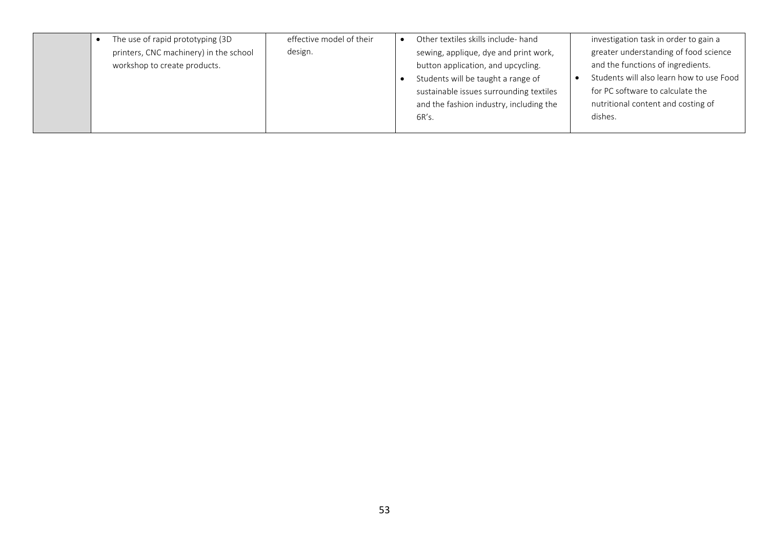| | | | | |
|---|---|---|---|---|
| | • The use of rapid prototyping (3D printers, CNC machinery) in the school workshop to create products. | effective model of their design. | • Other textiles skills include- hand sewing, applique, dye and print work, button application, and upcycling.<br>• Students will be taught a range of sustainable issues surrounding textiles and the fashion industry, including the 6R's. | investigation task in order to gain a greater understanding of food science and the functions of ingredients.<br>• Students will also learn how to use Food for PC software to calculate the nutritional content and costing of dishes. |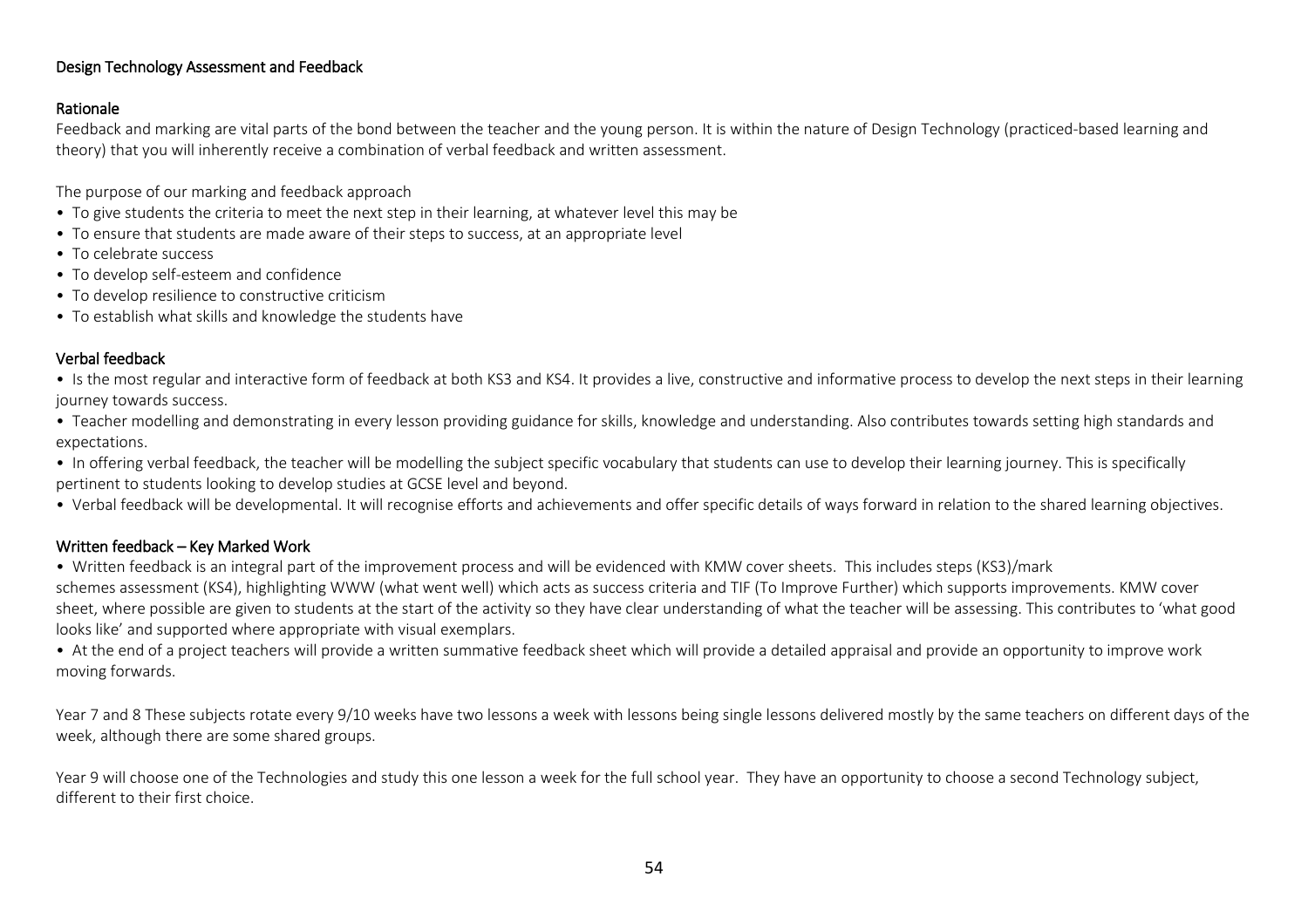## Design Technology Assessment and Feedback

### Rationale

Feedback and marking are vital parts of the bond between the teacher and the young person. It is within the nature of Design Technology (practiced-based learning and theory) that you will inherently receive a combination of verbal feedback and written assessment.

The purpose of our marking and feedback approach

- To give students the criteria to meet the next step in their learning, at whatever level this may be
- To ensure that students are made aware of their steps to success, at an appropriate level
- To celebrate success
- To develop self-esteem and confidence
- To develop resilience to constructive criticism
- To establish what skills and knowledge the students have

### Verbal feedback

- Is the most regular and interactive form of feedback at both KS3 and KS4. It provides a live, constructive and informative process to develop the next steps in their learning journey towards success.
- Teacher modelling and demonstrating in every lesson providing guidance for skills, knowledge and understanding. Also contributes towards setting high standards and expectations.
- In offering verbal feedback, the teacher will be modelling the subject specific vocabulary that students can use to develop their learning journey. This is specifically pertinent to students looking to develop studies at GCSE level and beyond.
- Verbal feedback will be developmental. It will recognise efforts and achievements and offer specific details of ways forward in relation to the shared learning objectives.

### Written feedback – Key Marked Work

- Written feedback is an integral part of the improvement process and will be evidenced with KMW cover sheets. This includes steps (KS3)/mark schemes assessment (KS4), highlighting WWW (what went well) which acts as success criteria and TIF (To Improve Further) which supports improvements. KMW cover sheet, where possible are given to students at the start of the activity so they have clear understanding of what the teacher will be assessing. This contributes to 'what good looks like' and supported where appropriate with visual exemplars.
- At the end of a project teachers will provide a written summative feedback sheet which will provide a detailed appraisal and provide an opportunity to improve work moving forwards.

Year 7 and 8 These subjects rotate every 9/10 weeks have two lessons a week with lessons being single lessons delivered mostly by the same teachers on different days of the week, although there are some shared groups.

Year 9 will choose one of the Technologies and study this one lesson a week for the full school year. They have an opportunity to choose a second Technology subject, different to their first choice.